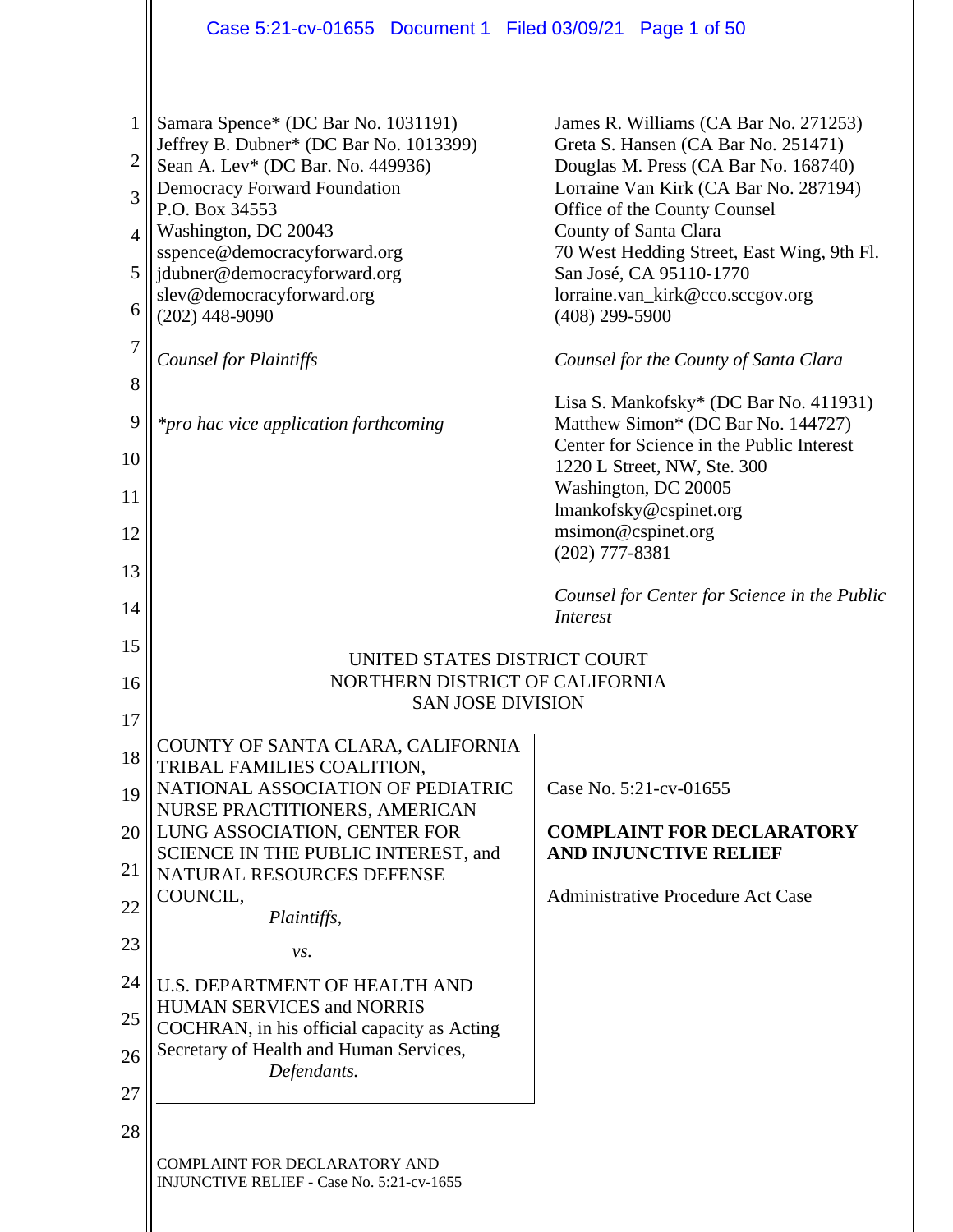Samara Spence* (DC Bar No. 1031191)
Jeffrey B. Dubner* (DC Bar No. 1013399)
Sean A. Lev* (DC Bar. No. 449936)
Democracy Forward Foundation
P.O. Box 34553
Washington, DC 20043
sspence@democracyforward.org
jdubner@democracyforward.org
slev@democracyforward.org
(202) 448-9090

*Counsel for Plaintiffs*

**pro hac vice application forthcoming*

James R. Williams (CA Bar No. 271253)
Greta S. Hansen (CA Bar No. 251471)
Douglas M. Press (CA Bar No. 168740)
Lorraine Van Kirk (CA Bar No. 287194)
Office of the County Counsel
County of Santa Clara
70 West Hedding Street, East Wing, 9th Fl.
San José, CA 95110-1770
lorraine.van_kirk@cco.sccgov.org
(408) 299-5900

*Counsel for the County of Santa Clara*

Lisa S. Mankofsky* (DC Bar No. 411931)
Matthew Simon* (DC Bar No. 144727)
Center for Science in the Public Interest
1220 L Street, NW, Ste. 300
Washington, DC 20005
lmankofsky@cspinet.org
msimon@cspinet.org
(202) 777-8381

*Counsel for Center for Science in the Public Interest*

UNITED STATES DISTRICT COURT
NORTHERN DISTRICT OF CALIFORNIA
SAN JOSE DIVISION

COUNTY OF SANTA CLARA, CALIFORNIA TRIBAL FAMILIES COALITION, NATIONAL ASSOCIATION OF PEDIATRIC NURSE PRACTITIONERS, AMERICAN LUNG ASSOCIATION, CENTER FOR SCIENCE IN THE PUBLIC INTEREST, and NATURAL RESOURCES DEFENSE COUNCIL,

*Plaintiffs,*

*vs.*

U.S. DEPARTMENT OF HEALTH AND HUMAN SERVICES and NORRIS COCHRAN, in his official capacity as Acting Secretary of Health and Human Services,

*Defendants.*

Case No. 5:21-cv-01655

**COMPLAINT FOR DECLARATORY AND INJUNCTIVE RELIEF**

Administrative Procedure Act Case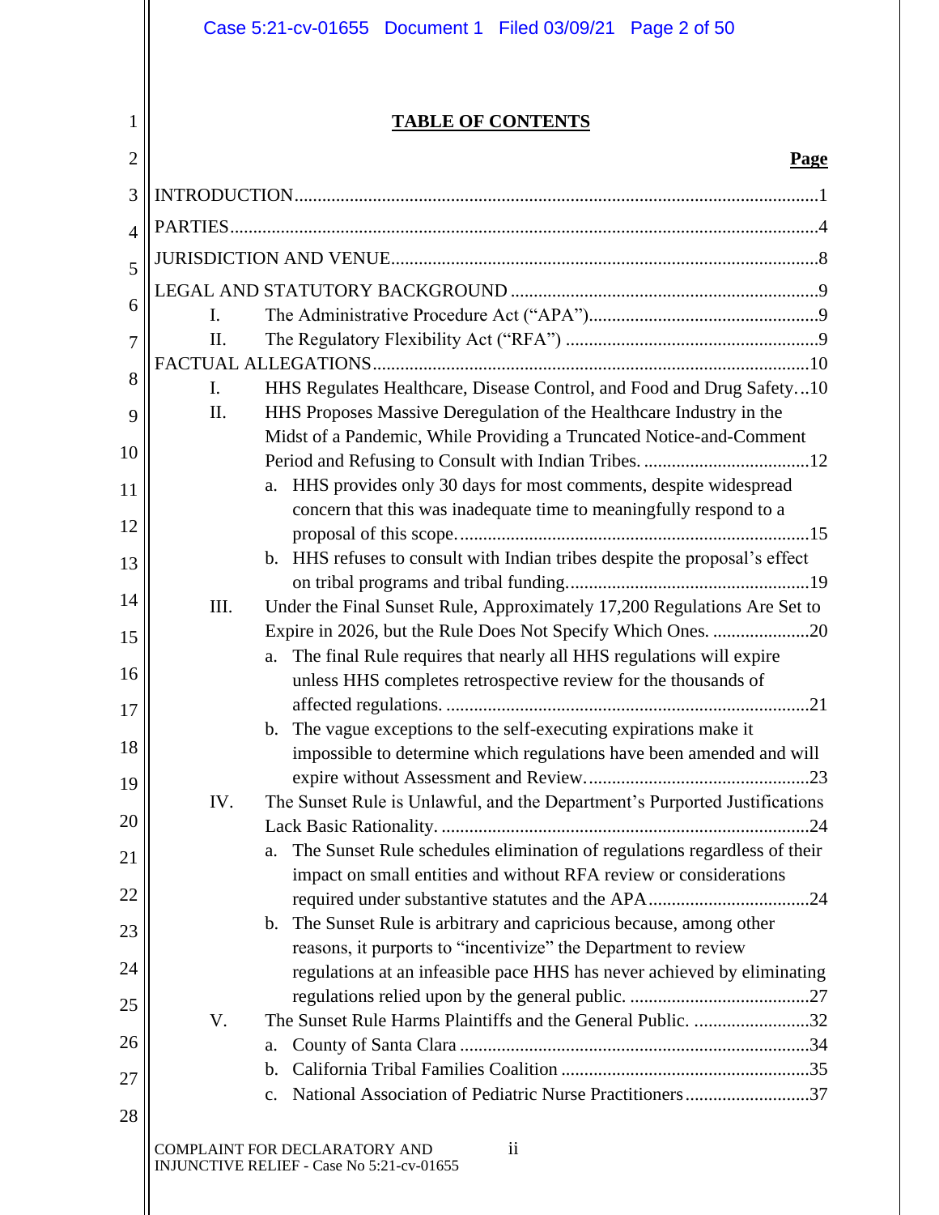# TABLE OF CONTENTS

**Page**

INTRODUCTION.................................................................................................1

PARTIES..............................................................................................................4

JURISDICTION AND VENUE............................................................................8

LEGAL AND STATUTORY BACKGROUND ...................................................9

I. The Administrative Procedure Act ("APA").................................................9

II. The Regulatory Flexibility Act ("RFA") .......................................................9

FACTUAL ALLEGATIONS.............................................................................10

I. HHS Regulates Healthcare, Disease Control, and Food and Drug Safety...10

II. HHS Proposes Massive Deregulation of the Healthcare Industry in the Midst of a Pandemic, While Providing a Truncated Notice-and-Comment Period and Refusing to Consult with Indian Tribes. ....................................12

a. HHS provides only 30 days for most comments, despite widespread concern that this was inadequate time to meaningfully respond to a proposal of this scope...........................................................................15

b. HHS refuses to consult with Indian tribes despite the proposal's effect on tribal programs and tribal funding....................................................19

III. Under the Final Sunset Rule, Approximately 17,200 Regulations Are Set to Expire in 2026, but the Rule Does Not Specify Which Ones. .....................20

a. The final Rule requires that nearly all HHS regulations will expire unless HHS completes retrospective review for the thousands of affected regulations. ..............................................................................21

b. The vague exceptions to the self-executing expirations make it impossible to determine which regulations have been amended and will expire without Assessment and Review.................................................23

IV. The Sunset Rule is Unlawful, and the Department's Purported Justifications Lack Basic Rationality. ................................................................................24

a. The Sunset Rule schedules elimination of regulations regardless of their impact on small entities and without RFA review or considerations required under substantive statutes and the APA...................................24

b. The Sunset Rule is arbitrary and capricious because, among other reasons, it purports to "incentivize" the Department to review regulations at an infeasible pace HHS has never achieved by eliminating regulations relied upon by the general public. .......................................27

V. The Sunset Rule Harms Plaintiffs and the General Public. .........................32

a. County of Santa Clara ...........................................................................34

b. California Tribal Families Coalition .....................................................35

c. National Association of Pediatric Nurse Practitioners...........................37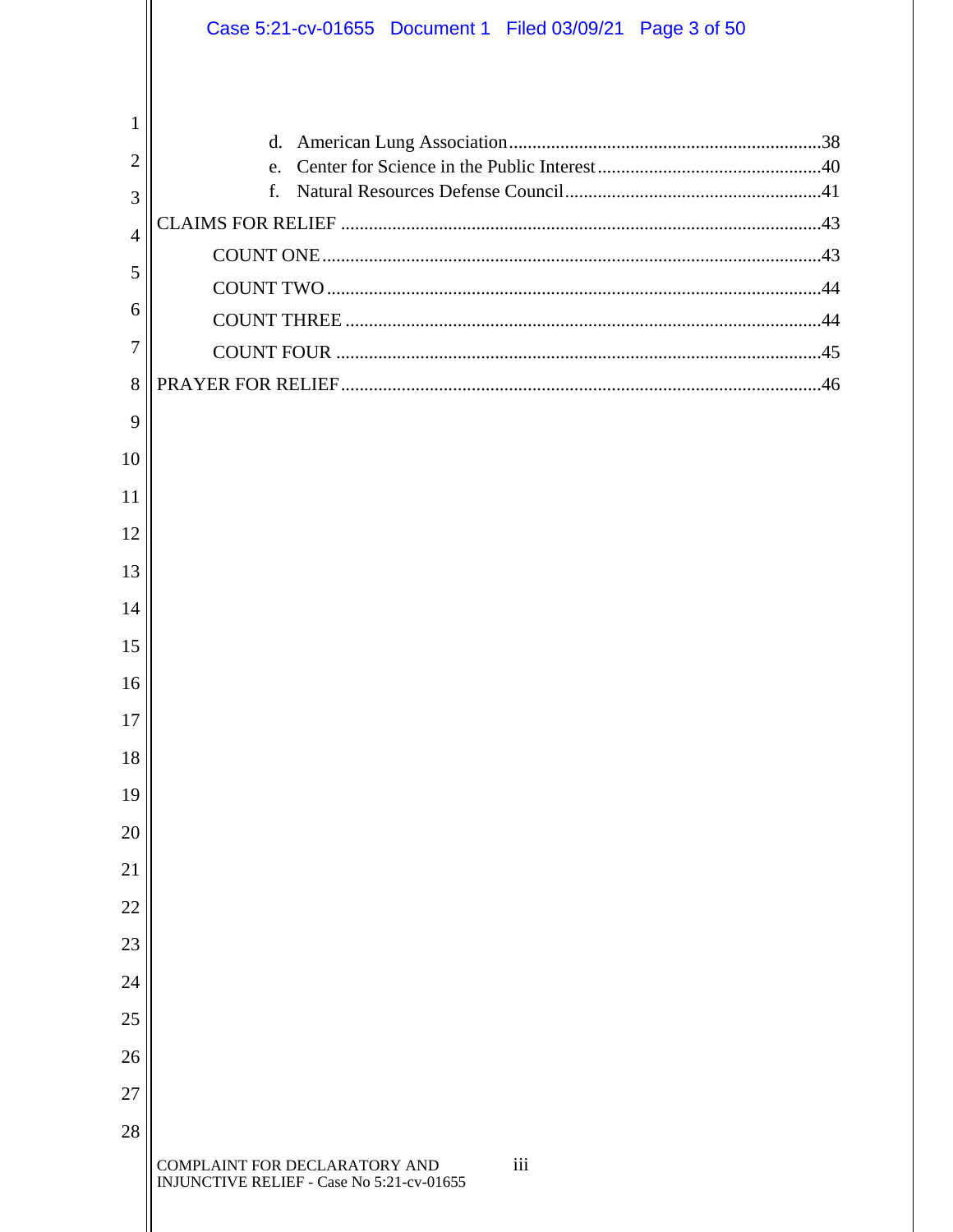d. American Lung Association....................................................................38
e. Center for Science in the Public Interest................................................40
f. Natural Resources Defense Council.......................................................41

CLAIMS FOR RELIEF ......................................................................................................43

COUNT ONE...........................................................................................................43

COUNT TWO.........................................................................................................44

COUNT THREE .....................................................................................................44

COUNT FOUR .......................................................................................................45

PRAYER FOR RELIEF......................................................................................................46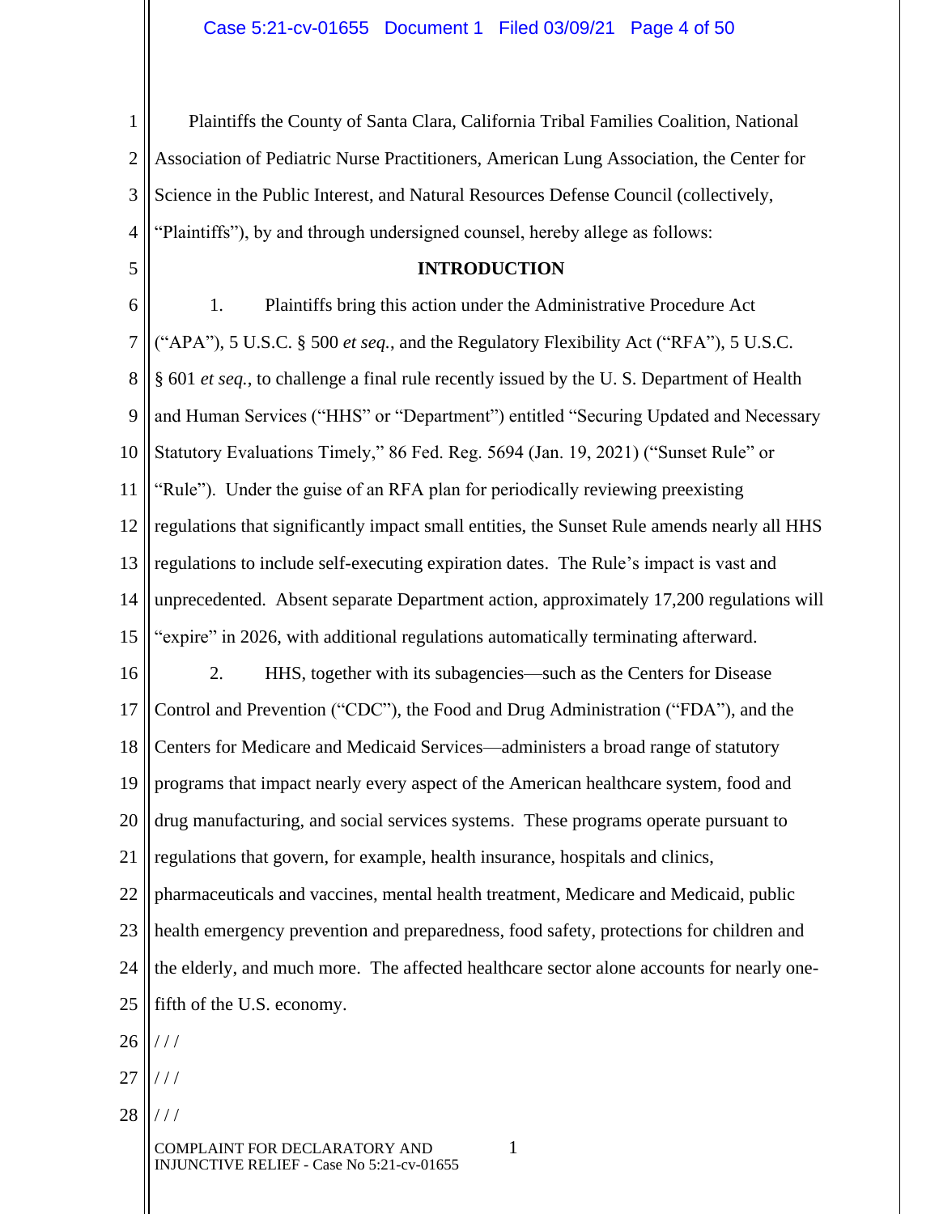Plaintiffs the County of Santa Clara, California Tribal Families Coalition, National Association of Pediatric Nurse Practitioners, American Lung Association, the Center for Science in the Public Interest, and Natural Resources Defense Council (collectively, "Plaintiffs"), by and through undersigned counsel, hereby allege as follows:

**INTRODUCTION**

1. Plaintiffs bring this action under the Administrative Procedure Act ("APA"), 5 U.S.C. § 500 *et seq.*, and the Regulatory Flexibility Act ("RFA"), 5 U.S.C. § 601 *et seq.*, to challenge a final rule recently issued by the U. S. Department of Health and Human Services ("HHS" or "Department") entitled "Securing Updated and Necessary Statutory Evaluations Timely," 86 Fed. Reg. 5694 (Jan. 19, 2021) ("Sunset Rule" or "Rule"). Under the guise of an RFA plan for periodically reviewing preexisting regulations that significantly impact small entities, the Sunset Rule amends nearly all HHS regulations to include self-executing expiration dates. The Rule's impact is vast and unprecedented. Absent separate Department action, approximately 17,200 regulations will "expire" in 2026, with additional regulations automatically terminating afterward.

2. HHS, together with its subagencies—such as the Centers for Disease Control and Prevention ("CDC"), the Food and Drug Administration ("FDA"), and the Centers for Medicare and Medicaid Services—administers a broad range of statutory programs that impact nearly every aspect of the American healthcare system, food and drug manufacturing, and social services systems. These programs operate pursuant to regulations that govern, for example, health insurance, hospitals and clinics, pharmaceuticals and vaccines, mental health treatment, Medicare and Medicaid, public health emergency prevention and preparedness, food safety, protections for children and the elderly, and much more. The affected healthcare sector alone accounts for nearly one-fifth of the U.S. economy.

/ / /

/ / /

/ / /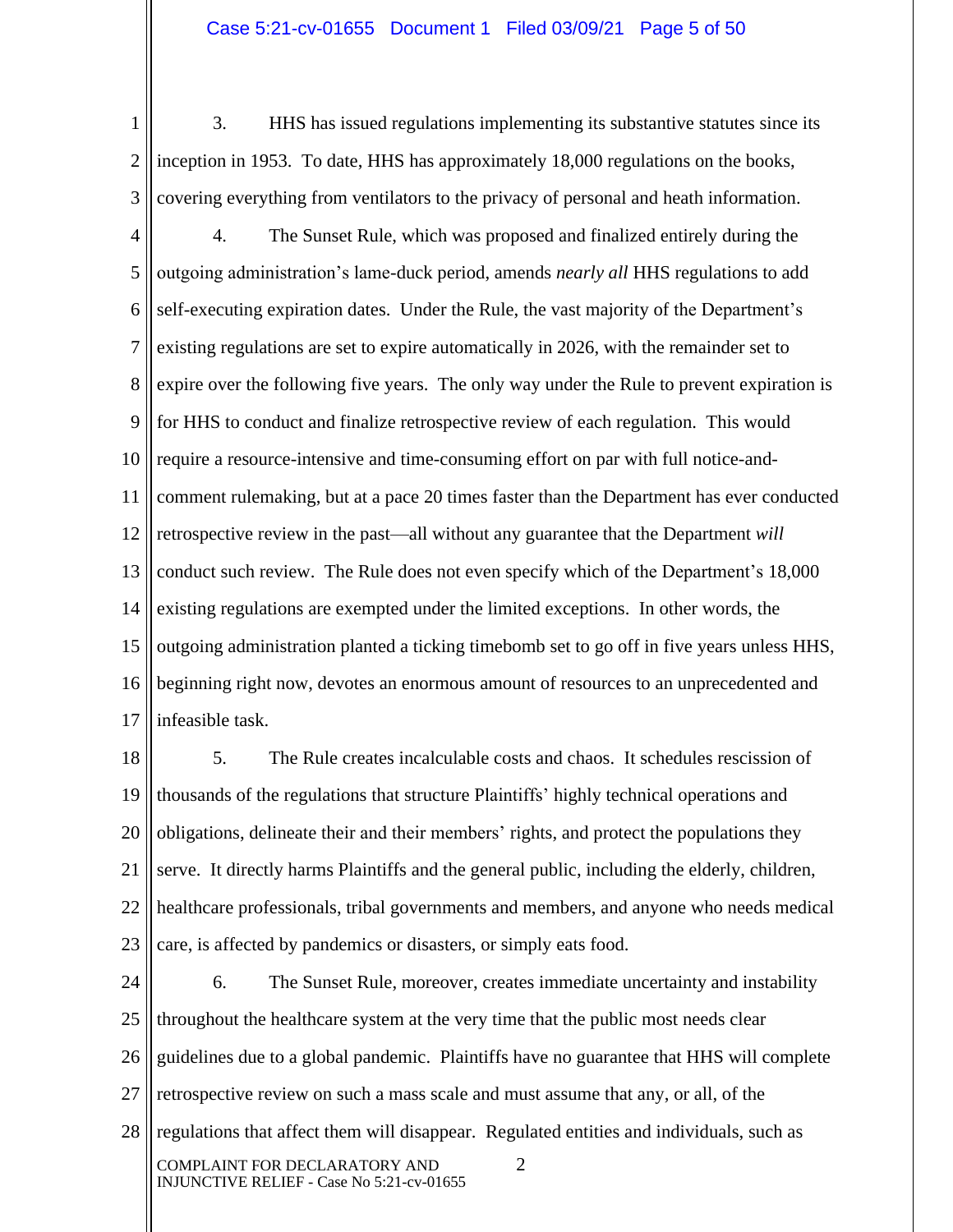3. HHS has issued regulations implementing its substantive statutes since its inception in 1953. To date, HHS has approximately 18,000 regulations on the books, covering everything from ventilators to the privacy of personal and heath information.

4. The Sunset Rule, which was proposed and finalized entirely during the outgoing administration's lame-duck period, amends *nearly all* HHS regulations to add self-executing expiration dates. Under the Rule, the vast majority of the Department's existing regulations are set to expire automatically in 2026, with the remainder set to expire over the following five years. The only way under the Rule to prevent expiration is for HHS to conduct and finalize retrospective review of each regulation. This would require a resource-intensive and time-consuming effort on par with full notice-and-comment rulemaking, but at a pace 20 times faster than the Department has ever conducted retrospective review in the past—all without any guarantee that the Department *will* conduct such review. The Rule does not even specify which of the Department's 18,000 existing regulations are exempted under the limited exceptions. In other words, the outgoing administration planted a ticking timebomb set to go off in five years unless HHS, beginning right now, devotes an enormous amount of resources to an unprecedented and infeasible task.

5. The Rule creates incalculable costs and chaos. It schedules rescission of thousands of the regulations that structure Plaintiffs' highly technical operations and obligations, delineate their and their members' rights, and protect the populations they serve. It directly harms Plaintiffs and the general public, including the elderly, children, healthcare professionals, tribal governments and members, and anyone who needs medical care, is affected by pandemics or disasters, or simply eats food.

6. The Sunset Rule, moreover, creates immediate uncertainty and instability throughout the healthcare system at the very time that the public most needs clear guidelines due to a global pandemic. Plaintiffs have no guarantee that HHS will complete retrospective review on such a mass scale and must assume that any, or all, of the regulations that affect them will disappear. Regulated entities and individuals, such as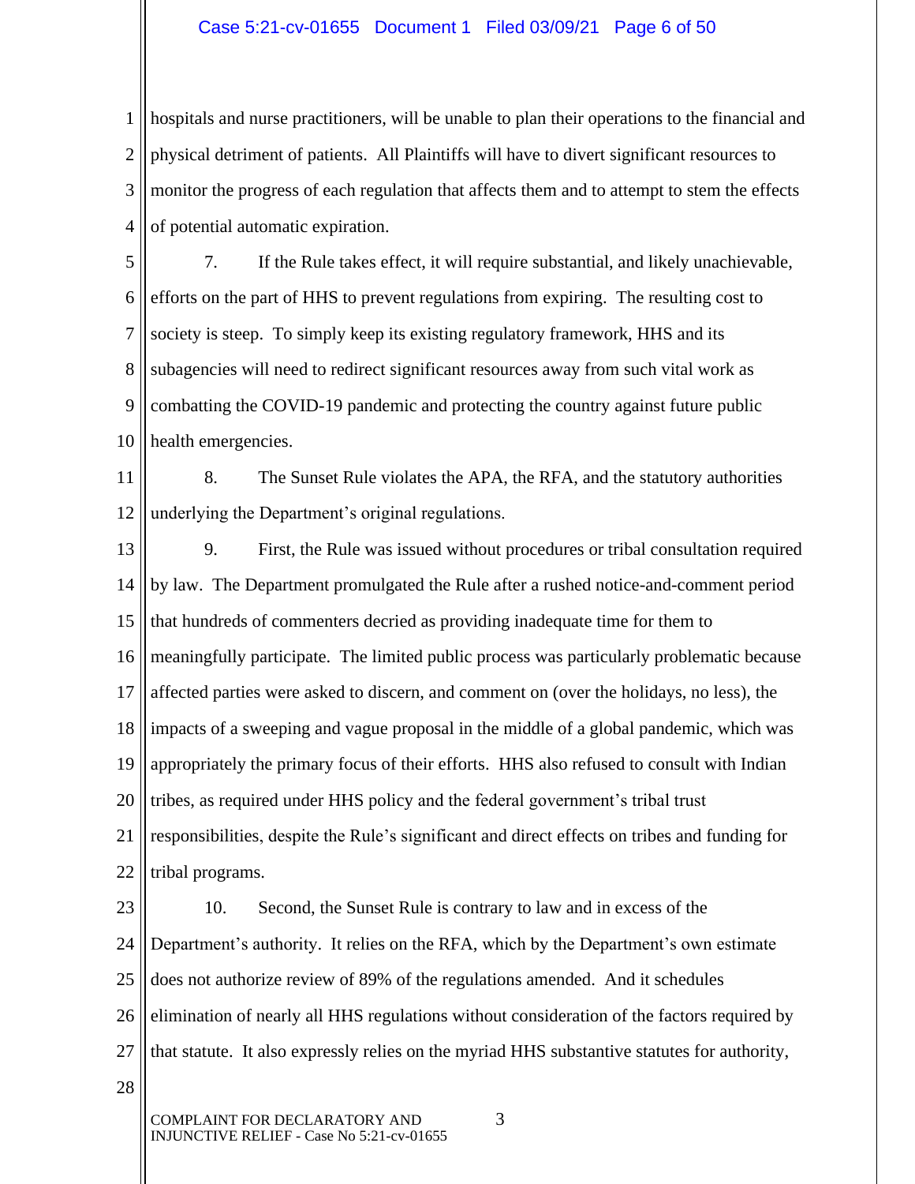hospitals and nurse practitioners, will be unable to plan their operations to the financial and physical detriment of patients. All Plaintiffs will have to divert significant resources to monitor the progress of each regulation that affects them and to attempt to stem the effects of potential automatic expiration.

7. If the Rule takes effect, it will require substantial, and likely unachievable, efforts on the part of HHS to prevent regulations from expiring. The resulting cost to society is steep. To simply keep its existing regulatory framework, HHS and its subagencies will need to redirect significant resources away from such vital work as combatting the COVID-19 pandemic and protecting the country against future public health emergencies.

8. The Sunset Rule violates the APA, the RFA, and the statutory authorities underlying the Department's original regulations.

9. First, the Rule was issued without procedures or tribal consultation required by law. The Department promulgated the Rule after a rushed notice-and-comment period that hundreds of commenters decried as providing inadequate time for them to meaningfully participate. The limited public process was particularly problematic because affected parties were asked to discern, and comment on (over the holidays, no less), the impacts of a sweeping and vague proposal in the middle of a global pandemic, which was appropriately the primary focus of their efforts. HHS also refused to consult with Indian tribes, as required under HHS policy and the federal government's tribal trust responsibilities, despite the Rule's significant and direct effects on tribes and funding for tribal programs.

10. Second, the Sunset Rule is contrary to law and in excess of the Department's authority. It relies on the RFA, which by the Department's own estimate does not authorize review of 89% of the regulations amended. And it schedules elimination of nearly all HHS regulations without consideration of the factors required by that statute. It also expressly relies on the myriad HHS substantive statutes for authority,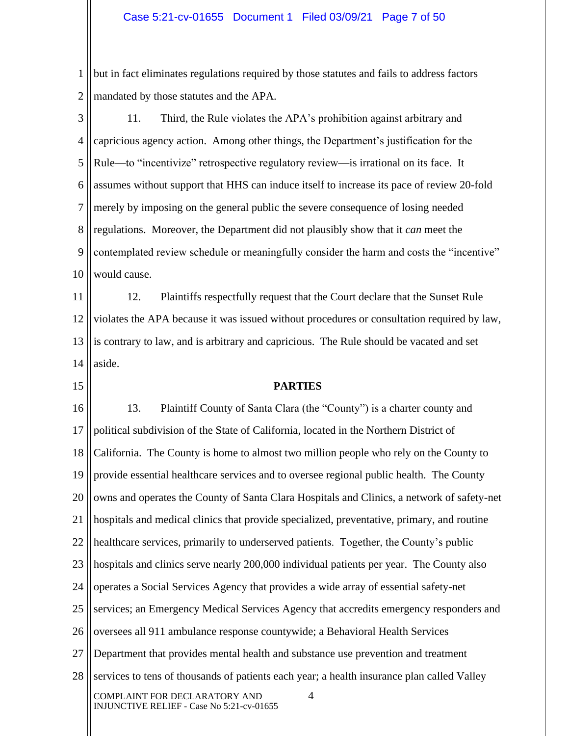but in fact eliminates regulations required by those statutes and fails to address factors mandated by those statutes and the APA.

11. Third, the Rule violates the APA's prohibition against arbitrary and capricious agency action. Among other things, the Department's justification for the Rule—to "incentivize" retrospective regulatory review—is irrational on its face. It assumes without support that HHS can induce itself to increase its pace of review 20-fold merely by imposing on the general public the severe consequence of losing needed regulations. Moreover, the Department did not plausibly show that it *can* meet the contemplated review schedule or meaningfully consider the harm and costs the "incentive" would cause.

12. Plaintiffs respectfully request that the Court declare that the Sunset Rule violates the APA because it was issued without procedures or consultation required by law, is contrary to law, and is arbitrary and capricious. The Rule should be vacated and set aside.

## PARTIES

13. Plaintiff County of Santa Clara (the "County") is a charter county and political subdivision of the State of California, located in the Northern District of California. The County is home to almost two million people who rely on the County to provide essential healthcare services and to oversee regional public health. The County owns and operates the County of Santa Clara Hospitals and Clinics, a network of safety-net hospitals and medical clinics that provide specialized, preventative, primary, and routine healthcare services, primarily to underserved patients. Together, the County's public hospitals and clinics serve nearly 200,000 individual patients per year. The County also operates a Social Services Agency that provides a wide array of essential safety-net services; an Emergency Medical Services Agency that accredits emergency responders and oversees all 911 ambulance response countywide; a Behavioral Health Services Department that provides mental health and substance use prevention and treatment services to tens of thousands of patients each year; a health insurance plan called Valley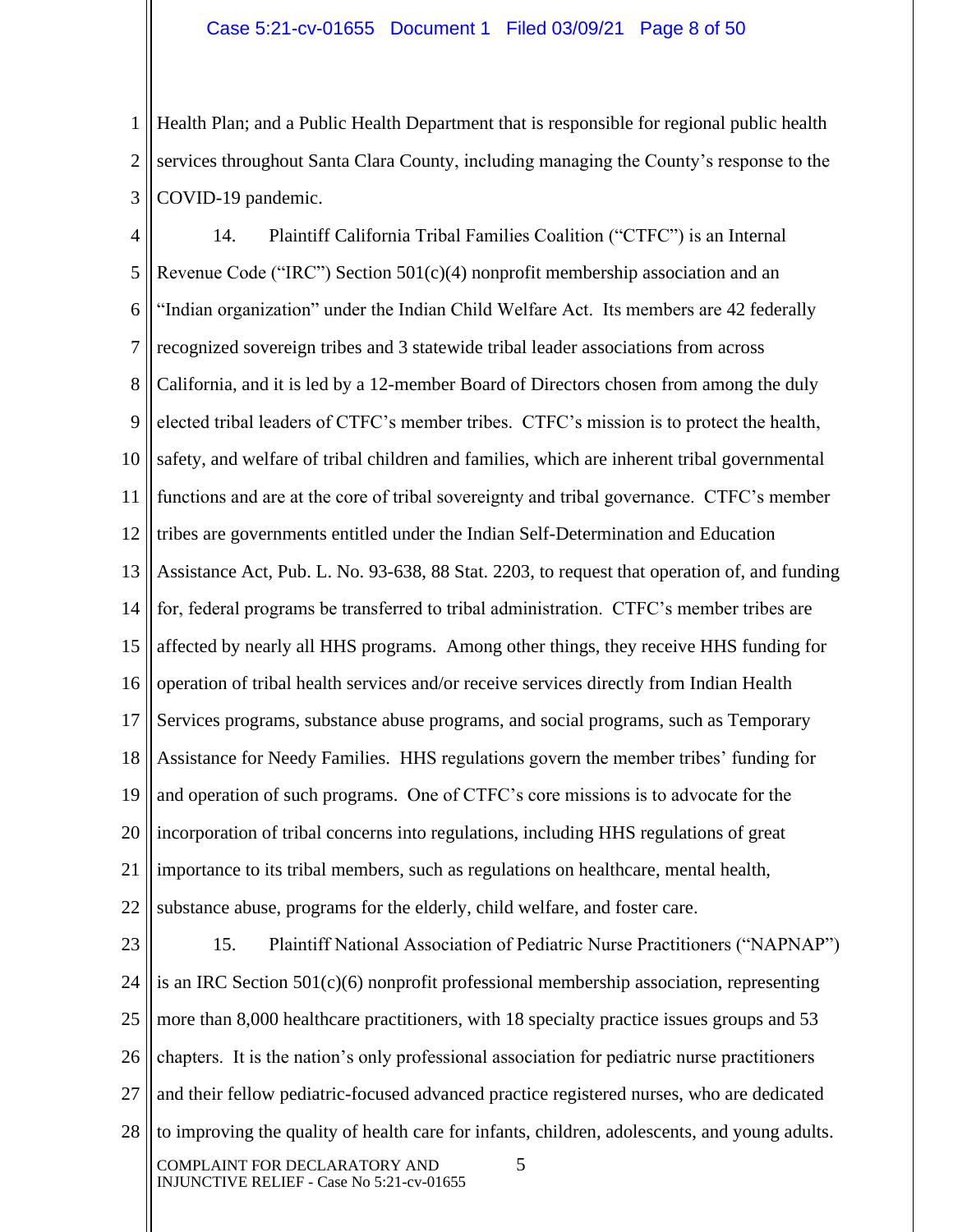Health Plan; and a Public Health Department that is responsible for regional public health services throughout Santa Clara County, including managing the County's response to the COVID-19 pandemic.

14. Plaintiff California Tribal Families Coalition ("CTFC") is an Internal Revenue Code ("IRC") Section 501(c)(4) nonprofit membership association and an "Indian organization" under the Indian Child Welfare Act. Its members are 42 federally recognized sovereign tribes and 3 statewide tribal leader associations from across California, and it is led by a 12-member Board of Directors chosen from among the duly elected tribal leaders of CTFC's member tribes. CTFC's mission is to protect the health, safety, and welfare of tribal children and families, which are inherent tribal governmental functions and are at the core of tribal sovereignty and tribal governance. CTFC's member tribes are governments entitled under the Indian Self-Determination and Education Assistance Act, Pub. L. No. 93-638, 88 Stat. 2203, to request that operation of, and funding for, federal programs be transferred to tribal administration. CTFC's member tribes are affected by nearly all HHS programs. Among other things, they receive HHS funding for operation of tribal health services and/or receive services directly from Indian Health Services programs, substance abuse programs, and social programs, such as Temporary Assistance for Needy Families. HHS regulations govern the member tribes' funding for and operation of such programs. One of CTFC's core missions is to advocate for the incorporation of tribal concerns into regulations, including HHS regulations of great importance to its tribal members, such as regulations on healthcare, mental health, substance abuse, programs for the elderly, child welfare, and foster care.

15. Plaintiff National Association of Pediatric Nurse Practitioners ("NAPNAP") is an IRC Section 501(c)(6) nonprofit professional membership association, representing more than 8,000 healthcare practitioners, with 18 specialty practice issues groups and 53 chapters. It is the nation's only professional association for pediatric nurse practitioners and their fellow pediatric-focused advanced practice registered nurses, who are dedicated to improving the quality of health care for infants, children, adolescents, and young adults.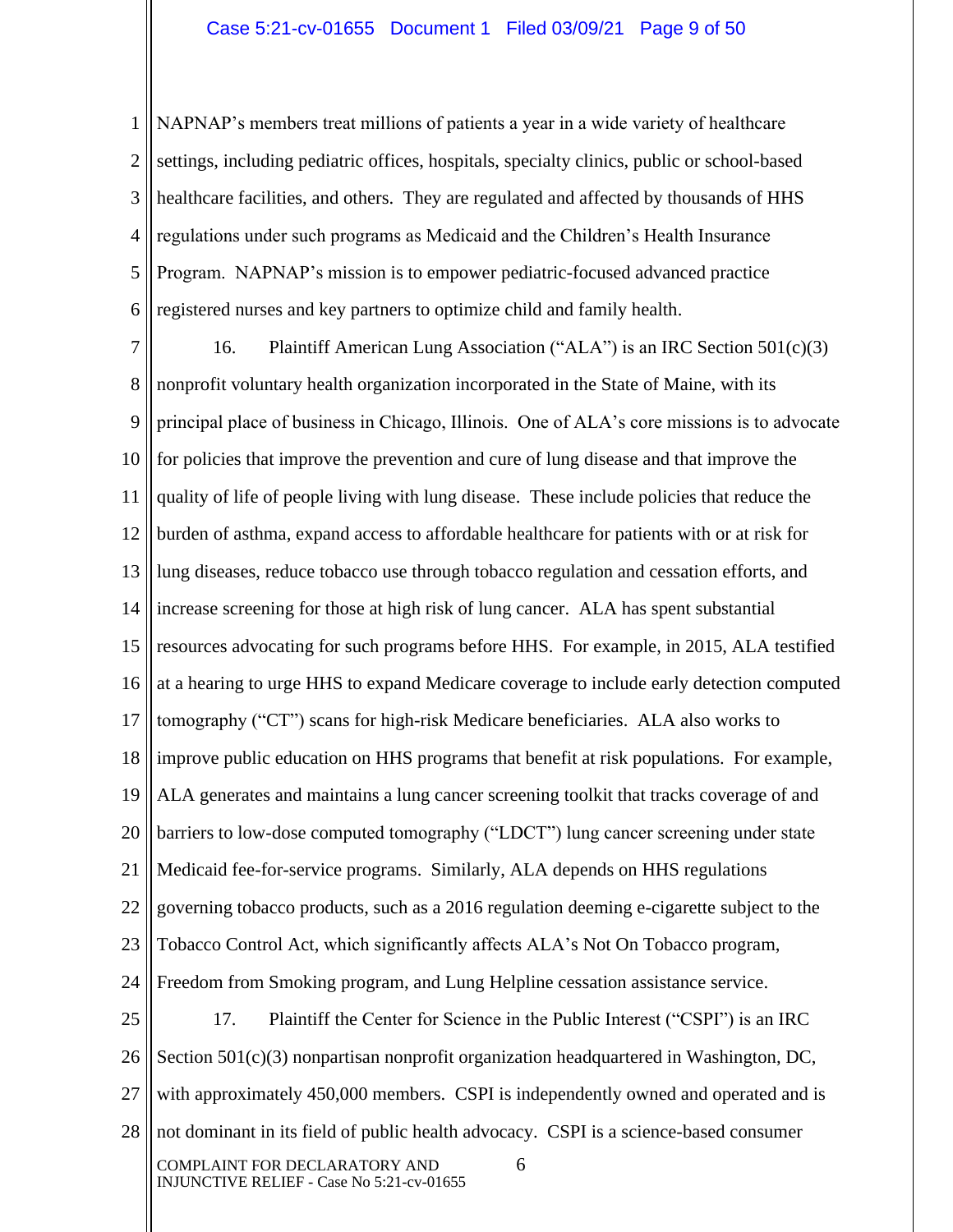NAPNAP's members treat millions of patients a year in a wide variety of healthcare settings, including pediatric offices, hospitals, specialty clinics, public or school-based healthcare facilities, and others. They are regulated and affected by thousands of HHS regulations under such programs as Medicaid and the Children's Health Insurance Program. NAPNAP's mission is to empower pediatric-focused advanced practice registered nurses and key partners to optimize child and family health.

16. Plaintiff American Lung Association ("ALA") is an IRC Section 501(c)(3) nonprofit voluntary health organization incorporated in the State of Maine, with its principal place of business in Chicago, Illinois. One of ALA's core missions is to advocate for policies that improve the prevention and cure of lung disease and that improve the quality of life of people living with lung disease. These include policies that reduce the burden of asthma, expand access to affordable healthcare for patients with or at risk for lung diseases, reduce tobacco use through tobacco regulation and cessation efforts, and increase screening for those at high risk of lung cancer. ALA has spent substantial resources advocating for such programs before HHS. For example, in 2015, ALA testified at a hearing to urge HHS to expand Medicare coverage to include early detection computed tomography ("CT") scans for high-risk Medicare beneficiaries. ALA also works to improve public education on HHS programs that benefit at risk populations. For example, ALA generates and maintains a lung cancer screening toolkit that tracks coverage of and barriers to low-dose computed tomography ("LDCT") lung cancer screening under state Medicaid fee-for-service programs. Similarly, ALA depends on HHS regulations governing tobacco products, such as a 2016 regulation deeming e-cigarette subject to the Tobacco Control Act, which significantly affects ALA's Not On Tobacco program, Freedom from Smoking program, and Lung Helpline cessation assistance service.

17. Plaintiff the Center for Science in the Public Interest ("CSPI") is an IRC Section 501(c)(3) nonpartisan nonprofit organization headquartered in Washington, DC, with approximately 450,000 members. CSPI is independently owned and operated and is not dominant in its field of public health advocacy. CSPI is a science-based consumer

COMPLAINT FOR DECLARATORY AND INJUNCTIVE RELIEF - Case No 5:21-cv-01655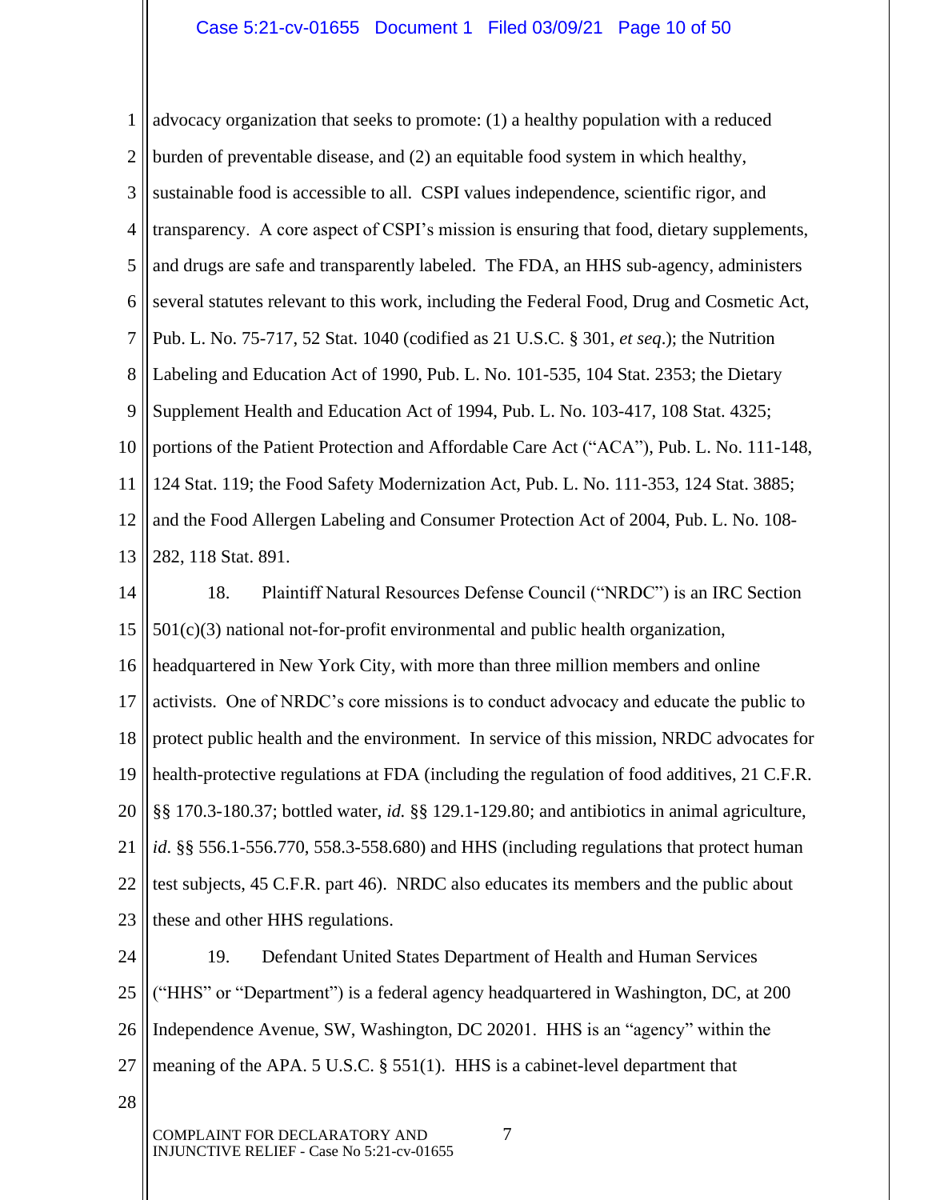advocacy organization that seeks to promote: (1) a healthy population with a reduced burden of preventable disease, and (2) an equitable food system in which healthy, sustainable food is accessible to all. CSPI values independence, scientific rigor, and transparency. A core aspect of CSPI's mission is ensuring that food, dietary supplements, and drugs are safe and transparently labeled. The FDA, an HHS sub-agency, administers several statutes relevant to this work, including the Federal Food, Drug and Cosmetic Act, Pub. L. No. 75-717, 52 Stat. 1040 (codified as 21 U.S.C. § 301, *et seq*.); the Nutrition Labeling and Education Act of 1990, Pub. L. No. 101-535, 104 Stat. 2353; the Dietary Supplement Health and Education Act of 1994, Pub. L. No. 103-417, 108 Stat. 4325; portions of the Patient Protection and Affordable Care Act ("ACA"), Pub. L. No. 111-148, 124 Stat. 119; the Food Safety Modernization Act, Pub. L. No. 111-353, 124 Stat. 3885; and the Food Allergen Labeling and Consumer Protection Act of 2004, Pub. L. No. 108-282, 118 Stat. 891.

18. Plaintiff Natural Resources Defense Council ("NRDC") is an IRC Section 501(c)(3) national not-for-profit environmental and public health organization, headquartered in New York City, with more than three million members and online activists. One of NRDC's core missions is to conduct advocacy and educate the public to protect public health and the environment. In service of this mission, NRDC advocates for health-protective regulations at FDA (including the regulation of food additives, 21 C.F.R. §§ 170.3-180.37; bottled water, *id.* §§ 129.1-129.80; and antibiotics in animal agriculture, *id.* §§ 556.1-556.770, 558.3-558.680) and HHS (including regulations that protect human test subjects, 45 C.F.R. part 46). NRDC also educates its members and the public about these and other HHS regulations.

19. Defendant United States Department of Health and Human Services ("HHS" or "Department") is a federal agency headquartered in Washington, DC, at 200 Independence Avenue, SW, Washington, DC 20201. HHS is an "agency" within the meaning of the APA. 5 U.S.C. § 551(1). HHS is a cabinet-level department that

COMPLAINT FOR DECLARATORY AND INJUNCTIVE RELIEF - Case No 5:21-cv-01655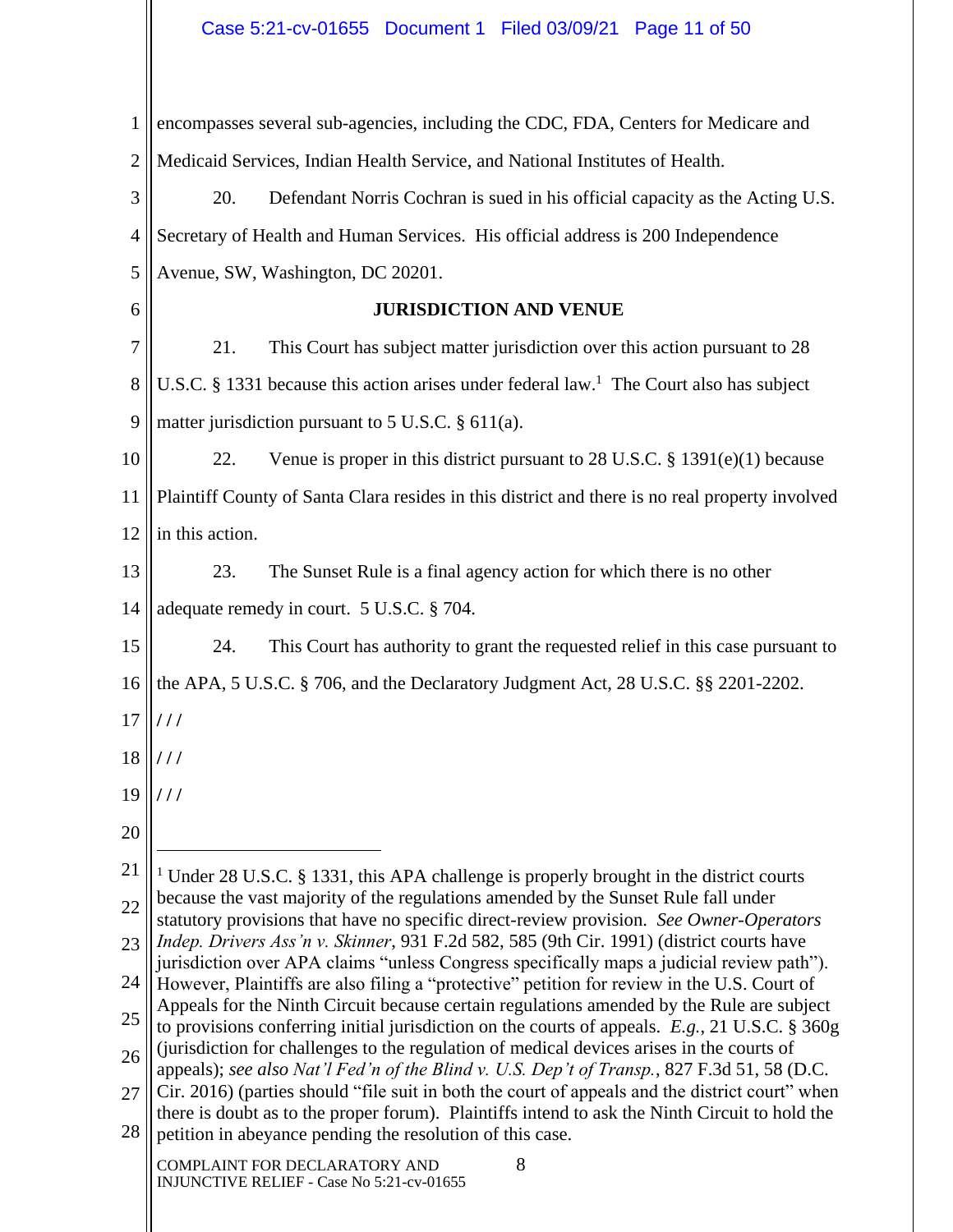encompasses several sub-agencies, including the CDC, FDA, Centers for Medicare and Medicaid Services, Indian Health Service, and National Institutes of Health.

20. Defendant Norris Cochran is sued in his official capacity as the Acting U.S. Secretary of Health and Human Services. His official address is 200 Independence Avenue, SW, Washington, DC 20201.

**JURISDICTION AND VENUE**

21. This Court has subject matter jurisdiction over this action pursuant to 28 U.S.C. § 1331 because this action arises under federal law.[1] The Court also has subject matter jurisdiction pursuant to 5 U.S.C. § 611(a).

22. Venue is proper in this district pursuant to 28 U.S.C. § 1391(e)(1) because Plaintiff County of Santa Clara resides in this district and there is no real property involved in this action.

23. The Sunset Rule is a final agency action for which there is no other adequate remedy in court. 5 U.S.C. § 704.

24. This Court has authority to grant the requested relief in this case pursuant to the APA, 5 U.S.C. § 706, and the Declaratory Judgment Act, 28 U.S.C. §§ 2201-2202.

/ / /

/ / /

/ / /

---

[1] Under 28 U.S.C. § 1331, this APA challenge is properly brought in the district courts because the vast majority of the regulations amended by the Sunset Rule fall under statutory provisions that have no specific direct-review provision. *See Owner-Operators Indep. Drivers Ass'n v. Skinner*, 931 F.2d 582, 585 (9th Cir. 1991) (district courts have jurisdiction over APA claims "unless Congress specifically maps a judicial review path"). However, Plaintiffs are also filing a "protective" petition for review in the U.S. Court of Appeals for the Ninth Circuit because certain regulations amended by the Rule are subject to provisions conferring initial jurisdiction on the courts of appeals. *E.g.*, 21 U.S.C. § 360g (jurisdiction for challenges to the regulation of medical devices arises in the courts of appeals); *see also Nat'l Fed'n of the Blind v. U.S. Dep't of Transp.*, 827 F.3d 51, 58 (D.C. Cir. 2016) (parties should "file suit in both the court of appeals and the district court" when there is doubt as to the proper forum). Plaintiffs intend to ask the Ninth Circuit to hold the petition in abeyance pending the resolution of this case.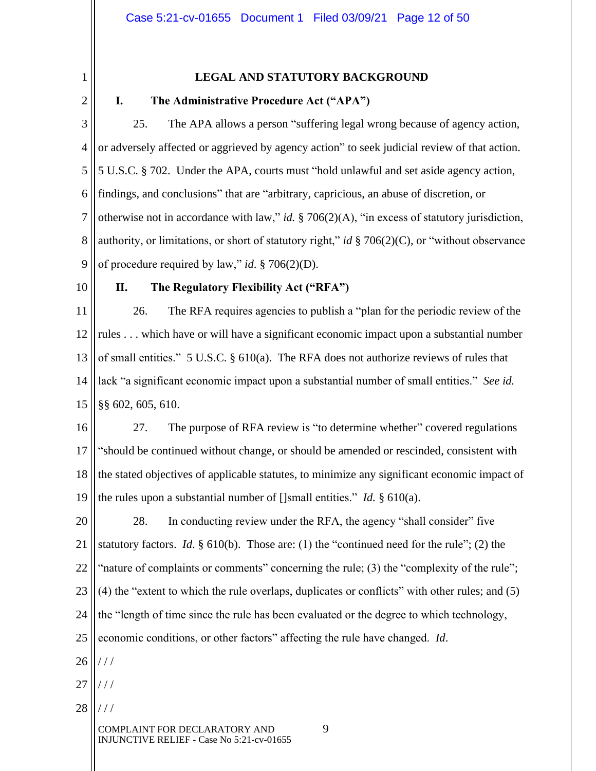## LEGAL AND STATUTORY BACKGROUND

### I. The Administrative Procedure Act ("APA")

25. The APA allows a person "suffering legal wrong because of agency action, or adversely affected or aggrieved by agency action" to seek judicial review of that action. 5 U.S.C. § 702. Under the APA, courts must "hold unlawful and set aside agency action, findings, and conclusions" that are "arbitrary, capricious, an abuse of discretion, or otherwise not in accordance with law," *id.* § 706(2)(A), "in excess of statutory jurisdiction, authority, or limitations, or short of statutory right," *id* § 706(2)(C), or "without observance of procedure required by law," *id*. § 706(2)(D).

### II. The Regulatory Flexibility Act ("RFA")

26. The RFA requires agencies to publish a "plan for the periodic review of the rules . . . which have or will have a significant economic impact upon a substantial number of small entities." 5 U.S.C. § 610(a). The RFA does not authorize reviews of rules that lack "a significant economic impact upon a substantial number of small entities." *See id.* §§ 602, 605, 610.

27. The purpose of RFA review is "to determine whether" covered regulations "should be continued without change, or should be amended or rescinded, consistent with the stated objectives of applicable statutes, to minimize any significant economic impact of the rules upon a substantial number of []small entities." *Id.* § 610(a).

28. In conducting review under the RFA, the agency "shall consider" five statutory factors. *Id*. § 610(b). Those are: (1) the "continued need for the rule"; (2) the "nature of complaints or comments" concerning the rule; (3) the "complexity of the rule"; (4) the "extent to which the rule overlaps, duplicates or conflicts" with other rules; and (5) the "length of time since the rule has been evaluated or the degree to which technology, economic conditions, or other factors" affecting the rule have changed. *Id*.

/ / /

/ / /

/ / /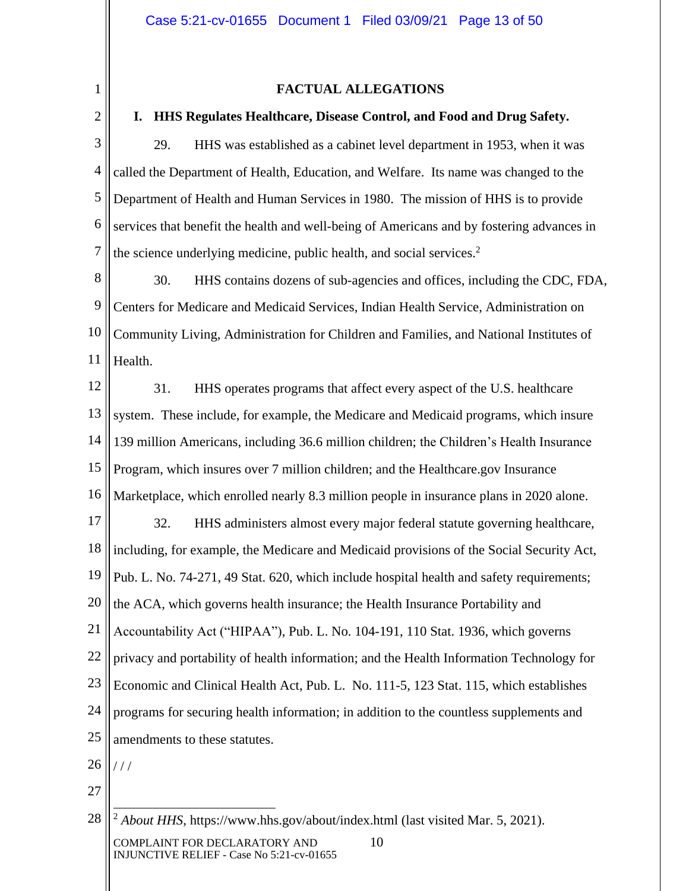## FACTUAL ALLEGATIONS

### I. HHS Regulates Healthcare, Disease Control, and Food and Drug Safety.

29. HHS was established as a cabinet level department in 1953, when it was called the Department of Health, Education, and Welfare. Its name was changed to the Department of Health and Human Services in 1980. The mission of HHS is to provide services that benefit the health and well-being of Americans and by fostering advances in the science underlying medicine, public health, and social services.[2]

30. HHS contains dozens of sub-agencies and offices, including the CDC, FDA, Centers for Medicare and Medicaid Services, Indian Health Service, Administration on Community Living, Administration for Children and Families, and National Institutes of Health.

31. HHS operates programs that affect every aspect of the U.S. healthcare system. These include, for example, the Medicare and Medicaid programs, which insure 139 million Americans, including 36.6 million children; the Children's Health Insurance Program, which insures over 7 million children; and the Healthcare.gov Insurance Marketplace, which enrolled nearly 8.3 million people in insurance plans in 2020 alone.

32. HHS administers almost every major federal statute governing healthcare, including, for example, the Medicare and Medicaid provisions of the Social Security Act, Pub. L. No. 74-271, 49 Stat. 620, which include hospital health and safety requirements; the ACA, which governs health insurance; the Health Insurance Portability and Accountability Act ("HIPAA"), Pub. L. No. 104-191, 110 Stat. 1936, which governs privacy and portability of health information; and the Health Information Technology for Economic and Clinical Health Act, Pub. L. No. 111-5, 123 Stat. 115, which establishes programs for securing health information; in addition to the countless supplements and amendments to these statutes.

/ / /

---

[2] *About HHS*, https://www.hhs.gov/about/index.html (last visited Mar. 5, 2021).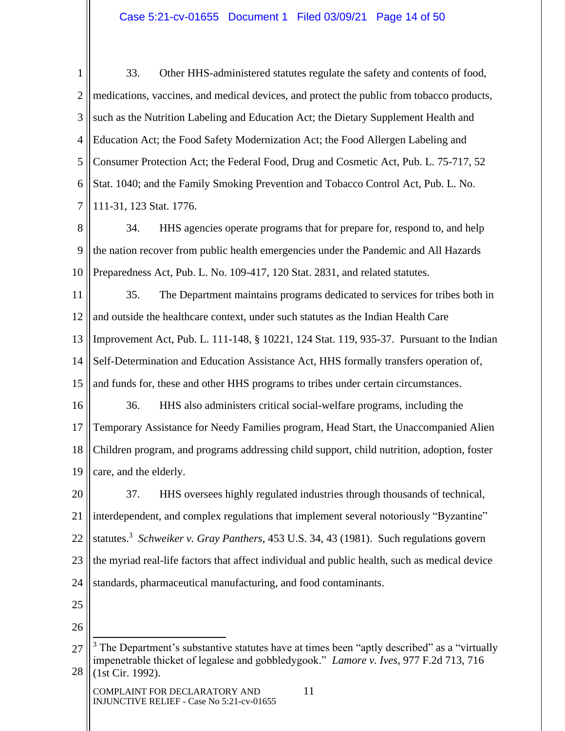33. Other HHS-administered statutes regulate the safety and contents of food, medications, vaccines, and medical devices, and protect the public from tobacco products, such as the Nutrition Labeling and Education Act; the Dietary Supplement Health and Education Act; the Food Safety Modernization Act; the Food Allergen Labeling and Consumer Protection Act; the Federal Food, Drug and Cosmetic Act, Pub. L. 75-717, 52 Stat. 1040; and the Family Smoking Prevention and Tobacco Control Act, Pub. L. No. 111-31, 123 Stat. 1776.

34. HHS agencies operate programs that for prepare for, respond to, and help the nation recover from public health emergencies under the Pandemic and All Hazards Preparedness Act, Pub. L. No. 109-417, 120 Stat. 2831, and related statutes.

35. The Department maintains programs dedicated to services for tribes both in and outside the healthcare context, under such statutes as the Indian Health Care Improvement Act, Pub. L. 111-148, § 10221, 124 Stat. 119, 935-37. Pursuant to the Indian Self-Determination and Education Assistance Act, HHS formally transfers operation of, and funds for, these and other HHS programs to tribes under certain circumstances.

36. HHS also administers critical social-welfare programs, including the Temporary Assistance for Needy Families program, Head Start, the Unaccompanied Alien Children program, and programs addressing child support, child nutrition, adoption, foster care, and the elderly.

37. HHS oversees highly regulated industries through thousands of technical, interdependent, and complex regulations that implement several notoriously "Byzantine" statutes.[3] *Schweiker v. Gray Panthers*, 453 U.S. 34, 43 (1981). Such regulations govern the myriad real-life factors that affect individual and public health, such as medical device standards, pharmaceutical manufacturing, and food contaminants.

---

[3] The Department's substantive statutes have at times been "aptly described" as a "virtually impenetrable thicket of legalese and gobbledygook." *Lamore v. Ives*, 977 F.2d 713, 716 (1st Cir. 1992).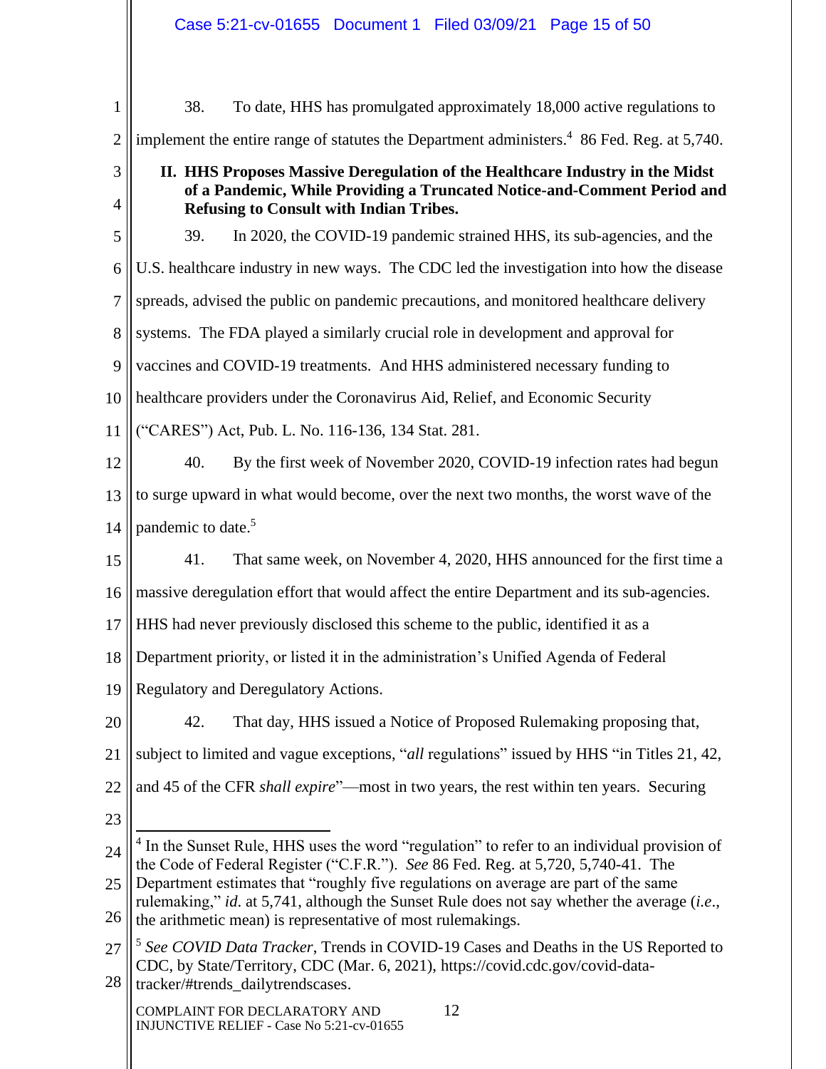38. To date, HHS has promulgated approximately 18,000 active regulations to implement the entire range of statutes the Department administers.[4] 86 Fed. Reg. at 5,740.

## II. HHS Proposes Massive Deregulation of the Healthcare Industry in the Midst of a Pandemic, While Providing a Truncated Notice-and-Comment Period and Refusing to Consult with Indian Tribes.

39. In 2020, the COVID-19 pandemic strained HHS, its sub-agencies, and the U.S. healthcare industry in new ways. The CDC led the investigation into how the disease spreads, advised the public on pandemic precautions, and monitored healthcare delivery systems. The FDA played a similarly crucial role in development and approval for vaccines and COVID-19 treatments. And HHS administered necessary funding to healthcare providers under the Coronavirus Aid, Relief, and Economic Security ("CARES") Act, Pub. L. No. 116-136, 134 Stat. 281.

40. By the first week of November 2020, COVID-19 infection rates had begun to surge upward in what would become, over the next two months, the worst wave of the pandemic to date.[5]

41. That same week, on November 4, 2020, HHS announced for the first time a massive deregulation effort that would affect the entire Department and its sub-agencies. HHS had never previously disclosed this scheme to the public, identified it as a Department priority, or listed it in the administration's Unified Agenda of Federal Regulatory and Deregulatory Actions.

42. That day, HHS issued a Notice of Proposed Rulemaking proposing that, subject to limited and vague exceptions, "*all* regulations" issued by HHS "in Titles 21, 42, and 45 of the CFR *shall expire*"—most in two years, the rest within ten years. Securing

---

[4] In the Sunset Rule, HHS uses the word "regulation" to refer to an individual provision of the Code of Federal Register ("C.F.R."). *See* 86 Fed. Reg. at 5,720, 5,740-41. The Department estimates that "roughly five regulations on average are part of the same rulemaking," *id.* at 5,741, although the Sunset Rule does not say whether the average (*i.e.*, the arithmetic mean) is representative of most rulemakings.

[5] *See COVID Data Tracker*, Trends in COVID-19 Cases and Deaths in the US Reported to CDC, by State/Territory, CDC (Mar. 6, 2021), https://covid.cdc.gov/covid-data-tracker/#trends_dailytrendscases.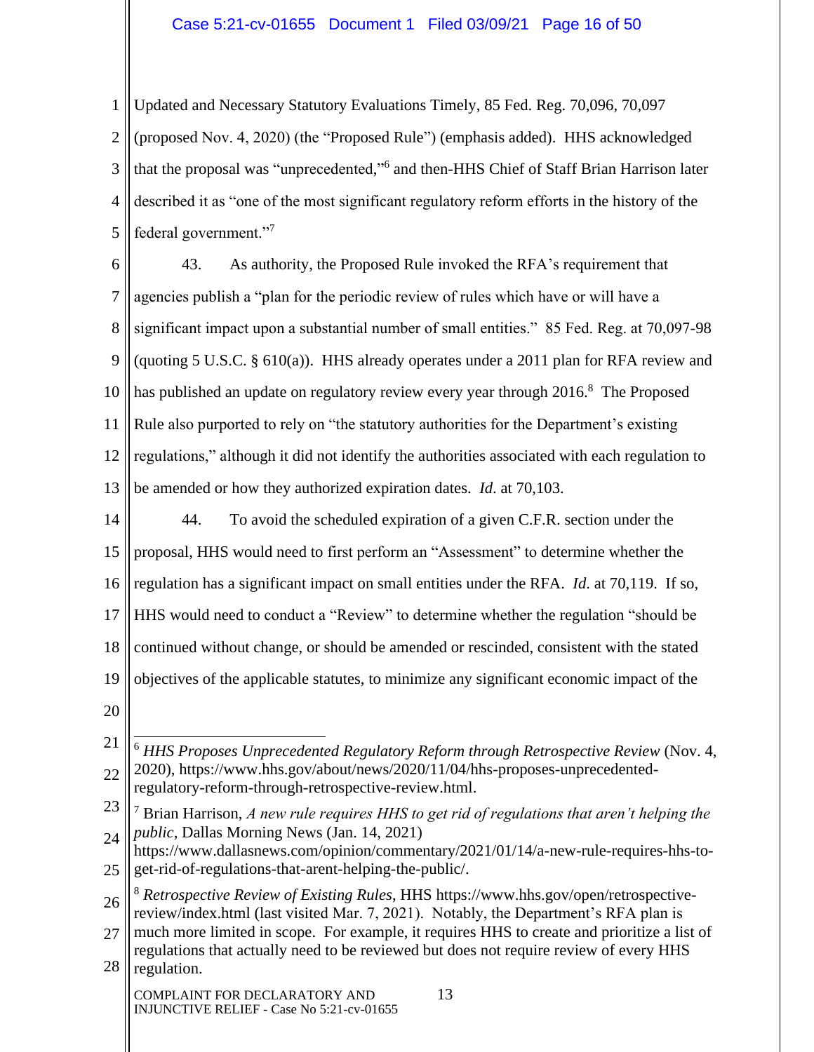Updated and Necessary Statutory Evaluations Timely, 85 Fed. Reg. 70,096, 70,097 (proposed Nov. 4, 2020) (the "Proposed Rule") (emphasis added). HHS acknowledged that the proposal was "unprecedented,"[6] and then-HHS Chief of Staff Brian Harrison later described it as "one of the most significant regulatory reform efforts in the history of the federal government."[7]

43. As authority, the Proposed Rule invoked the RFA's requirement that agencies publish a "plan for the periodic review of rules which have or will have a significant impact upon a substantial number of small entities." 85 Fed. Reg. at 70,097-98 (quoting 5 U.S.C. § 610(a)). HHS already operates under a 2011 plan for RFA review and has published an update on regulatory review every year through 2016.[8] The Proposed Rule also purported to rely on "the statutory authorities for the Department's existing regulations," although it did not identify the authorities associated with each regulation to be amended or how they authorized expiration dates. *Id.* at 70,103.

44. To avoid the scheduled expiration of a given C.F.R. section under the proposal, HHS would need to first perform an "Assessment" to determine whether the regulation has a significant impact on small entities under the RFA. *Id.* at 70,119. If so, HHS would need to conduct a "Review" to determine whether the regulation "should be continued without change, or should be amended or rescinded, consistent with the stated objectives of the applicable statutes, to minimize any significant economic impact of the

---

[6] *HHS Proposes Unprecedented Regulatory Reform through Retrospective Review* (Nov. 4, 2020), https://www.hhs.gov/about/news/2020/11/04/hhs-proposes-unprecedented-regulatory-reform-through-retrospective-review.html.

[7] Brian Harrison, *A new rule requires HHS to get rid of regulations that aren't helping the public*, Dallas Morning News (Jan. 14, 2021) https://www.dallasnews.com/opinion/commentary/2021/01/14/a-new-rule-requires-hhs-to-get-rid-of-regulations-that-arent-helping-the-public/.

[8] *Retrospective Review of Existing Rules*, HHS https://www.hhs.gov/open/retrospective-review/index.html (last visited Mar. 7, 2021). Notably, the Department's RFA plan is much more limited in scope. For example, it requires HHS to create and prioritize a list of regulations that actually need to be reviewed but does not require review of every HHS regulation.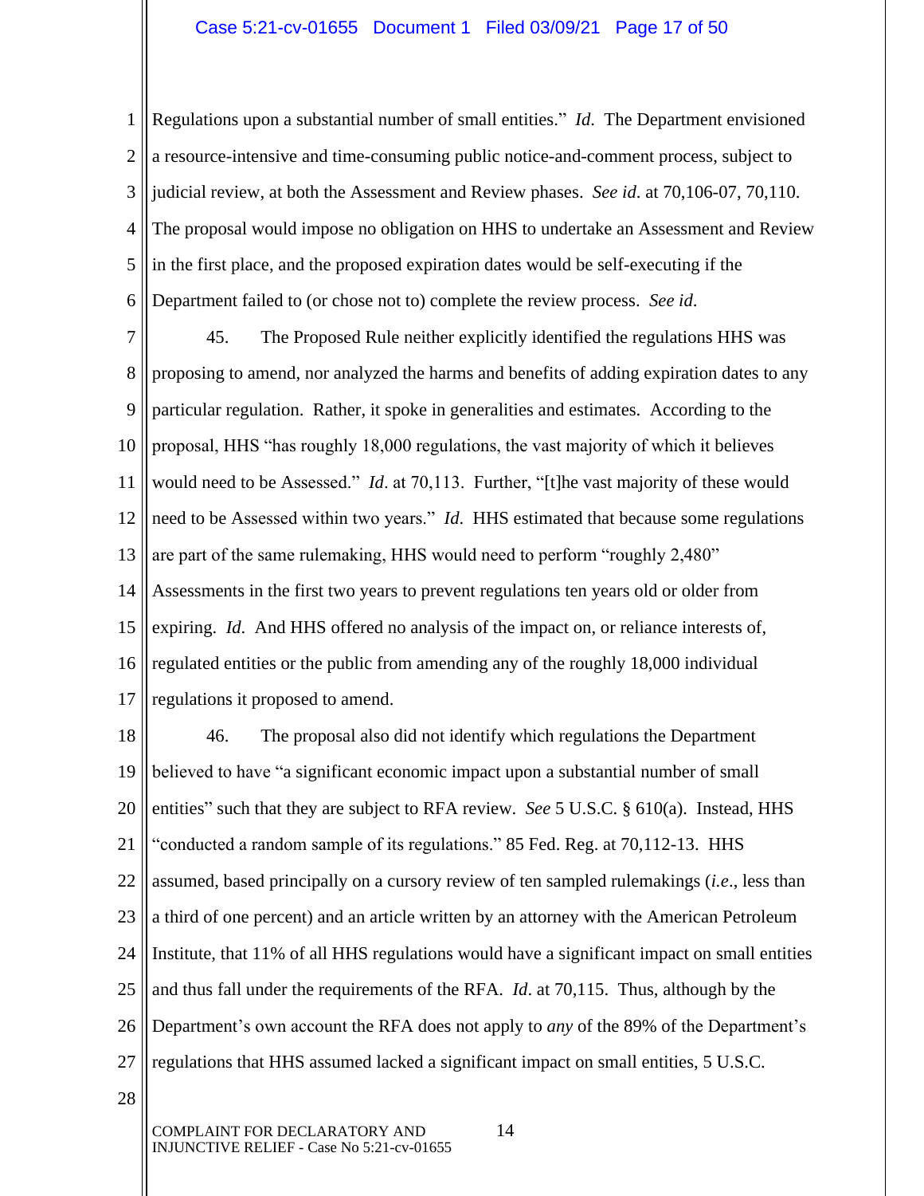Regulations upon a substantial number of small entities." *Id.* The Department envisioned a resource-intensive and time-consuming public notice-and-comment process, subject to judicial review, at both the Assessment and Review phases. *See id.* at 70,106-07, 70,110. The proposal would impose no obligation on HHS to undertake an Assessment and Review in the first place, and the proposed expiration dates would be self-executing if the Department failed to (or chose not to) complete the review process. *See id.*

45. The Proposed Rule neither explicitly identified the regulations HHS was proposing to amend, nor analyzed the harms and benefits of adding expiration dates to any particular regulation. Rather, it spoke in generalities and estimates. According to the proposal, HHS "has roughly 18,000 regulations, the vast majority of which it believes would need to be Assessed." *Id*. at 70,113. Further, "[t]he vast majority of these would need to be Assessed within two years." *Id.* HHS estimated that because some regulations are part of the same rulemaking, HHS would need to perform "roughly 2,480" Assessments in the first two years to prevent regulations ten years old or older from expiring. *Id*. And HHS offered no analysis of the impact on, or reliance interests of, regulated entities or the public from amending any of the roughly 18,000 individual regulations it proposed to amend.

46. The proposal also did not identify which regulations the Department believed to have "a significant economic impact upon a substantial number of small entities" such that they are subject to RFA review. *See* 5 U.S.C. § 610(a). Instead, HHS "conducted a random sample of its regulations." 85 Fed. Reg. at 70,112-13. HHS assumed, based principally on a cursory review of ten sampled rulemakings (*i.e*., less than a third of one percent) and an article written by an attorney with the American Petroleum Institute, that 11% of all HHS regulations would have a significant impact on small entities and thus fall under the requirements of the RFA. *Id*. at 70,115. Thus, although by the Department's own account the RFA does not apply to *any* of the 89% of the Department's regulations that HHS assumed lacked a significant impact on small entities, 5 U.S.C.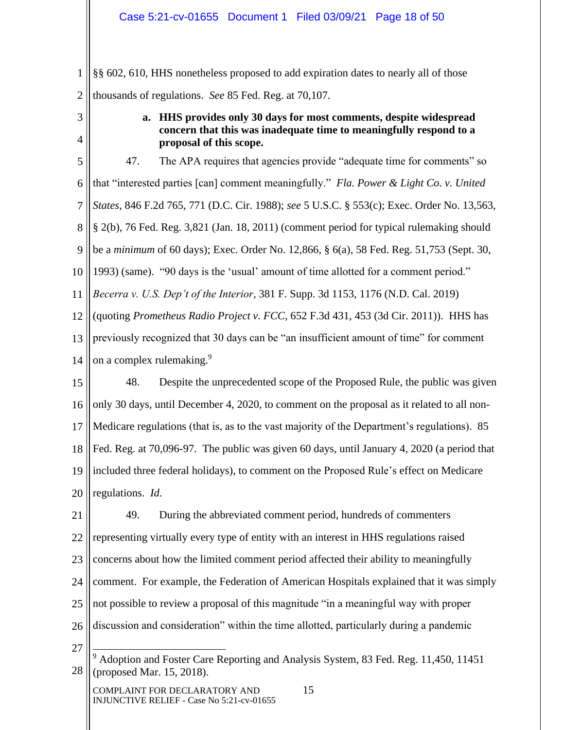§§ 602, 610, HHS nonetheless proposed to add expiration dates to nearly all of those thousands of regulations. *See* 85 Fed. Reg. at 70,107.

**a. HHS provides only 30 days for most comments, despite widespread concern that this was inadequate time to meaningfully respond to a proposal of this scope.**

47. The APA requires that agencies provide "adequate time for comments" so that "interested parties [can] comment meaningfully." *Fla. Power & Light Co. v. United States*, 846 F.2d 765, 771 (D.C. Cir. 1988); *see* 5 U.S.C. § 553(c); Exec. Order No. 13,563, § 2(b), 76 Fed. Reg. 3,821 (Jan. 18, 2011) (comment period for typical rulemaking should be a *minimum* of 60 days); Exec. Order No. 12,866, § 6(a), 58 Fed. Reg. 51,753 (Sept. 30, 1993) (same). "90 days is the 'usual' amount of time allotted for a comment period." *Becerra v. U.S. Dep't of the Interior*, 381 F. Supp. 3d 1153, 1176 (N.D. Cal. 2019) (quoting *Prometheus Radio Project v. FCC*, 652 F.3d 431, 453 (3d Cir. 2011)). HHS has previously recognized that 30 days can be "an insufficient amount of time" for comment on a complex rulemaking.[9]

48. Despite the unprecedented scope of the Proposed Rule, the public was given only 30 days, until December 4, 2020, to comment on the proposal as it related to all non-Medicare regulations (that is, as to the vast majority of the Department's regulations). 85 Fed. Reg. at 70,096-97. The public was given 60 days, until January 4, 2020 (a period that included three federal holidays), to comment on the Proposed Rule's effect on Medicare regulations. *Id.*

49. During the abbreviated comment period, hundreds of commenters representing virtually every type of entity with an interest in HHS regulations raised concerns about how the limited comment period affected their ability to meaningfully comment. For example, the Federation of American Hospitals explained that it was simply not possible to review a proposal of this magnitude "in a meaningful way with proper discussion and consideration" within the time allotted, particularly during a pandemic

---

[9] Adoption and Foster Care Reporting and Analysis System, 83 Fed. Reg. 11,450, 11451 (proposed Mar. 15, 2018).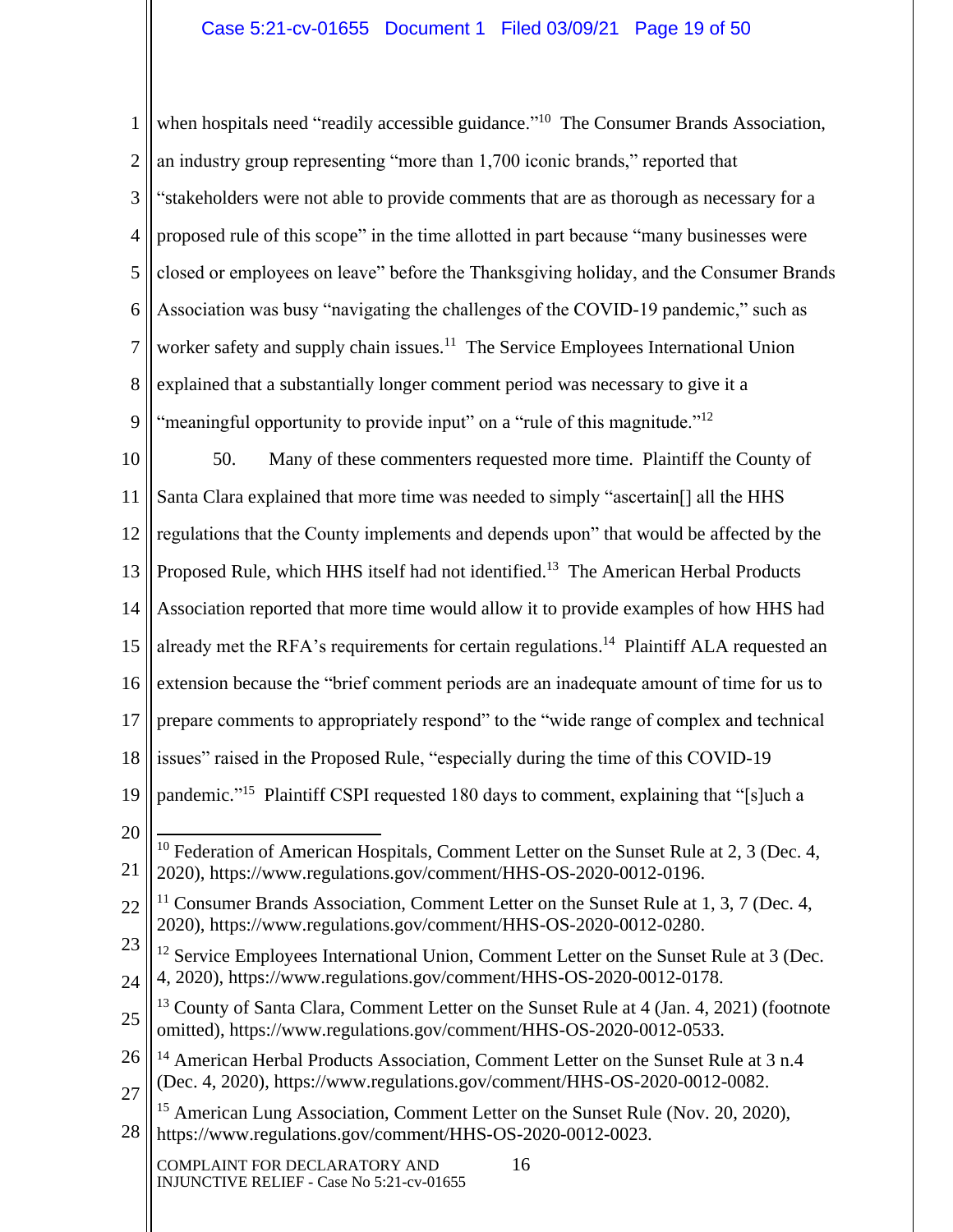when hospitals need "readily accessible guidance."[10] The Consumer Brands Association, an industry group representing "more than 1,700 iconic brands," reported that "stakeholders were not able to provide comments that are as thorough as necessary for a proposed rule of this scope" in the time allotted in part because "many businesses were closed or employees on leave" before the Thanksgiving holiday, and the Consumer Brands Association was busy "navigating the challenges of the COVID-19 pandemic," such as worker safety and supply chain issues.[11] The Service Employees International Union explained that a substantially longer comment period was necessary to give it a "meaningful opportunity to provide input" on a "rule of this magnitude."[12]

50. Many of these commenters requested more time. Plaintiff the County of Santa Clara explained that more time was needed to simply "ascertain[] all the HHS regulations that the County implements and depends upon" that would be affected by the Proposed Rule, which HHS itself had not identified.[13] The American Herbal Products Association reported that more time would allow it to provide examples of how HHS had already met the RFA's requirements for certain regulations.[14] Plaintiff ALA requested an extension because the "brief comment periods are an inadequate amount of time for us to prepare comments to appropriately respond" to the "wide range of complex and technical issues" raised in the Proposed Rule, "especially during the time of this COVID-19 pandemic."[15] Plaintiff CSPI requested 180 days to comment, explaining that "[s]uch a

---

[10] Federation of American Hospitals, Comment Letter on the Sunset Rule at 2, 3 (Dec. 4, 2020), https://www.regulations.gov/comment/HHS-OS-2020-0012-0196.

[11] Consumer Brands Association, Comment Letter on the Sunset Rule at 1, 3, 7 (Dec. 4, 2020), https://www.regulations.gov/comment/HHS-OS-2020-0012-0280.

[12] Service Employees International Union, Comment Letter on the Sunset Rule at 3 (Dec. 4, 2020), https://www.regulations.gov/comment/HHS-OS-2020-0012-0178.

[13] County of Santa Clara, Comment Letter on the Sunset Rule at 4 (Jan. 4, 2021) (footnote omitted), https://www.regulations.gov/comment/HHS-OS-2020-0012-0533.

[14] American Herbal Products Association, Comment Letter on the Sunset Rule at 3 n.4 (Dec. 4, 2020), https://www.regulations.gov/comment/HHS-OS-2020-0012-0082.

[15] American Lung Association, Comment Letter on the Sunset Rule (Nov. 20, 2020), https://www.regulations.gov/comment/HHS-OS-2020-0012-0023.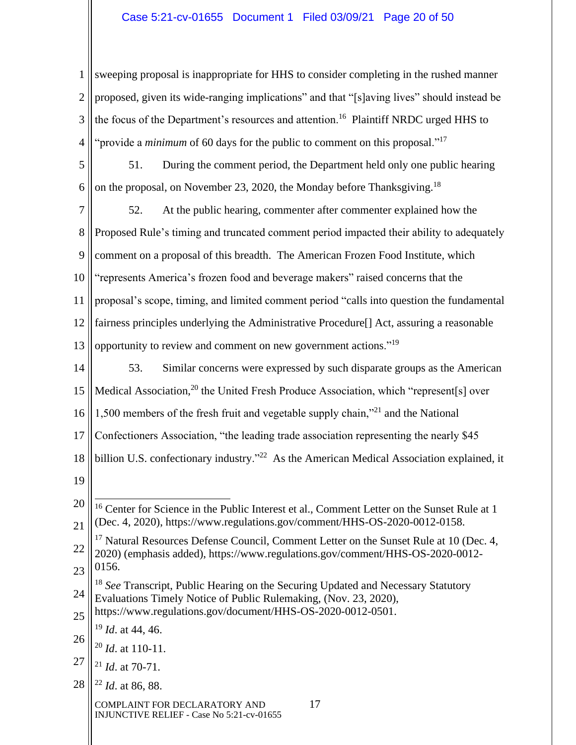sweeping proposal is inappropriate for HHS to consider completing in the rushed manner proposed, given its wide-ranging implications" and that "[s]aving lives" should instead be the focus of the Department's resources and attention.[16] Plaintiff NRDC urged HHS to "provide a *minimum* of 60 days for the public to comment on this proposal."[17]

51. During the comment period, the Department held only one public hearing on the proposal, on November 23, 2020, the Monday before Thanksgiving.[18]

52. At the public hearing, commenter after commenter explained how the Proposed Rule's timing and truncated comment period impacted their ability to adequately comment on a proposal of this breadth. The American Frozen Food Institute, which "represents America's frozen food and beverage makers" raised concerns that the proposal's scope, timing, and limited comment period "calls into question the fundamental fairness principles underlying the Administrative Procedure[] Act, assuring a reasonable opportunity to review and comment on new government actions."[19]

53. Similar concerns were expressed by such disparate groups as the American Medical Association,[20] the United Fresh Produce Association, which "represent[s] over 1,500 members of the fresh fruit and vegetable supply chain,"[21] and the National Confectioners Association, "the leading trade association representing the nearly $45 billion U.S. confectionary industry."[22] As the American Medical Association explained, it

---

[16] Center for Science in the Public Interest et al., Comment Letter on the Sunset Rule at 1 (Dec. 4, 2020), https://www.regulations.gov/comment/HHS-OS-2020-0012-0158.

[17] Natural Resources Defense Council, Comment Letter on the Sunset Rule at 10 (Dec. 4, 2020) (emphasis added), https://www.regulations.gov/comment/HHS-OS-2020-0012-0156.

[18] *See* Transcript, Public Hearing on the Securing Updated and Necessary Statutory Evaluations Timely Notice of Public Rulemaking, (Nov. 23, 2020), https://www.regulations.gov/document/HHS-OS-2020-0012-0501.

[19] *Id*. at 44, 46.

[20] *Id*. at 110-11.

[21] *Id*. at 70-71.

[22] *Id*. at 86, 88.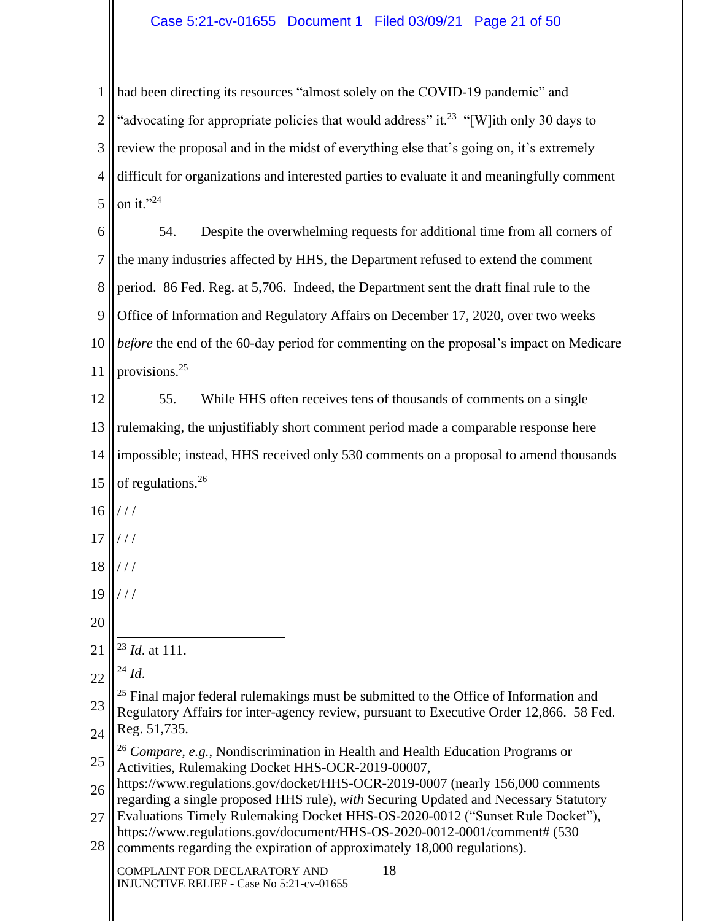had been directing its resources "almost solely on the COVID-19 pandemic" and "advocating for appropriate policies that would address" it.[23] "[W]ith only 30 days to review the proposal and in the midst of everything else that's going on, it's extremely difficult for organizations and interested parties to evaluate it and meaningfully comment on it."[24]

54. Despite the overwhelming requests for additional time from all corners of the many industries affected by HHS, the Department refused to extend the comment period. 86 Fed. Reg. at 5,706. Indeed, the Department sent the draft final rule to the Office of Information and Regulatory Affairs on December 17, 2020, over two weeks *before* the end of the 60-day period for commenting on the proposal's impact on Medicare provisions.[25]

55. While HHS often receives tens of thousands of comments on a single rulemaking, the unjustifiably short comment period made a comparable response here impossible; instead, HHS received only 530 comments on a proposal to amend thousands of regulations.[26]

/ / /

/ / /

/ / /

/ / /

---

[23] *Id*. at 111.

[24] *Id*.

[25] Final major federal rulemakings must be submitted to the Office of Information and Regulatory Affairs for inter-agency review, pursuant to Executive Order 12,866. 58 Fed. Reg. 51,735.

[26] *Compare, e.g.,* Nondiscrimination in Health and Health Education Programs or Activities, Rulemaking Docket HHS-OCR-2019-00007, https://www.regulations.gov/docket/HHS-OCR-2019-0007 (nearly 156,000 comments regarding a single proposed HHS rule), *with* Securing Updated and Necessary Statutory Evaluations Timely Rulemaking Docket HHS-OS-2020-0012 ("Sunset Rule Docket"), https://www.regulations.gov/document/HHS-OS-2020-0012-0001/comment# (530 comments regarding the expiration of approximately 18,000 regulations).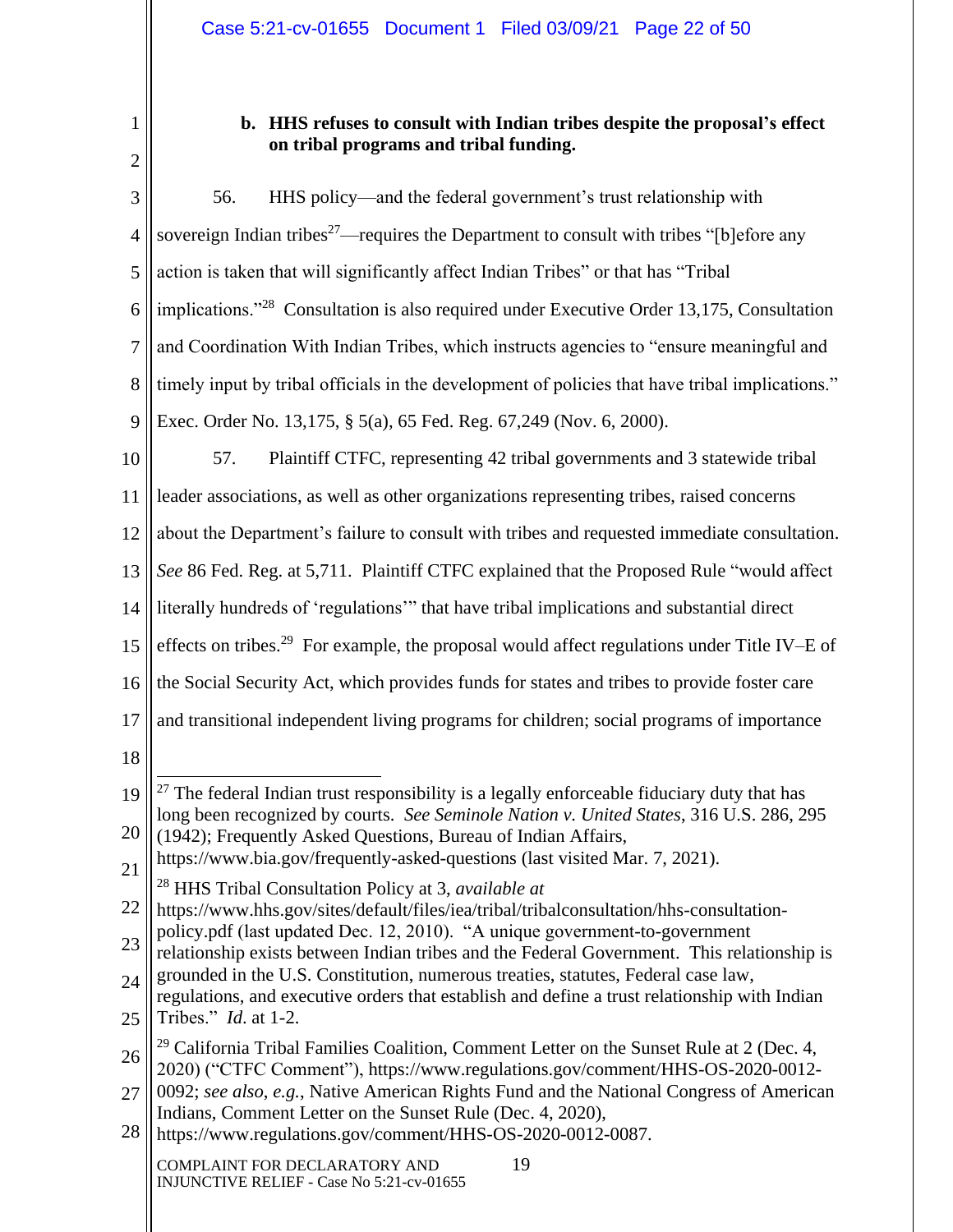**b. HHS refuses to consult with Indian tribes despite the proposal's effect on tribal programs and tribal funding.**

56. HHS policy—and the federal government's trust relationship with sovereign Indian tribes[27]—requires the Department to consult with tribes "[b]efore any action is taken that will significantly affect Indian Tribes" or that has "Tribal implications."[28] Consultation is also required under Executive Order 13,175, Consultation and Coordination With Indian Tribes, which instructs agencies to "ensure meaningful and timely input by tribal officials in the development of policies that have tribal implications." Exec. Order No. 13,175, § 5(a), 65 Fed. Reg. 67,249 (Nov. 6, 2000).

57. Plaintiff CTFC, representing 42 tribal governments and 3 statewide tribal leader associations, as well as other organizations representing tribes, raised concerns about the Department's failure to consult with tribes and requested immediate consultation. *See* 86 Fed. Reg. at 5,711. Plaintiff CTFC explained that the Proposed Rule "would affect literally hundreds of 'regulations'" that have tribal implications and substantial direct effects on tribes.[29] For example, the proposal would affect regulations under Title IV–E of the Social Security Act, which provides funds for states and tribes to provide foster care and transitional independent living programs for children; social programs of importance

---

[27] The federal Indian trust responsibility is a legally enforceable fiduciary duty that has long been recognized by courts. *See Seminole Nation v. United States*, 316 U.S. 286, 295 (1942); Frequently Asked Questions, Bureau of Indian Affairs, https://www.bia.gov/frequently-asked-questions (last visited Mar. 7, 2021).

[28] HHS Tribal Consultation Policy at 3, *available at* https://www.hhs.gov/sites/default/files/iea/tribal/tribalconsultation/hhs-consultation-policy.pdf (last updated Dec. 12, 2010). "A unique government-to-government relationship exists between Indian tribes and the Federal Government. This relationship is grounded in the U.S. Constitution, numerous treaties, statutes, Federal case law, regulations, and executive orders that establish and define a trust relationship with Indian Tribes." *Id.* at 1-2.

[29] California Tribal Families Coalition, Comment Letter on the Sunset Rule at 2 (Dec. 4, 2020) ("CTFC Comment"), https://www.regulations.gov/comment/HHS-OS-2020-0012-0092; *see also*, *e.g.*, Native American Rights Fund and the National Congress of American Indians, Comment Letter on the Sunset Rule (Dec. 4, 2020), https://www.regulations.gov/comment/HHS-OS-2020-0012-0087.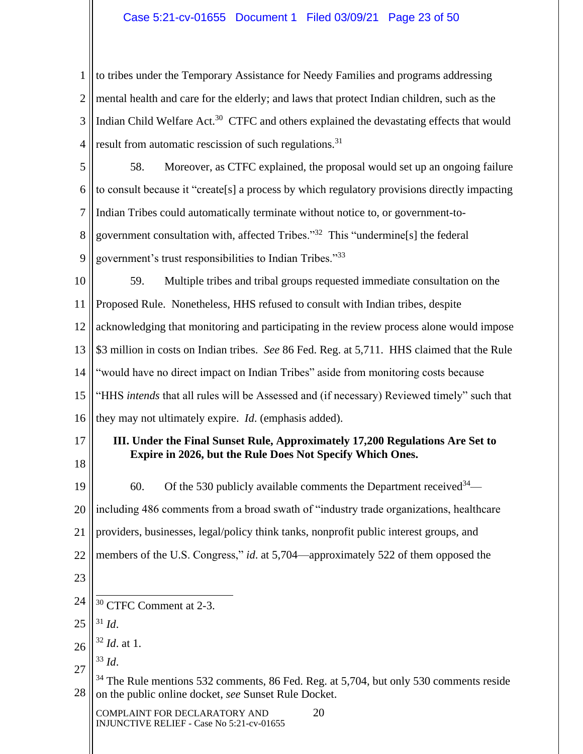to tribes under the Temporary Assistance for Needy Families and programs addressing mental health and care for the elderly; and laws that protect Indian children, such as the Indian Child Welfare Act.[30] CTFC and others explained the devastating effects that would result from automatic rescission of such regulations.[31]

58. Moreover, as CTFC explained, the proposal would set up an ongoing failure to consult because it "create[s] a process by which regulatory provisions directly impacting Indian Tribes could automatically terminate without notice to, or government-to-government consultation with, affected Tribes."[32] This "undermine[s] the federal government's trust responsibilities to Indian Tribes."[33]

59. Multiple tribes and tribal groups requested immediate consultation on the Proposed Rule. Nonetheless, HHS refused to consult with Indian tribes, despite acknowledging that monitoring and participating in the review process alone would impose $3 million in costs on Indian tribes. *See* 86 Fed. Reg. at 5,711. HHS claimed that the Rule "would have no direct impact on Indian Tribes" aside from monitoring costs because "HHS *intends* that all rules will be Assessed and (if necessary) Reviewed timely" such that they may not ultimately expire. *Id.* (emphasis added).

### III. Under the Final Sunset Rule, Approximately 17,200 Regulations Are Set to Expire in 2026, but the Rule Does Not Specify Which Ones.

60. Of the 530 publicly available comments the Department received[34]—including 486 comments from a broad swath of "industry trade organizations, healthcare providers, businesses, legal/policy think tanks, nonprofit public interest groups, and members of the U.S. Congress," *id.* at 5,704—approximately 522 of them opposed the

---

[30] CTFC Comment at 2-3.

[31] *Id*.

[32] *Id*. at 1.

[33] *Id*.

[34] The Rule mentions 532 comments, 86 Fed. Reg. at 5,704, but only 530 comments reside on the public online docket, *see* Sunset Rule Docket.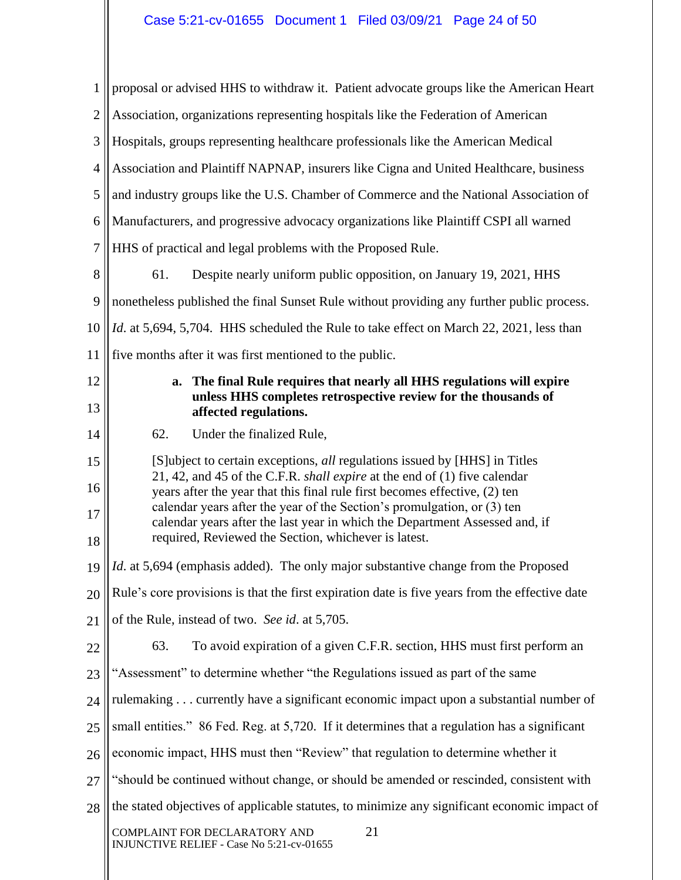proposal or advised HHS to withdraw it. Patient advocate groups like the American Heart Association, organizations representing hospitals like the Federation of American Hospitals, groups representing healthcare professionals like the American Medical Association and Plaintiff NAPNAP, insurers like Cigna and United Healthcare, business and industry groups like the U.S. Chamber of Commerce and the National Association of Manufacturers, and progressive advocacy organizations like Plaintiff CSPI all warned HHS of practical and legal problems with the Proposed Rule.

61. Despite nearly uniform public opposition, on January 19, 2021, HHS nonetheless published the final Sunset Rule without providing any further public process. *Id.* at 5,694, 5,704. HHS scheduled the Rule to take effect on March 22, 2021, less than five months after it was first mentioned to the public.

**a. The final Rule requires that nearly all HHS regulations will expire unless HHS completes retrospective review for the thousands of affected regulations.**

62. Under the finalized Rule,

> [S]ubject to certain exceptions, *all* regulations issued by [HHS] in Titles 21, 42, and 45 of the C.F.R. *shall expire* at the end of (1) five calendar years after the year that this final rule first becomes effective, (2) ten calendar years after the year of the Section's promulgation, or (3) ten calendar years after the last year in which the Department Assessed and, if required, Reviewed the Section, whichever is latest.

*Id.* at 5,694 (emphasis added). The only major substantive change from the Proposed Rule's core provisions is that the first expiration date is five years from the effective date of the Rule, instead of two. *See id.* at 5,705.

63. To avoid expiration of a given C.F.R. section, HHS must first perform an "Assessment" to determine whether "the Regulations issued as part of the same rulemaking . . . currently have a significant economic impact upon a substantial number of small entities." 86 Fed. Reg. at 5,720. If it determines that a regulation has a significant economic impact, HHS must then "Review" that regulation to determine whether it "should be continued without change, or should be amended or rescinded, consistent with the stated objectives of applicable statutes, to minimize any significant economic impact of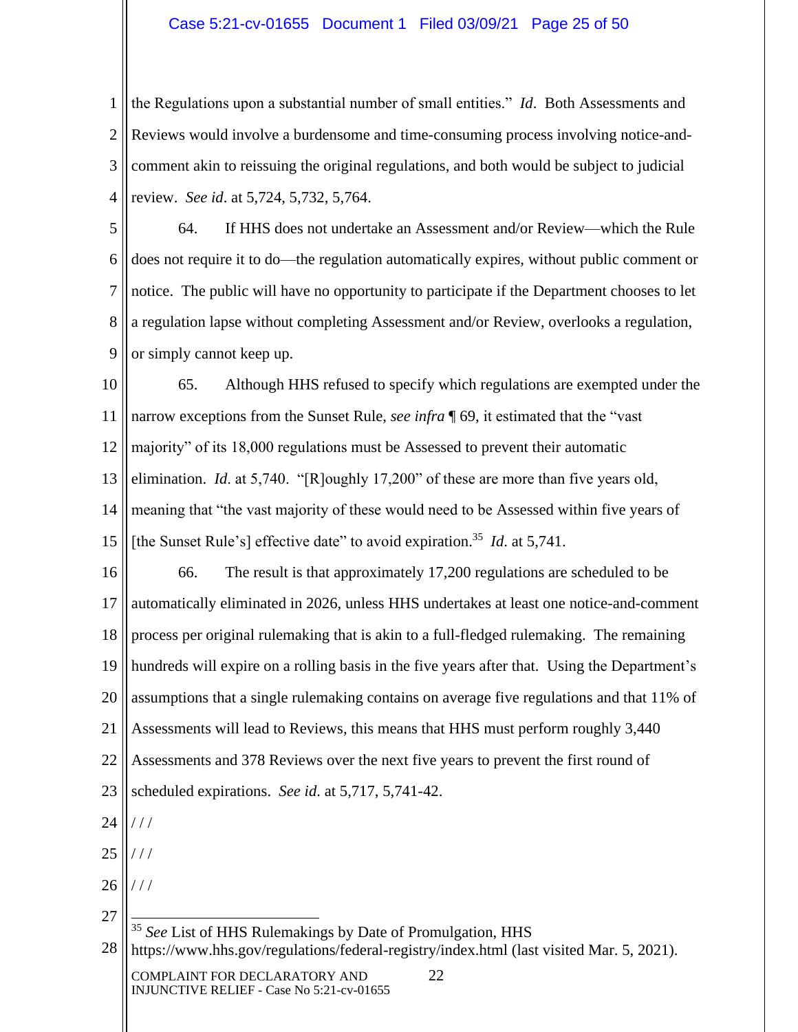the Regulations upon a substantial number of small entities." *Id*. Both Assessments and Reviews would involve a burdensome and time-consuming process involving notice-and-comment akin to reissuing the original regulations, and both would be subject to judicial review. *See id*. at 5,724, 5,732, 5,764.

64. If HHS does not undertake an Assessment and/or Review—which the Rule does not require it to do—the regulation automatically expires, without public comment or notice. The public will have no opportunity to participate if the Department chooses to let a regulation lapse without completing Assessment and/or Review, overlooks a regulation, or simply cannot keep up.

65. Although HHS refused to specify which regulations are exempted under the narrow exceptions from the Sunset Rule, *see infra* ¶ 69, it estimated that the "vast majority" of its 18,000 regulations must be Assessed to prevent their automatic elimination. *Id*. at 5,740. "[R]oughly 17,200" of these are more than five years old, meaning that "the vast majority of these would need to be Assessed within five years of [the Sunset Rule's] effective date" to avoid expiration.[35] *Id*. at 5,741.

66. The result is that approximately 17,200 regulations are scheduled to be automatically eliminated in 2026, unless HHS undertakes at least one notice-and-comment process per original rulemaking that is akin to a full-fledged rulemaking. The remaining hundreds will expire on a rolling basis in the five years after that. Using the Department's assumptions that a single rulemaking contains on average five regulations and that 11% of Assessments will lead to Reviews, this means that HHS must perform roughly 3,440 Assessments and 378 Reviews over the next five years to prevent the first round of scheduled expirations. *See id*. at 5,717, 5,741-42.

/ / /

/ / /

/ / /

[35] *See* List of HHS Rulemakings by Date of Promulgation, HHS https://www.hhs.gov/regulations/federal-registry/index.html (last visited Mar. 5, 2021).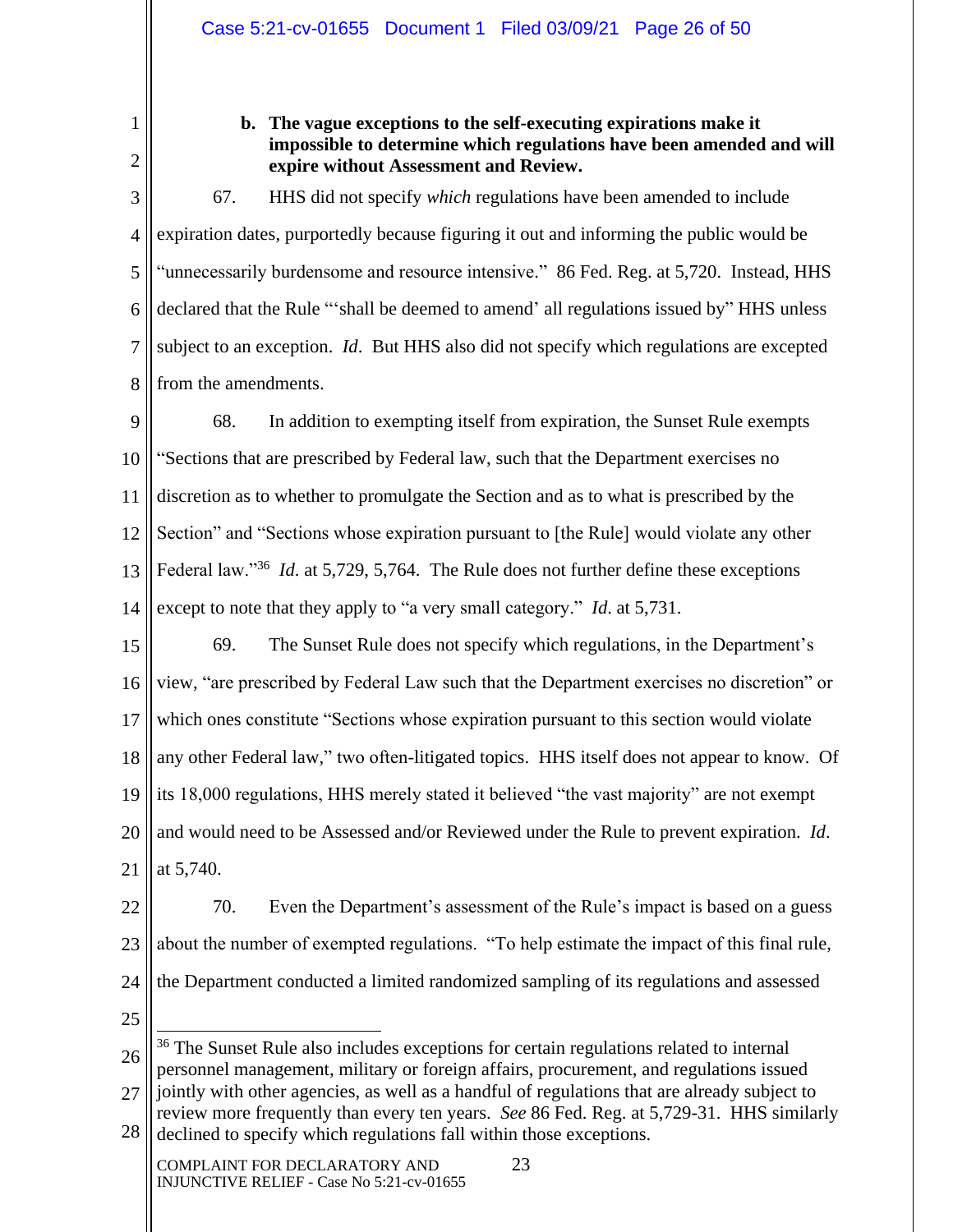**b. The vague exceptions to the self-executing expirations make it impossible to determine which regulations have been amended and will expire without Assessment and Review.**

67. HHS did not specify *which* regulations have been amended to include expiration dates, purportedly because figuring it out and informing the public would be "unnecessarily burdensome and resource intensive." 86 Fed. Reg. at 5,720. Instead, HHS declared that the Rule "'shall be deemed to amend' all regulations issued by" HHS unless subject to an exception. *Id*. But HHS also did not specify which regulations are excepted from the amendments.

68. In addition to exempting itself from expiration, the Sunset Rule exempts "Sections that are prescribed by Federal law, such that the Department exercises no discretion as to whether to promulgate the Section and as to what is prescribed by the Section" and "Sections whose expiration pursuant to [the Rule] would violate any other Federal law."[36] *Id*. at 5,729, 5,764. The Rule does not further define these exceptions except to note that they apply to "a very small category." *Id*. at 5,731.

69. The Sunset Rule does not specify which regulations, in the Department's view, "are prescribed by Federal Law such that the Department exercises no discretion" or which ones constitute "Sections whose expiration pursuant to this section would violate any other Federal law," two often-litigated topics. HHS itself does not appear to know. Of its 18,000 regulations, HHS merely stated it believed "the vast majority" are not exempt and would need to be Assessed and/or Reviewed under the Rule to prevent expiration. *Id*. at 5,740.

70. Even the Department's assessment of the Rule's impact is based on a guess about the number of exempted regulations. "To help estimate the impact of this final rule, the Department conducted a limited randomized sampling of its regulations and assessed

---

[36] The Sunset Rule also includes exceptions for certain regulations related to internal personnel management, military or foreign affairs, procurement, and regulations issued jointly with other agencies, as well as a handful of regulations that are already subject to review more frequently than every ten years. *See* 86 Fed. Reg. at 5,729-31. HHS similarly declined to specify which regulations fall within those exceptions.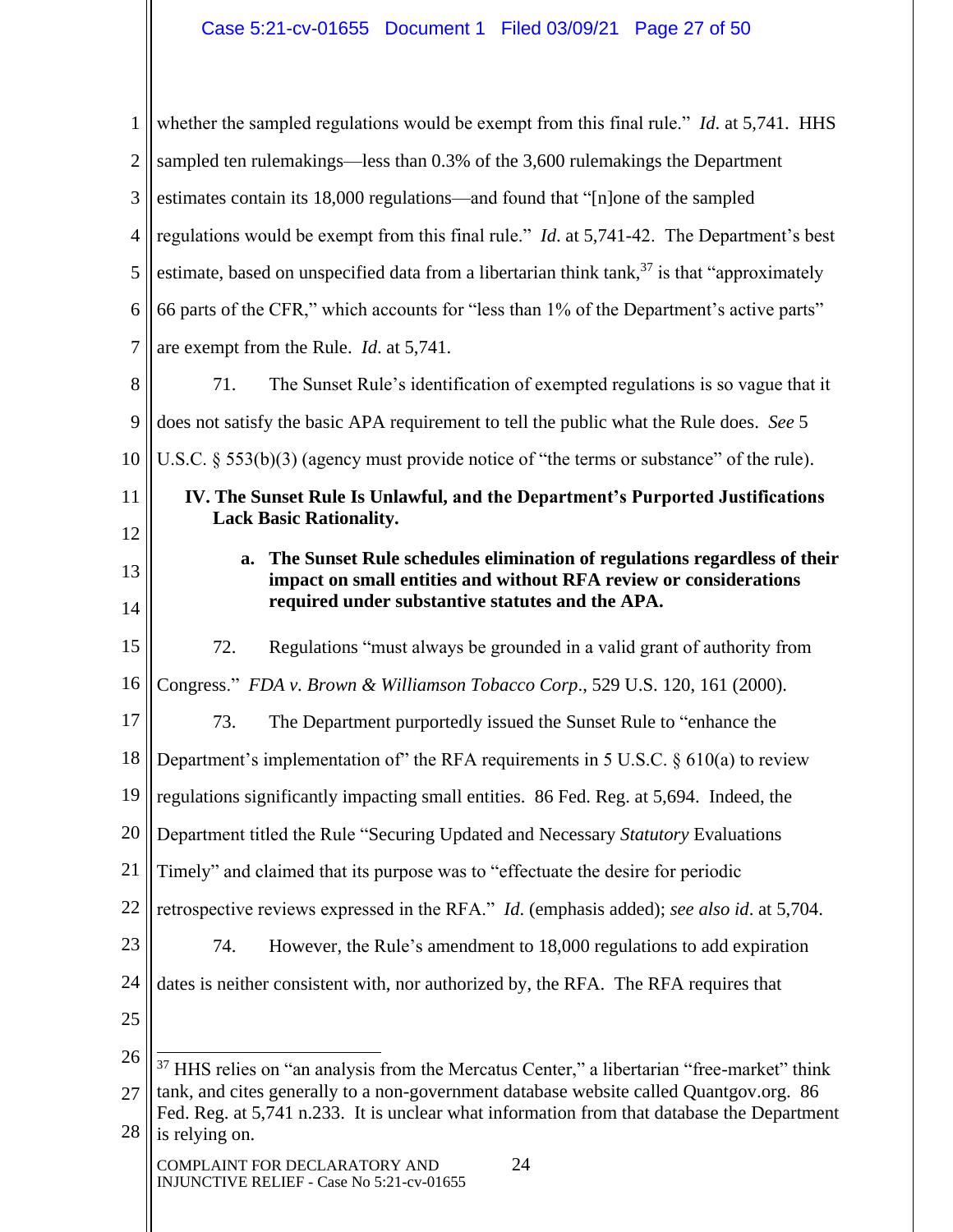whether the sampled regulations would be exempt from this final rule." *Id.* at 5,741. HHS sampled ten rulemakings—less than 0.3% of the 3,600 rulemakings the Department estimates contain its 18,000 regulations—and found that "[n]one of the sampled regulations would be exempt from this final rule." *Id.* at 5,741-42. The Department's best estimate, based on unspecified data from a libertarian think tank,[37] is that "approximately 66 parts of the CFR," which accounts for "less than 1% of the Department's active parts" are exempt from the Rule. *Id.* at 5,741.

71. The Sunset Rule's identification of exempted regulations is so vague that it does not satisfy the basic APA requirement to tell the public what the Rule does. *See* 5 U.S.C. § 553(b)(3) (agency must provide notice of "the terms or substance" of the rule).

## IV. The Sunset Rule Is Unlawful, and the Department's Purported Justifications Lack Basic Rationality.

### a. The Sunset Rule schedules elimination of regulations regardless of their impact on small entities and without RFA review or considerations required under substantive statutes and the APA.

72. Regulations "must always be grounded in a valid grant of authority from Congress." *FDA v. Brown & Williamson Tobacco Corp.*, 529 U.S. 120, 161 (2000).

73. The Department purportedly issued the Sunset Rule to "enhance the Department's implementation of" the RFA requirements in 5 U.S.C. § 610(a) to review regulations significantly impacting small entities. 86 Fed. Reg. at 5,694. Indeed, the Department titled the Rule "Securing Updated and Necessary *Statutory* Evaluations Timely" and claimed that its purpose was to "effectuate the desire for periodic retrospective reviews expressed in the RFA." *Id.* (emphasis added); *see also id.* at 5,704.

74. However, the Rule's amendment to 18,000 regulations to add expiration dates is neither consistent with, nor authorized by, the RFA. The RFA requires that

---

[37] HHS relies on "an analysis from the Mercatus Center," a libertarian "free-market" think tank, and cites generally to a non-government database website called Quantgov.org. 86 Fed. Reg. at 5,741 n.233. It is unclear what information from that database the Department is relying on.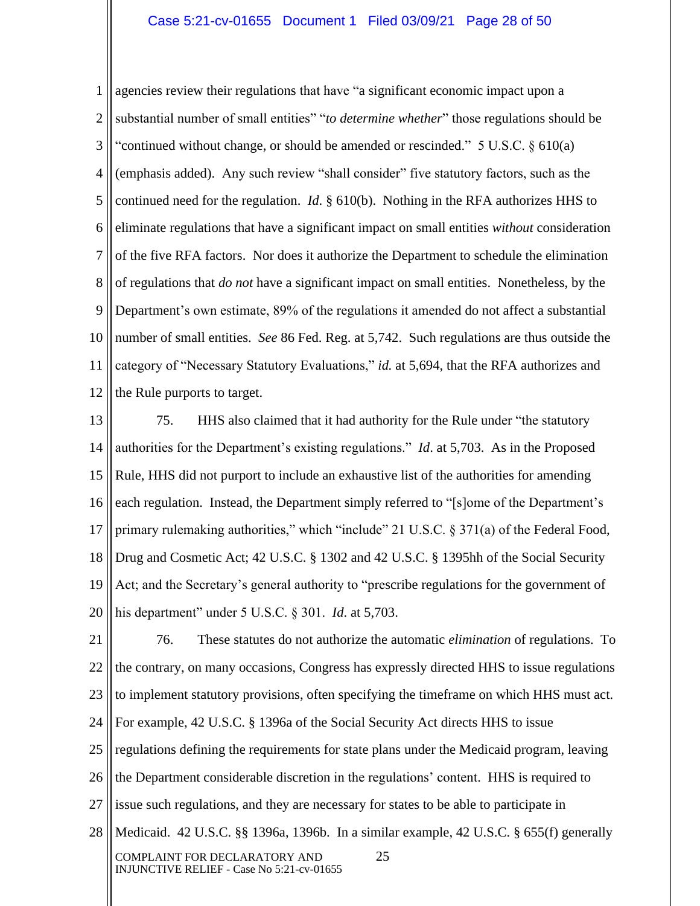agencies review their regulations that have "a significant economic impact upon a substantial number of small entities" "*to determine whether*" those regulations should be "continued without change, or should be amended or rescinded." 5 U.S.C. § 610(a) (emphasis added). Any such review "shall consider" five statutory factors, such as the continued need for the regulation. *Id*. § 610(b). Nothing in the RFA authorizes HHS to eliminate regulations that have a significant impact on small entities *without* consideration of the five RFA factors. Nor does it authorize the Department to schedule the elimination of regulations that *do not* have a significant impact on small entities. Nonetheless, by the Department's own estimate, 89% of the regulations it amended do not affect a substantial number of small entities. *See* 86 Fed. Reg. at 5,742. Such regulations are thus outside the category of "Necessary Statutory Evaluations," *id.* at 5,694, that the RFA authorizes and the Rule purports to target.

75. HHS also claimed that it had authority for the Rule under "the statutory authorities for the Department's existing regulations." *Id*. at 5,703. As in the Proposed Rule, HHS did not purport to include an exhaustive list of the authorities for amending each regulation. Instead, the Department simply referred to "[s]ome of the Department's primary rulemaking authorities," which "include" 21 U.S.C. § 371(a) of the Federal Food, Drug and Cosmetic Act; 42 U.S.C. § 1302 and 42 U.S.C. § 1395hh of the Social Security Act; and the Secretary's general authority to "prescribe regulations for the government of his department" under 5 U.S.C. § 301. *Id.* at 5,703.

76. These statutes do not authorize the automatic *elimination* of regulations. To the contrary, on many occasions, Congress has expressly directed HHS to issue regulations to implement statutory provisions, often specifying the timeframe on which HHS must act. For example, 42 U.S.C. § 1396a of the Social Security Act directs HHS to issue regulations defining the requirements for state plans under the Medicaid program, leaving the Department considerable discretion in the regulations' content. HHS is required to issue such regulations, and they are necessary for states to be able to participate in Medicaid. 42 U.S.C. §§ 1396a, 1396b. In a similar example, 42 U.S.C. § 655(f) generally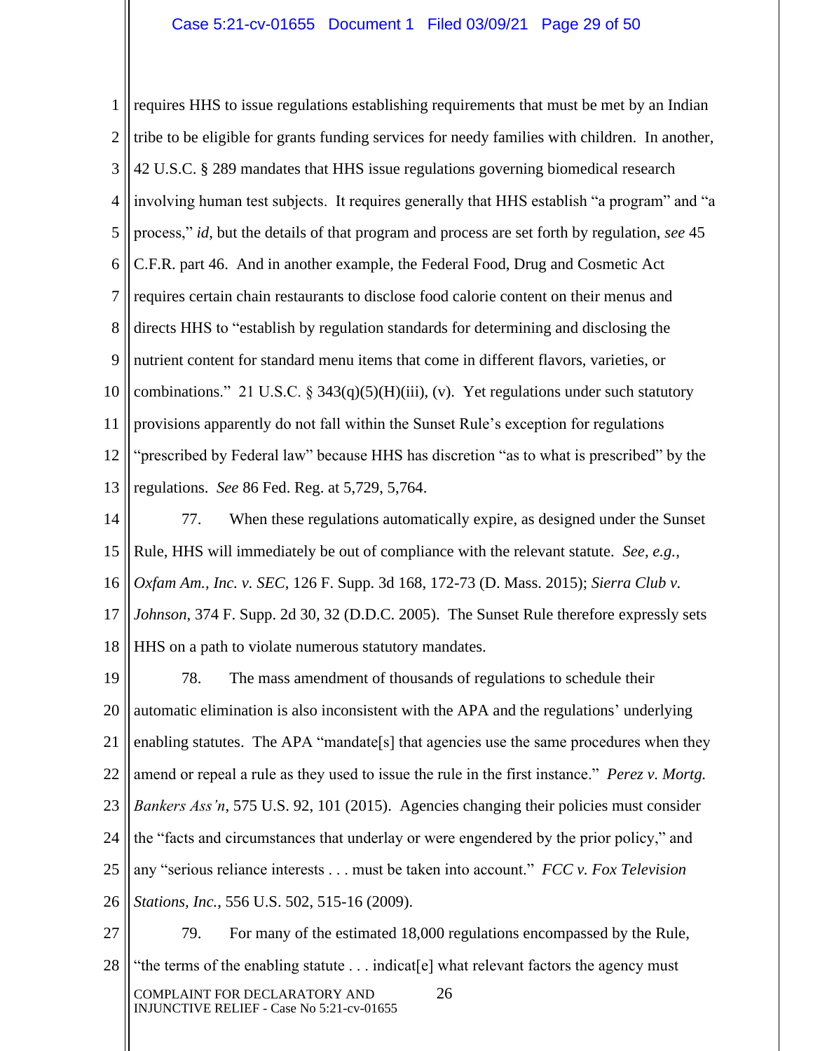requires HHS to issue regulations establishing requirements that must be met by an Indian tribe to be eligible for grants funding services for needy families with children. In another, 42 U.S.C. § 289 mandates that HHS issue regulations governing biomedical research involving human test subjects. It requires generally that HHS establish "a program" and "a process," *id*, but the details of that program and process are set forth by regulation, *see* 45 C.F.R. part 46. And in another example, the Federal Food, Drug and Cosmetic Act requires certain chain restaurants to disclose food calorie content on their menus and directs HHS to "establish by regulation standards for determining and disclosing the nutrient content for standard menu items that come in different flavors, varieties, or combinations." 21 U.S.C. § 343(q)(5)(H)(iii), (v). Yet regulations under such statutory provisions apparently do not fall within the Sunset Rule's exception for regulations "prescribed by Federal law" because HHS has discretion "as to what is prescribed" by the regulations. *See* 86 Fed. Reg. at 5,729, 5,764.

77. When these regulations automatically expire, as designed under the Sunset Rule, HHS will immediately be out of compliance with the relevant statute. *See, e.g.*, *Oxfam Am., Inc. v. SEC*, 126 F. Supp. 3d 168, 172-73 (D. Mass. 2015); *Sierra Club v. Johnson*, 374 F. Supp. 2d 30, 32 (D.D.C. 2005). The Sunset Rule therefore expressly sets HHS on a path to violate numerous statutory mandates.

78. The mass amendment of thousands of regulations to schedule their automatic elimination is also inconsistent with the APA and the regulations' underlying enabling statutes. The APA "mandate[s] that agencies use the same procedures when they amend or repeal a rule as they used to issue the rule in the first instance." *Perez v. Mortg. Bankers Ass'n*, 575 U.S. 92, 101 (2015). Agencies changing their policies must consider the "facts and circumstances that underlay or were engendered by the prior policy," and any "serious reliance interests . . . must be taken into account." *FCC v. Fox Television Stations, Inc.*, 556 U.S. 502, 515-16 (2009).

79. For many of the estimated 18,000 regulations encompassed by the Rule, "the terms of the enabling statute . . . indicat[e] what relevant factors the agency must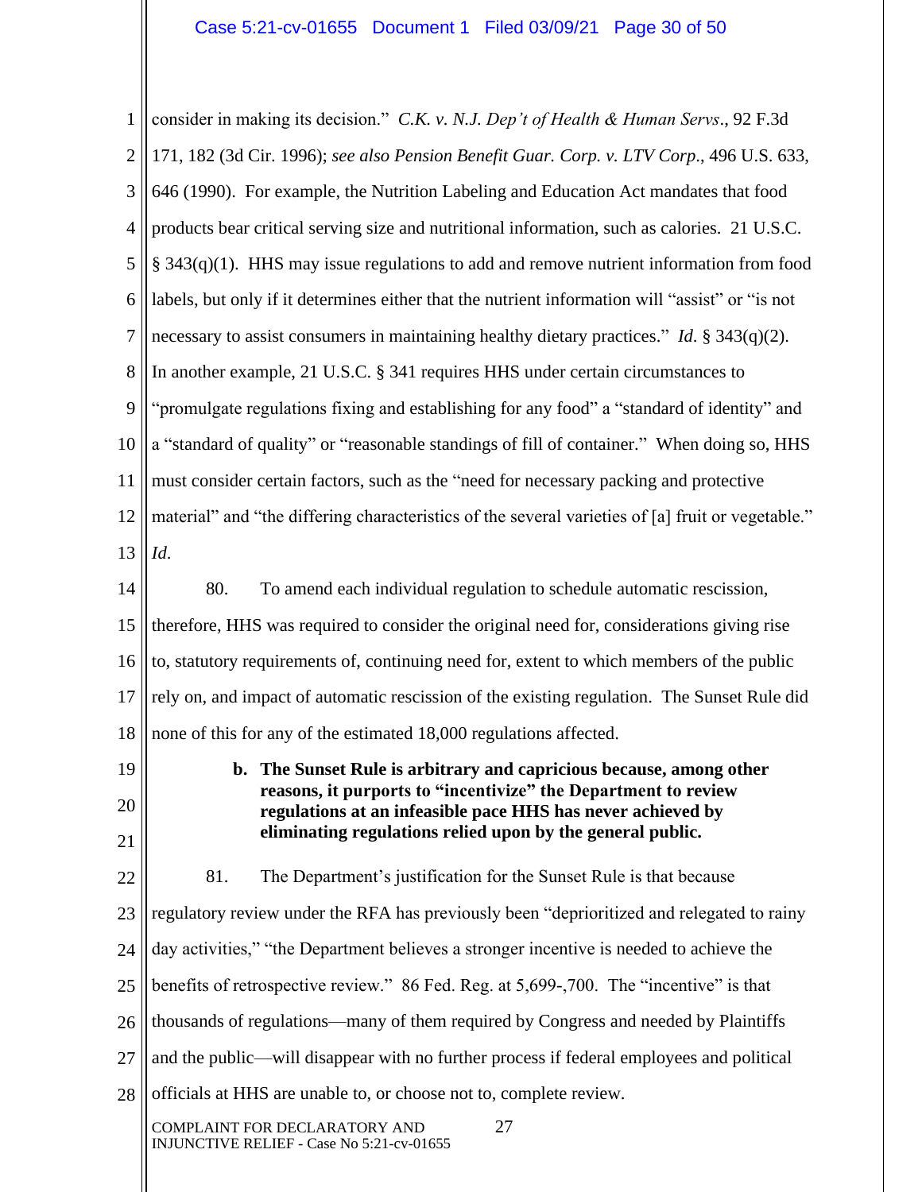consider in making its decision." *C.K. v. N.J. Dep't of Health & Human Servs*., 92 F.3d 171, 182 (3d Cir. 1996); *see also Pension Benefit Guar. Corp. v. LTV Corp*., 496 U.S. 633, 646 (1990). For example, the Nutrition Labeling and Education Act mandates that food products bear critical serving size and nutritional information, such as calories. 21 U.S.C. § 343(q)(1). HHS may issue regulations to add and remove nutrient information from food labels, but only if it determines either that the nutrient information will "assist" or "is not necessary to assist consumers in maintaining healthy dietary practices." *Id*. § 343(q)(2). In another example, 21 U.S.C. § 341 requires HHS under certain circumstances to "promulgate regulations fixing and establishing for any food" a "standard of identity" and a "standard of quality" or "reasonable standings of fill of container." When doing so, HHS must consider certain factors, such as the "need for necessary packing and protective material" and "the differing characteristics of the several varieties of [a] fruit or vegetable." *Id*.

80. To amend each individual regulation to schedule automatic rescission, therefore, HHS was required to consider the original need for, considerations giving rise to, statutory requirements of, continuing need for, extent to which members of the public rely on, and impact of automatic rescission of the existing regulation. The Sunset Rule did none of this for any of the estimated 18,000 regulations affected.

**b. The Sunset Rule is arbitrary and capricious because, among other reasons, it purports to "incentivize" the Department to review regulations at an infeasible pace HHS has never achieved by eliminating regulations relied upon by the general public.**

81. The Department's justification for the Sunset Rule is that because regulatory review under the RFA has previously been "deprioritized and relegated to rainy day activities," "the Department believes a stronger incentive is needed to achieve the benefits of retrospective review." 86 Fed. Reg. at 5,699-,700. The "incentive" is that thousands of regulations—many of them required by Congress and needed by Plaintiffs and the public—will disappear with no further process if federal employees and political officials at HHS are unable to, or choose not to, complete review.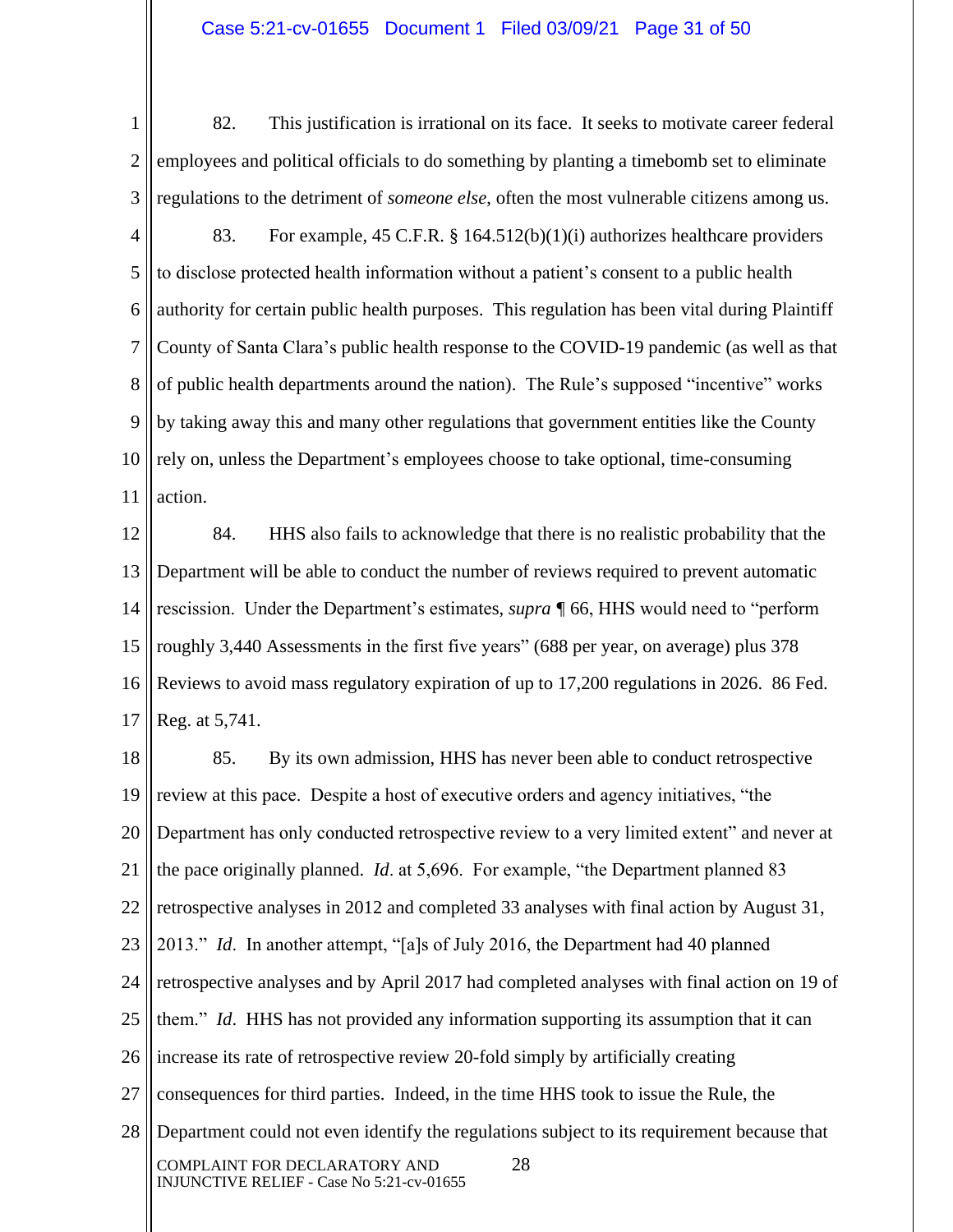82. This justification is irrational on its face. It seeks to motivate career federal employees and political officials to do something by planting a timebomb set to eliminate regulations to the detriment of *someone else*, often the most vulnerable citizens among us.

83. For example, 45 C.F.R. § 164.512(b)(1)(i) authorizes healthcare providers to disclose protected health information without a patient's consent to a public health authority for certain public health purposes. This regulation has been vital during Plaintiff County of Santa Clara's public health response to the COVID-19 pandemic (as well as that of public health departments around the nation). The Rule's supposed "incentive" works by taking away this and many other regulations that government entities like the County rely on, unless the Department's employees choose to take optional, time-consuming action.

84. HHS also fails to acknowledge that there is no realistic probability that the Department will be able to conduct the number of reviews required to prevent automatic rescission. Under the Department's estimates, *supra* ¶ 66, HHS would need to "perform roughly 3,440 Assessments in the first five years" (688 per year, on average) plus 378 Reviews to avoid mass regulatory expiration of up to 17,200 regulations in 2026. 86 Fed. Reg. at 5,741.

85. By its own admission, HHS has never been able to conduct retrospective review at this pace. Despite a host of executive orders and agency initiatives, "the Department has only conducted retrospective review to a very limited extent" and never at the pace originally planned. *Id*. at 5,696. For example, "the Department planned 83 retrospective analyses in 2012 and completed 33 analyses with final action by August 31, 2013." *Id*. In another attempt, "[a]s of July 2016, the Department had 40 planned retrospective analyses and by April 2017 had completed analyses with final action on 19 of them." *Id*. HHS has not provided any information supporting its assumption that it can increase its rate of retrospective review 20-fold simply by artificially creating consequences for third parties. Indeed, in the time HHS took to issue the Rule, the Department could not even identify the regulations subject to its requirement because that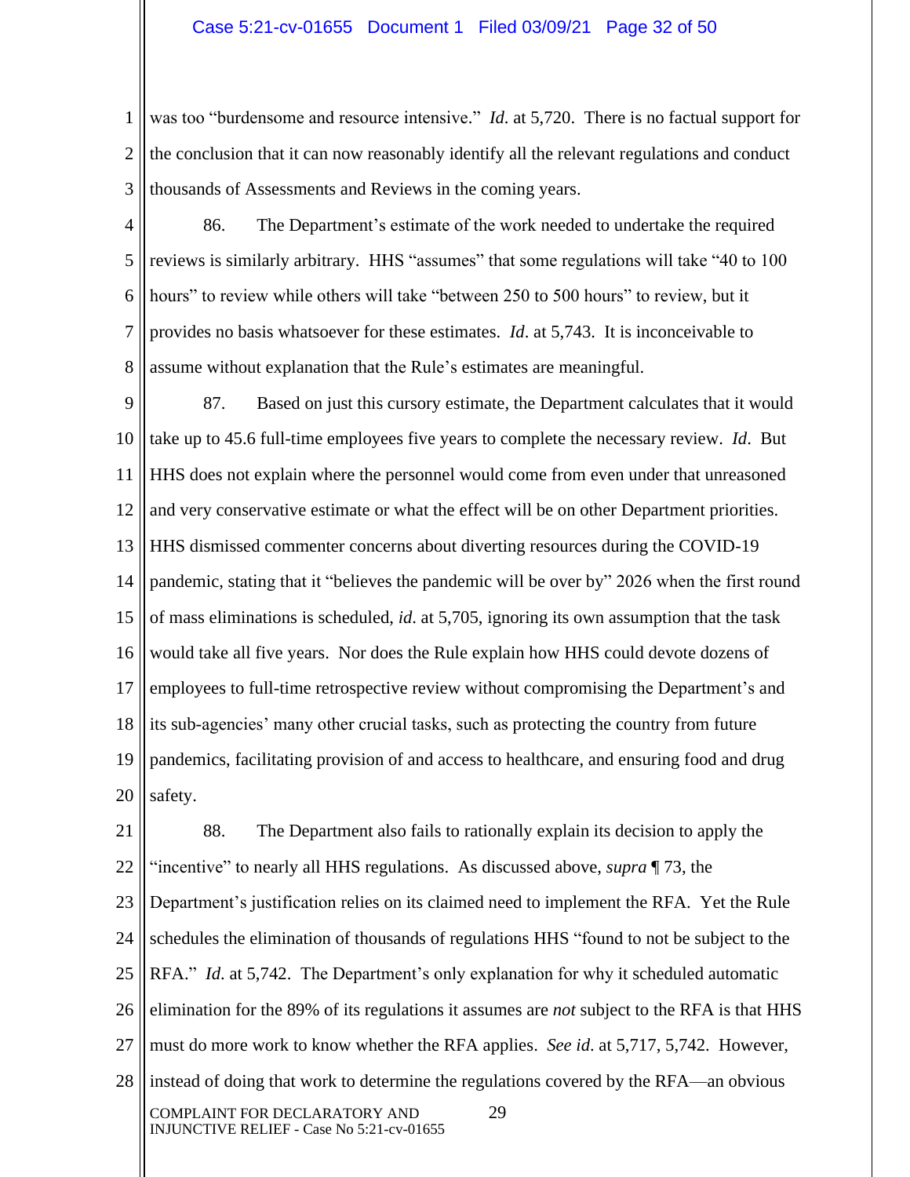was too "burdensome and resource intensive." *Id*. at 5,720. There is no factual support for the conclusion that it can now reasonably identify all the relevant regulations and conduct thousands of Assessments and Reviews in the coming years.

86. The Department's estimate of the work needed to undertake the required reviews is similarly arbitrary. HHS "assumes" that some regulations will take "40 to 100 hours" to review while others will take "between 250 to 500 hours" to review, but it provides no basis whatsoever for these estimates. *Id*. at 5,743. It is inconceivable to assume without explanation that the Rule's estimates are meaningful.

87. Based on just this cursory estimate, the Department calculates that it would take up to 45.6 full-time employees five years to complete the necessary review. *Id*. But HHS does not explain where the personnel would come from even under that unreasoned and very conservative estimate or what the effect will be on other Department priorities. HHS dismissed commenter concerns about diverting resources during the COVID-19 pandemic, stating that it "believes the pandemic will be over by" 2026 when the first round of mass eliminations is scheduled, *id*. at 5,705, ignoring its own assumption that the task would take all five years. Nor does the Rule explain how HHS could devote dozens of employees to full-time retrospective review without compromising the Department's and its sub-agencies' many other crucial tasks, such as protecting the country from future pandemics, facilitating provision of and access to healthcare, and ensuring food and drug safety.

88. The Department also fails to rationally explain its decision to apply the "incentive" to nearly all HHS regulations. As discussed above, *supra* ¶ 73, the Department's justification relies on its claimed need to implement the RFA. Yet the Rule schedules the elimination of thousands of regulations HHS "found to not be subject to the RFA." *Id*. at 5,742. The Department's only explanation for why it scheduled automatic elimination for the 89% of its regulations it assumes are *not* subject to the RFA is that HHS must do more work to know whether the RFA applies. *See id*. at 5,717, 5,742. However, instead of doing that work to determine the regulations covered by the RFA—an obvious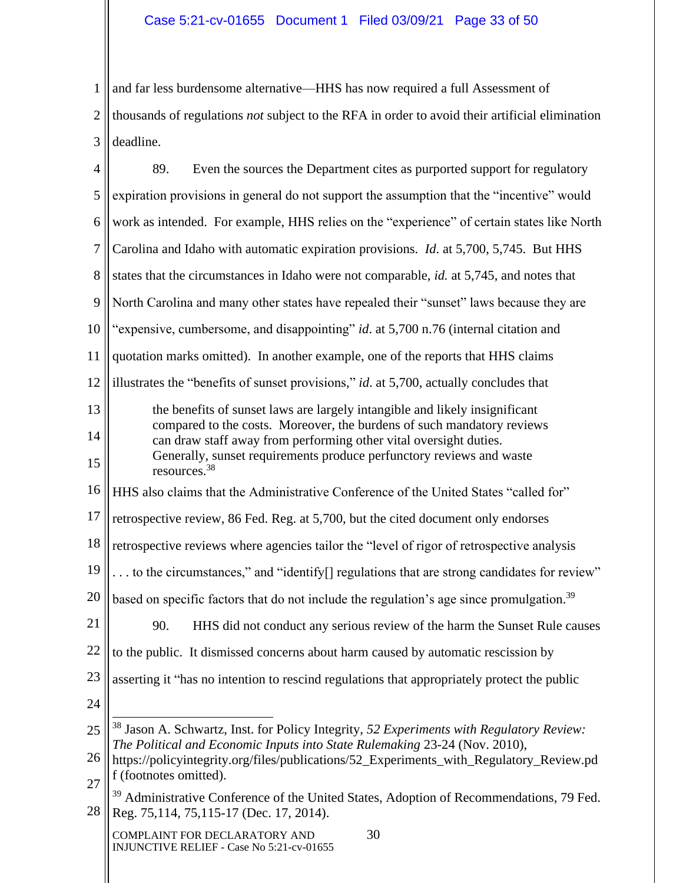and far less burdensome alternative—HHS has now required a full Assessment of thousands of regulations *not* subject to the RFA in order to avoid their artificial elimination deadline.

89. Even the sources the Department cites as purported support for regulatory expiration provisions in general do not support the assumption that the "incentive" would work as intended. For example, HHS relies on the "experience" of certain states like North Carolina and Idaho with automatic expiration provisions. *Id*. at 5,700, 5,745. But HHS states that the circumstances in Idaho were not comparable, *id.* at 5,745, and notes that North Carolina and many other states have repealed their "sunset" laws because they are "expensive, cumbersome, and disappointing" *id*. at 5,700 n.76 (internal citation and quotation marks omitted). In another example, one of the reports that HHS claims illustrates the "benefits of sunset provisions," *id*. at 5,700, actually concludes that

> the benefits of sunset laws are largely intangible and likely insignificant compared to the costs. Moreover, the burdens of such mandatory reviews can draw staff away from performing other vital oversight duties. Generally, sunset requirements produce perfunctory reviews and waste resources.[38]

HHS also claims that the Administrative Conference of the United States "called for" retrospective review, 86 Fed. Reg. at 5,700, but the cited document only endorses retrospective reviews where agencies tailor the "level of rigor of retrospective analysis . . . to the circumstances," and "identify[] regulations that are strong candidates for review" based on specific factors that do not include the regulation's age since promulgation.[39]

90. HHS did not conduct any serious review of the harm the Sunset Rule causes to the public. It dismissed concerns about harm caused by automatic rescission by asserting it "has no intention to rescind regulations that appropriately protect the public

---

[38] Jason A. Schwartz, Inst. for Policy Integrity, *52 Experiments with Regulatory Review: The Political and Economic Inputs into State Rulemaking* 23-24 (Nov. 2010), https://policyintegrity.org/files/publications/52_Experiments_with_Regulatory_Review.pdf (footnotes omitted).

[39] Administrative Conference of the United States, Adoption of Recommendations, 79 Fed. Reg. 75,114, 75,115-17 (Dec. 17, 2014).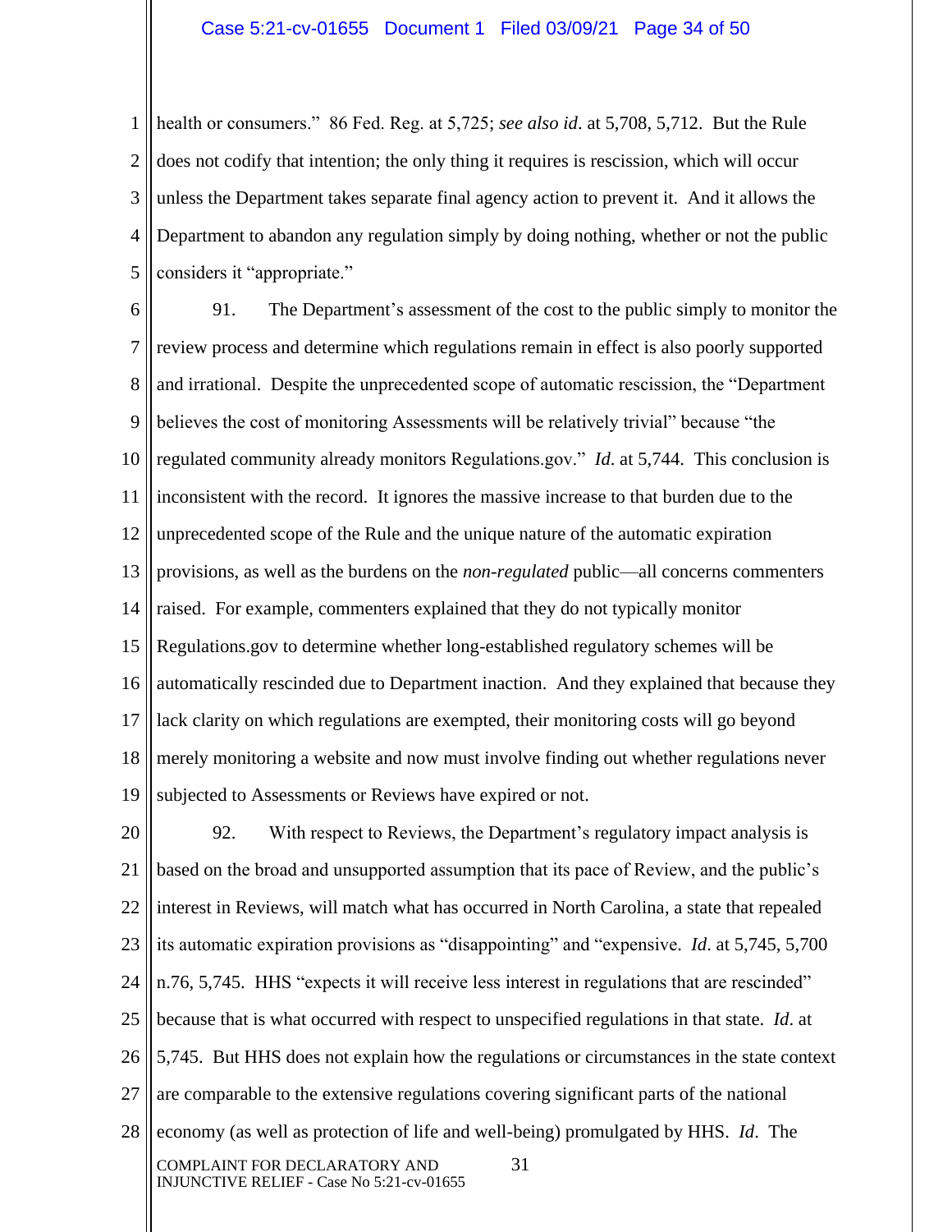health or consumers." 86 Fed. Reg. at 5,725; *see also id*. at 5,708, 5,712. But the Rule does not codify that intention; the only thing it requires is rescission, which will occur unless the Department takes separate final agency action to prevent it. And it allows the Department to abandon any regulation simply by doing nothing, whether or not the public considers it "appropriate."

91. The Department's assessment of the cost to the public simply to monitor the review process and determine which regulations remain in effect is also poorly supported and irrational. Despite the unprecedented scope of automatic rescission, the "Department believes the cost of monitoring Assessments will be relatively trivial" because "the regulated community already monitors Regulations.gov." *Id*. at 5,744. This conclusion is inconsistent with the record. It ignores the massive increase to that burden due to the unprecedented scope of the Rule and the unique nature of the automatic expiration provisions, as well as the burdens on the *non-regulated* public—all concerns commenters raised. For example, commenters explained that they do not typically monitor Regulations.gov to determine whether long-established regulatory schemes will be automatically rescinded due to Department inaction. And they explained that because they lack clarity on which regulations are exempted, their monitoring costs will go beyond merely monitoring a website and now must involve finding out whether regulations never subjected to Assessments or Reviews have expired or not.

92. With respect to Reviews, the Department's regulatory impact analysis is based on the broad and unsupported assumption that its pace of Review, and the public's interest in Reviews, will match what has occurred in North Carolina, a state that repealed its automatic expiration provisions as "disappointing" and "expensive. *Id*. at 5,745, 5,700 n.76, 5,745. HHS "expects it will receive less interest in regulations that are rescinded" because that is what occurred with respect to unspecified regulations in that state. *Id*. at 5,745. But HHS does not explain how the regulations or circumstances in the state context are comparable to the extensive regulations covering significant parts of the national economy (as well as protection of life and well-being) promulgated by HHS. *Id*. The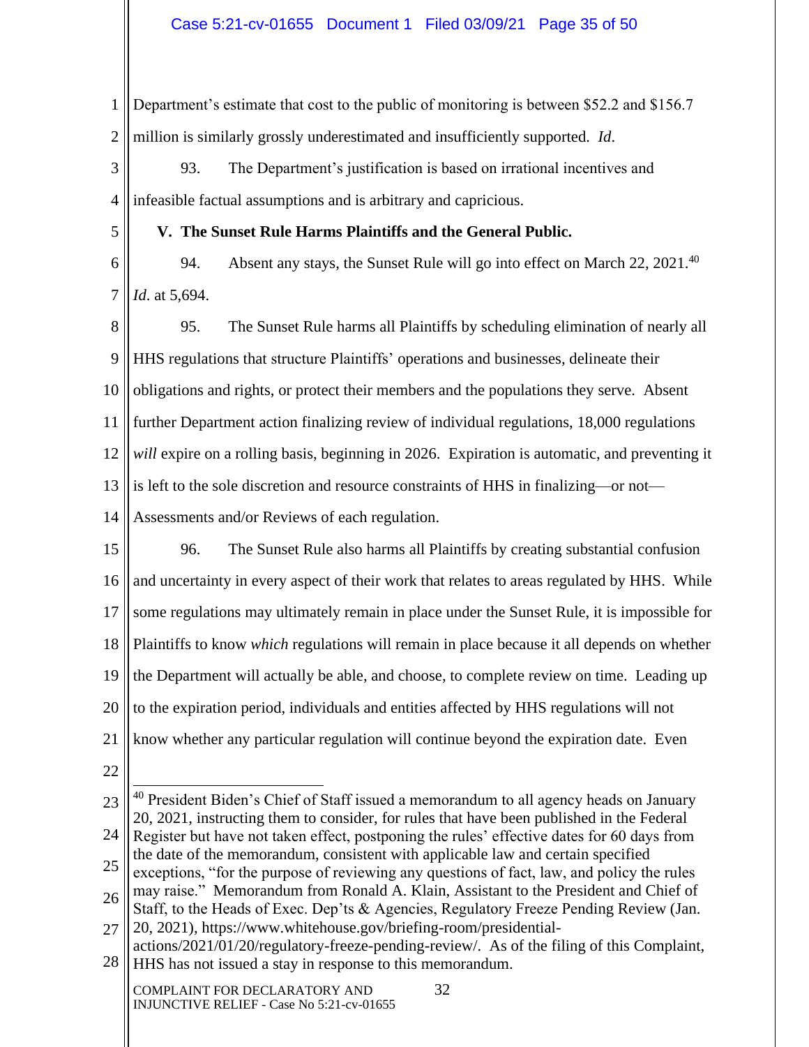Department's estimate that cost to the public of monitoring is between $52.2 and $156.7 million is similarly grossly underestimated and insufficiently supported. *Id*.

93. The Department's justification is based on irrational incentives and infeasible factual assumptions and is arbitrary and capricious.

**V. The Sunset Rule Harms Plaintiffs and the General Public.**

94. Absent any stays, the Sunset Rule will go into effect on March 22, 2021.[40] *Id*. at 5,694.

95. The Sunset Rule harms all Plaintiffs by scheduling elimination of nearly all HHS regulations that structure Plaintiffs' operations and businesses, delineate their obligations and rights, or protect their members and the populations they serve. Absent further Department action finalizing review of individual regulations, 18,000 regulations *will* expire on a rolling basis, beginning in 2026. Expiration is automatic, and preventing it is left to the sole discretion and resource constraints of HHS in finalizing—or not—Assessments and/or Reviews of each regulation.

96. The Sunset Rule also harms all Plaintiffs by creating substantial confusion and uncertainty in every aspect of their work that relates to areas regulated by HHS. While some regulations may ultimately remain in place under the Sunset Rule, it is impossible for Plaintiffs to know *which* regulations will remain in place because it all depends on whether the Department will actually be able, and choose, to complete review on time. Leading up to the expiration period, individuals and entities affected by HHS regulations will not know whether any particular regulation will continue beyond the expiration date. Even

---

[40] President Biden's Chief of Staff issued a memorandum to all agency heads on January 20, 2021, instructing them to consider, for rules that have been published in the Federal Register but have not taken effect, postponing the rules' effective dates for 60 days from the date of the memorandum, consistent with applicable law and certain specified exceptions, "for the purpose of reviewing any questions of fact, law, and policy the rules may raise." Memorandum from Ronald A. Klain, Assistant to the President and Chief of Staff, to the Heads of Exec. Dep'ts & Agencies, Regulatory Freeze Pending Review (Jan. 20, 2021), https://www.whitehouse.gov/briefing-room/presidential-actions/2021/01/20/regulatory-freeze-pending-review/. As of the filing of this Complaint, HHS has not issued a stay in response to this memorandum.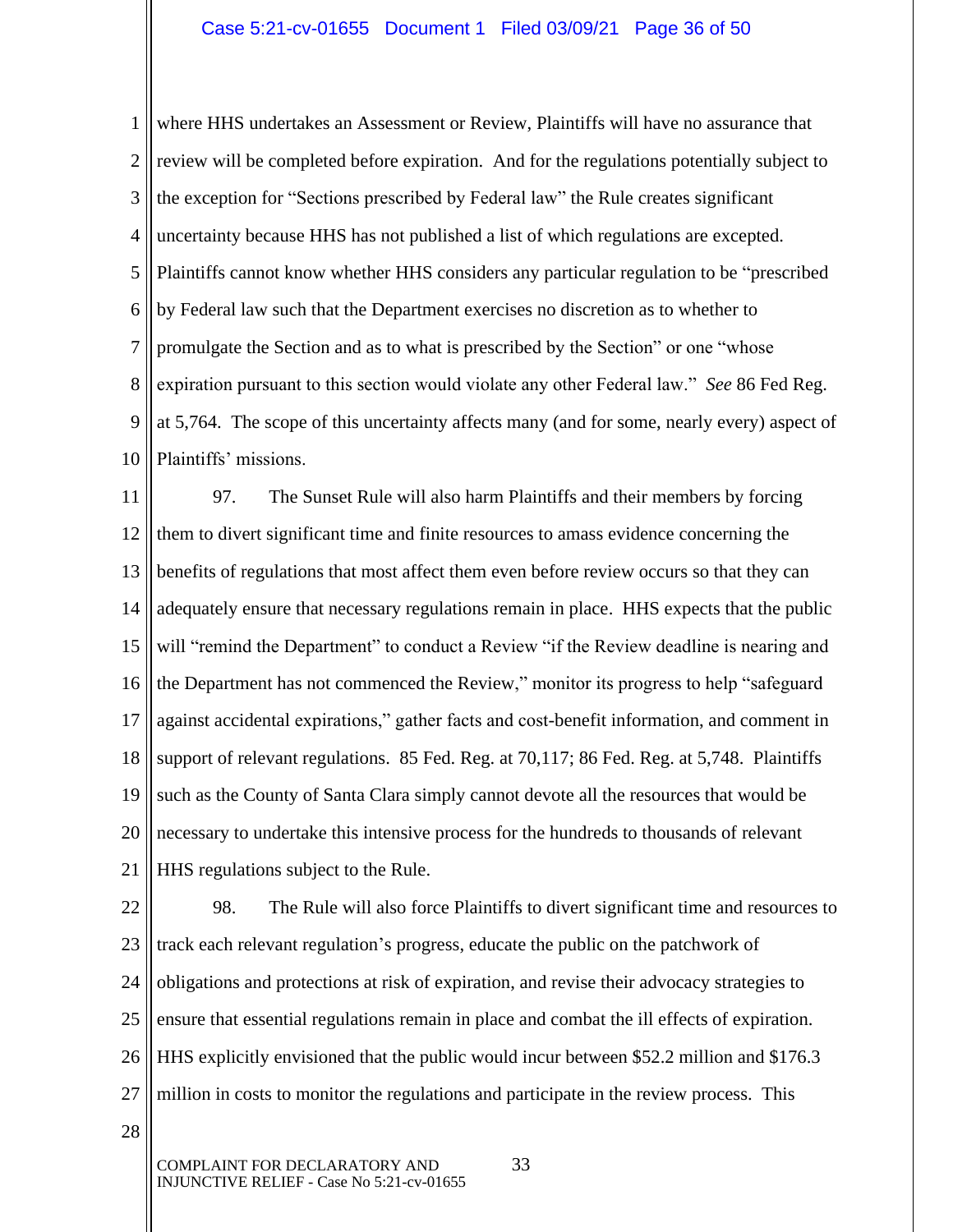where HHS undertakes an Assessment or Review, Plaintiffs will have no assurance that review will be completed before expiration. And for the regulations potentially subject to the exception for "Sections prescribed by Federal law" the Rule creates significant uncertainty because HHS has not published a list of which regulations are excepted. Plaintiffs cannot know whether HHS considers any particular regulation to be "prescribed by Federal law such that the Department exercises no discretion as to whether to promulgate the Section and as to what is prescribed by the Section" or one "whose expiration pursuant to this section would violate any other Federal law." *See* 86 Fed Reg. at 5,764. The scope of this uncertainty affects many (and for some, nearly every) aspect of Plaintiffs' missions.

97. The Sunset Rule will also harm Plaintiffs and their members by forcing them to divert significant time and finite resources to amass evidence concerning the benefits of regulations that most affect them even before review occurs so that they can adequately ensure that necessary regulations remain in place. HHS expects that the public will "remind the Department" to conduct a Review "if the Review deadline is nearing and the Department has not commenced the Review," monitor its progress to help "safeguard against accidental expirations," gather facts and cost-benefit information, and comment in support of relevant regulations. 85 Fed. Reg. at 70,117; 86 Fed. Reg. at 5,748. Plaintiffs such as the County of Santa Clara simply cannot devote all the resources that would be necessary to undertake this intensive process for the hundreds to thousands of relevant HHS regulations subject to the Rule.

98. The Rule will also force Plaintiffs to divert significant time and resources to track each relevant regulation's progress, educate the public on the patchwork of obligations and protections at risk of expiration, and revise their advocacy strategies to ensure that essential regulations remain in place and combat the ill effects of expiration. HHS explicitly envisioned that the public would incur between \$52.2 million and \$176.3 million in costs to monitor the regulations and participate in the review process. This

COMPLAINT FOR DECLARATORY AND INJUNCTIVE RELIEF - Case No 5:21-cv-01655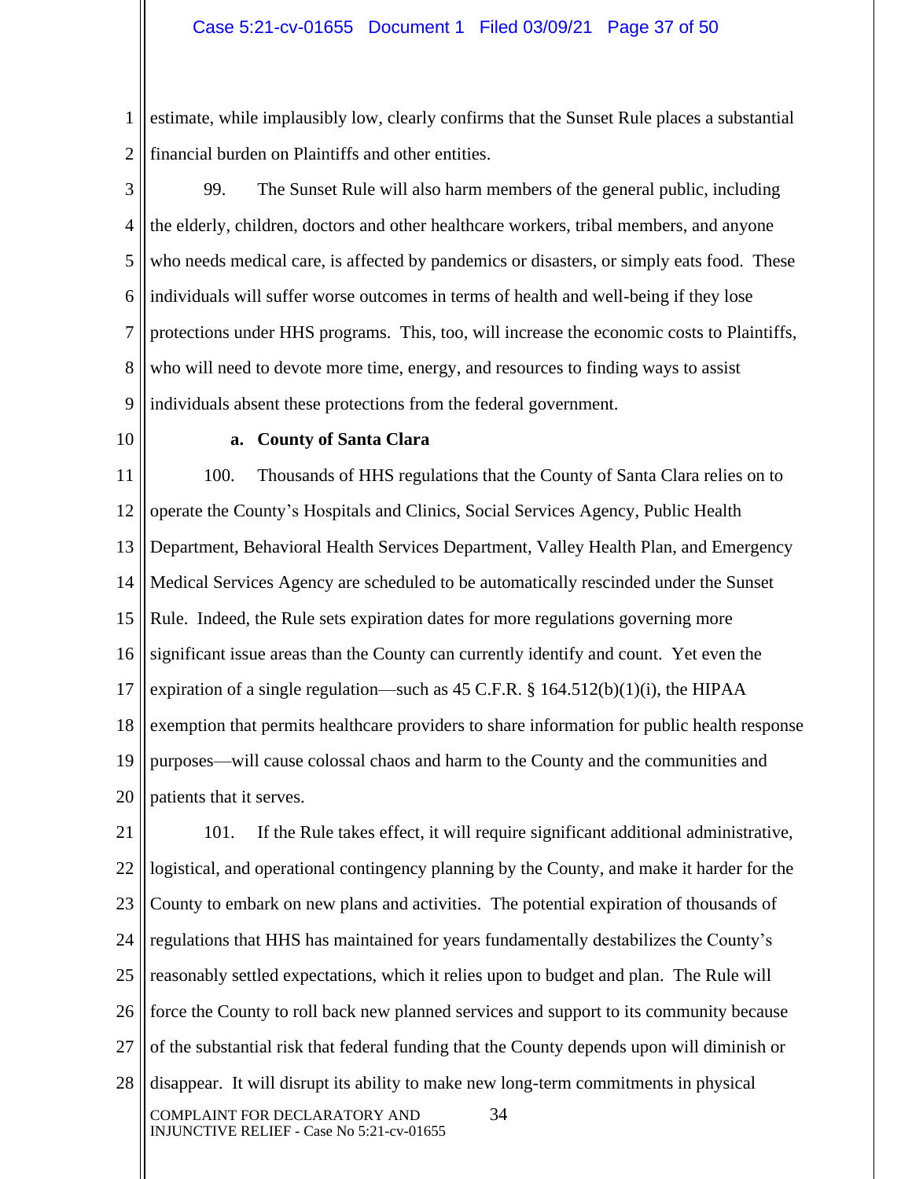estimate, while implausibly low, clearly confirms that the Sunset Rule places a substantial financial burden on Plaintiffs and other entities.

99. The Sunset Rule will also harm members of the general public, including the elderly, children, doctors and other healthcare workers, tribal members, and anyone who needs medical care, is affected by pandemics or disasters, or simply eats food. These individuals will suffer worse outcomes in terms of health and well-being if they lose protections under HHS programs. This, too, will increase the economic costs to Plaintiffs, who will need to devote more time, energy, and resources to finding ways to assist individuals absent these protections from the federal government.

**a. County of Santa Clara**

100. Thousands of HHS regulations that the County of Santa Clara relies on to operate the County's Hospitals and Clinics, Social Services Agency, Public Health Department, Behavioral Health Services Department, Valley Health Plan, and Emergency Medical Services Agency are scheduled to be automatically rescinded under the Sunset Rule. Indeed, the Rule sets expiration dates for more regulations governing more significant issue areas than the County can currently identify and count. Yet even the expiration of a single regulation—such as 45 C.F.R. § 164.512(b)(1)(i), the HIPAA exemption that permits healthcare providers to share information for public health response purposes—will cause colossal chaos and harm to the County and the communities and patients that it serves.

101. If the Rule takes effect, it will require significant additional administrative, logistical, and operational contingency planning by the County, and make it harder for the County to embark on new plans and activities. The potential expiration of thousands of regulations that HHS has maintained for years fundamentally destabilizes the County's reasonably settled expectations, which it relies upon to budget and plan. The Rule will force the County to roll back new planned services and support to its community because of the substantial risk that federal funding that the County depends upon will diminish or disappear. It will disrupt its ability to make new long-term commitments in physical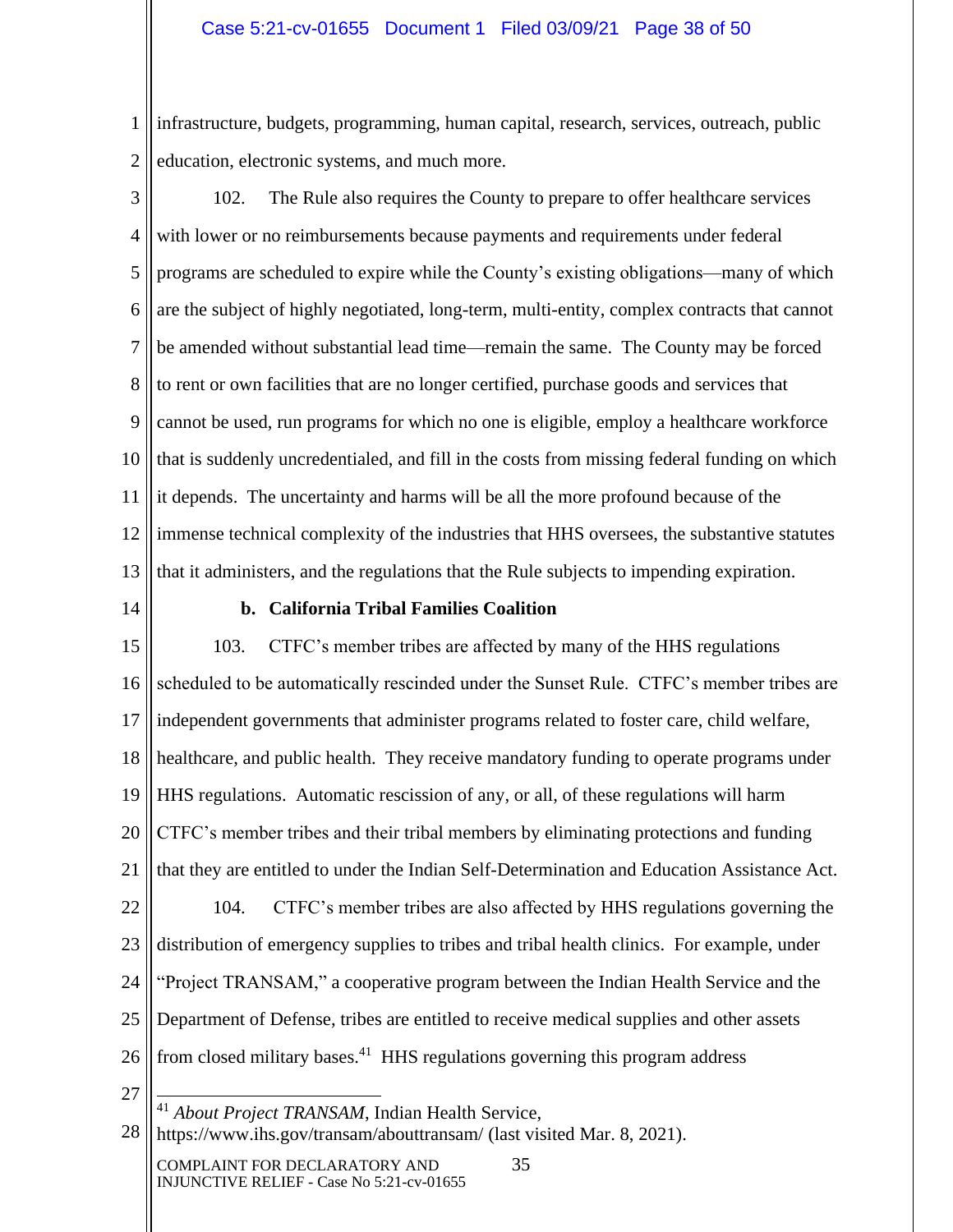infrastructure, budgets, programming, human capital, research, services, outreach, public education, electronic systems, and much more.

102. The Rule also requires the County to prepare to offer healthcare services with lower or no reimbursements because payments and requirements under federal programs are scheduled to expire while the County's existing obligations—many of which are the subject of highly negotiated, long-term, multi-entity, complex contracts that cannot be amended without substantial lead time—remain the same. The County may be forced to rent or own facilities that are no longer certified, purchase goods and services that cannot be used, run programs for which no one is eligible, employ a healthcare workforce that is suddenly uncredentialed, and fill in the costs from missing federal funding on which it depends. The uncertainty and harms will be all the more profound because of the immense technical complexity of the industries that HHS oversees, the substantive statutes that it administers, and the regulations that the Rule subjects to impending expiration.

**b. California Tribal Families Coalition**

103. CTFC's member tribes are affected by many of the HHS regulations scheduled to be automatically rescinded under the Sunset Rule. CTFC's member tribes are independent governments that administer programs related to foster care, child welfare, healthcare, and public health. They receive mandatory funding to operate programs under HHS regulations. Automatic rescission of any, or all, of these regulations will harm CTFC's member tribes and their tribal members by eliminating protections and funding that they are entitled to under the Indian Self-Determination and Education Assistance Act.

104. CTFC's member tribes are also affected by HHS regulations governing the distribution of emergency supplies to tribes and tribal health clinics. For example, under "Project TRANSAM," a cooperative program between the Indian Health Service and the Department of Defense, tribes are entitled to receive medical supplies and other assets from closed military bases.[41] HHS regulations governing this program address

[41] *About Project TRANSAM*, Indian Health Service, https://www.ihs.gov/transam/abouttransam/ (last visited Mar. 8, 2021).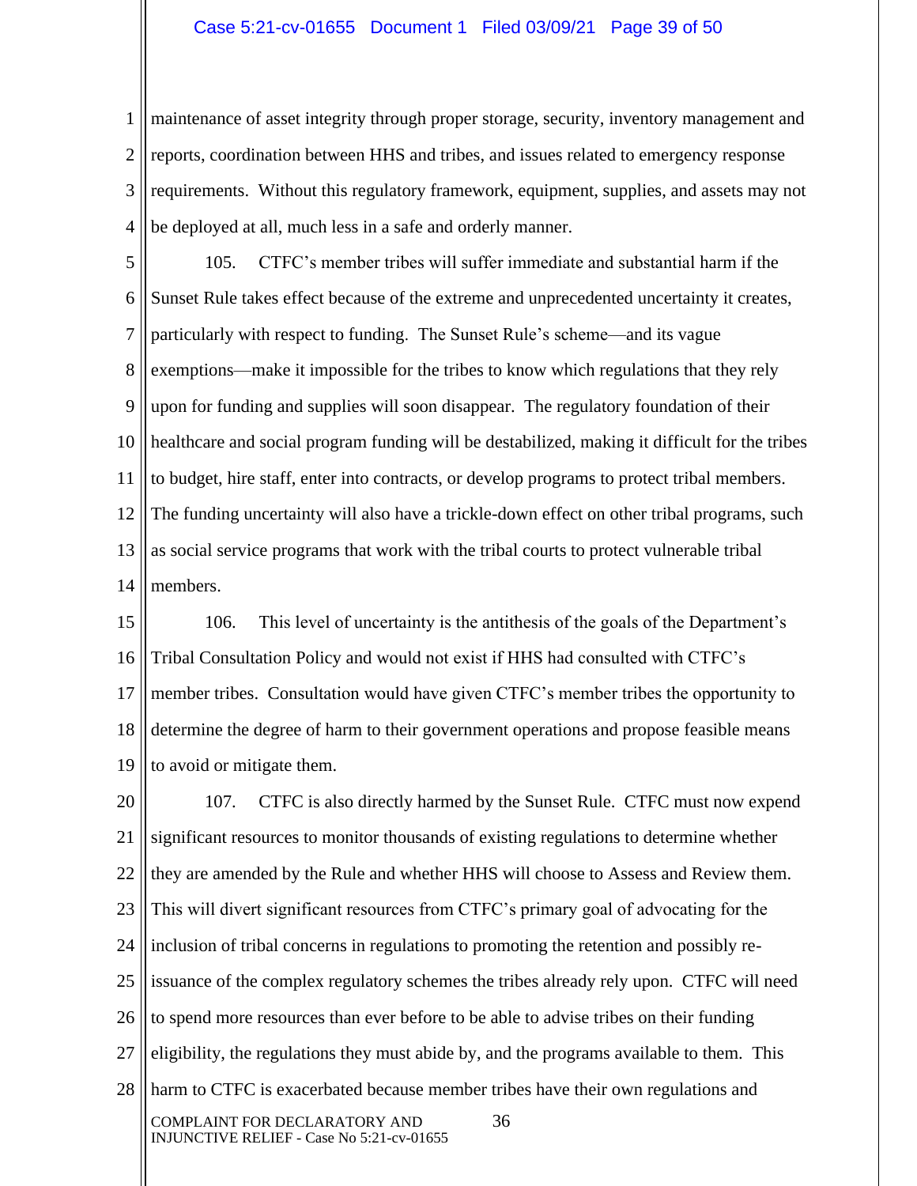maintenance of asset integrity through proper storage, security, inventory management and reports, coordination between HHS and tribes, and issues related to emergency response requirements. Without this regulatory framework, equipment, supplies, and assets may not be deployed at all, much less in a safe and orderly manner.

105. CTFC's member tribes will suffer immediate and substantial harm if the Sunset Rule takes effect because of the extreme and unprecedented uncertainty it creates, particularly with respect to funding. The Sunset Rule's scheme—and its vague exemptions—make it impossible for the tribes to know which regulations that they rely upon for funding and supplies will soon disappear. The regulatory foundation of their healthcare and social program funding will be destabilized, making it difficult for the tribes to budget, hire staff, enter into contracts, or develop programs to protect tribal members. The funding uncertainty will also have a trickle-down effect on other tribal programs, such as social service programs that work with the tribal courts to protect vulnerable tribal members.

106. This level of uncertainty is the antithesis of the goals of the Department's Tribal Consultation Policy and would not exist if HHS had consulted with CTFC's member tribes. Consultation would have given CTFC's member tribes the opportunity to determine the degree of harm to their government operations and propose feasible means to avoid or mitigate them.

107. CTFC is also directly harmed by the Sunset Rule. CTFC must now expend significant resources to monitor thousands of existing regulations to determine whether they are amended by the Rule and whether HHS will choose to Assess and Review them. This will divert significant resources from CTFC's primary goal of advocating for the inclusion of tribal concerns in regulations to promoting the retention and possibly re-issuance of the complex regulatory schemes the tribes already rely upon. CTFC will need to spend more resources than ever before to be able to advise tribes on their funding eligibility, the regulations they must abide by, and the programs available to them. This harm to CTFC is exacerbated because member tribes have their own regulations and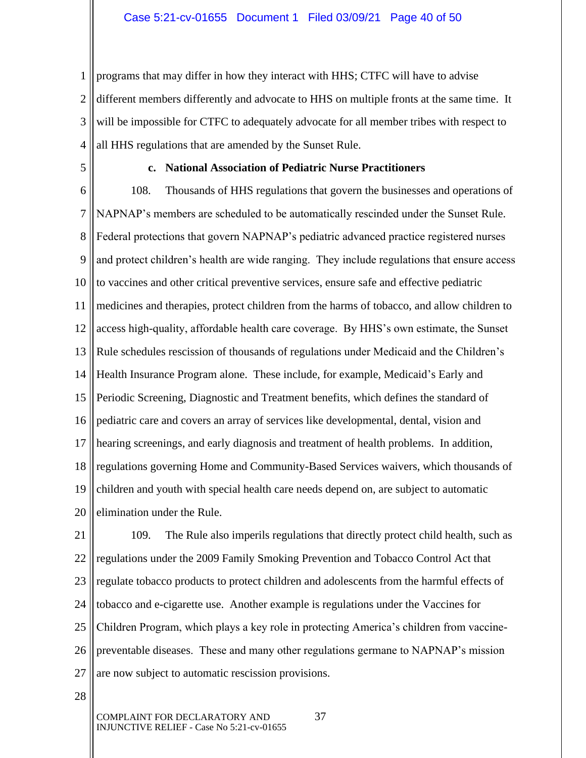programs that may differ in how they interact with HHS; CTFC will have to advise different members differently and advocate to HHS on multiple fronts at the same time. It will be impossible for CTFC to adequately advocate for all member tribes with respect to all HHS regulations that are amended by the Sunset Rule.

**c. National Association of Pediatric Nurse Practitioners**

108. Thousands of HHS regulations that govern the businesses and operations of NAPNAP's members are scheduled to be automatically rescinded under the Sunset Rule. Federal protections that govern NAPNAP's pediatric advanced practice registered nurses and protect children's health are wide ranging. They include regulations that ensure access to vaccines and other critical preventive services, ensure safe and effective pediatric medicines and therapies, protect children from the harms of tobacco, and allow children to access high-quality, affordable health care coverage. By HHS's own estimate, the Sunset Rule schedules rescission of thousands of regulations under Medicaid and the Children's Health Insurance Program alone. These include, for example, Medicaid's Early and Periodic Screening, Diagnostic and Treatment benefits, which defines the standard of pediatric care and covers an array of services like developmental, dental, vision and hearing screenings, and early diagnosis and treatment of health problems. In addition, regulations governing Home and Community-Based Services waivers, which thousands of children and youth with special health care needs depend on, are subject to automatic elimination under the Rule.

109. The Rule also imperils regulations that directly protect child health, such as regulations under the 2009 Family Smoking Prevention and Tobacco Control Act that regulate tobacco products to protect children and adolescents from the harmful effects of tobacco and e-cigarette use. Another example is regulations under the Vaccines for Children Program, which plays a key role in protecting America's children from vaccine-preventable diseases. These and many other regulations germane to NAPNAP's mission are now subject to automatic rescission provisions.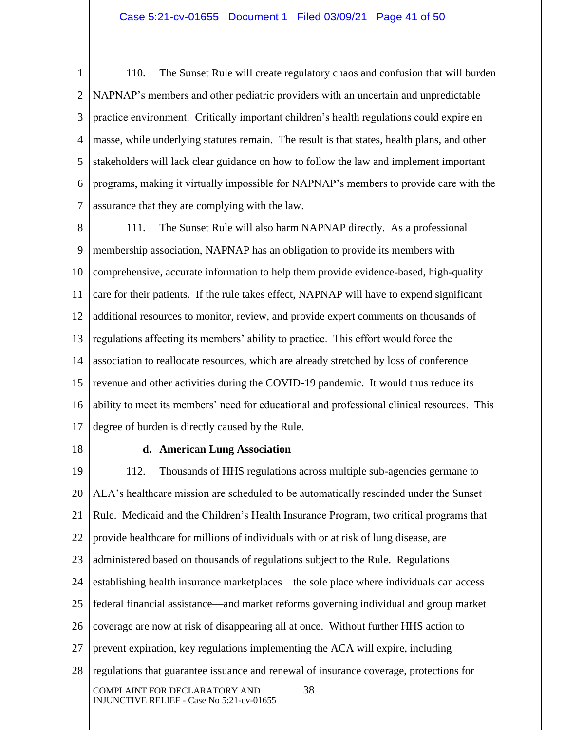110. The Sunset Rule will create regulatory chaos and confusion that will burden NAPNAP's members and other pediatric providers with an uncertain and unpredictable practice environment. Critically important children's health regulations could expire en masse, while underlying statutes remain. The result is that states, health plans, and other stakeholders will lack clear guidance on how to follow the law and implement important programs, making it virtually impossible for NAPNAP's members to provide care with the assurance that they are complying with the law.

111. The Sunset Rule will also harm NAPNAP directly. As a professional membership association, NAPNAP has an obligation to provide its members with comprehensive, accurate information to help them provide evidence-based, high-quality care for their patients. If the rule takes effect, NAPNAP will have to expend significant additional resources to monitor, review, and provide expert comments on thousands of regulations affecting its members' ability to practice. This effort would force the association to reallocate resources, which are already stretched by loss of conference revenue and other activities during the COVID-19 pandemic. It would thus reduce its ability to meet its members' need for educational and professional clinical resources. This degree of burden is directly caused by the Rule.

**d. American Lung Association**

112. Thousands of HHS regulations across multiple sub-agencies germane to ALA's healthcare mission are scheduled to be automatically rescinded under the Sunset Rule. Medicaid and the Children's Health Insurance Program, two critical programs that provide healthcare for millions of individuals with or at risk of lung disease, are administered based on thousands of regulations subject to the Rule. Regulations establishing health insurance marketplaces—the sole place where individuals can access federal financial assistance—and market reforms governing individual and group market coverage are now at risk of disappearing all at once. Without further HHS action to prevent expiration, key regulations implementing the ACA will expire, including regulations that guarantee issuance and renewal of insurance coverage, protections for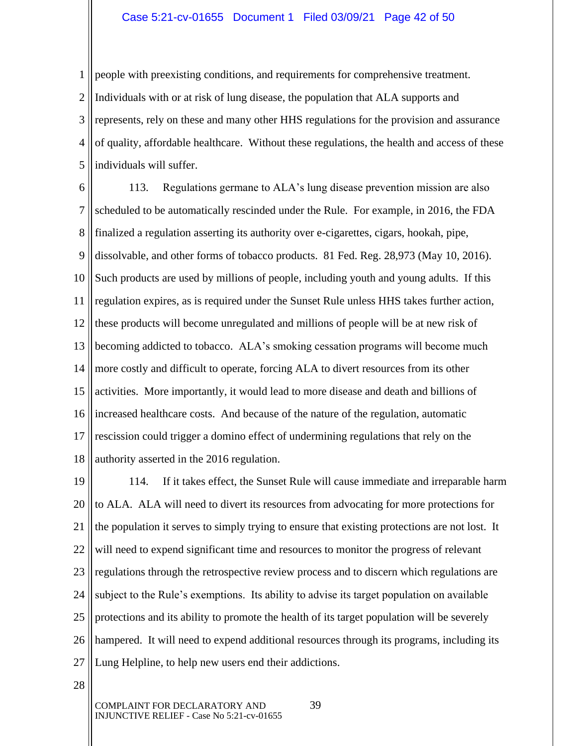people with preexisting conditions, and requirements for comprehensive treatment. Individuals with or at risk of lung disease, the population that ALA supports and represents, rely on these and many other HHS regulations for the provision and assurance of quality, affordable healthcare. Without these regulations, the health and access of these individuals will suffer.

113. Regulations germane to ALA's lung disease prevention mission are also scheduled to be automatically rescinded under the Rule. For example, in 2016, the FDA finalized a regulation asserting its authority over e-cigarettes, cigars, hookah, pipe, dissolvable, and other forms of tobacco products. 81 Fed. Reg. 28,973 (May 10, 2016). Such products are used by millions of people, including youth and young adults. If this regulation expires, as is required under the Sunset Rule unless HHS takes further action, these products will become unregulated and millions of people will be at new risk of becoming addicted to tobacco. ALA's smoking cessation programs will become much more costly and difficult to operate, forcing ALA to divert resources from its other activities. More importantly, it would lead to more disease and death and billions of increased healthcare costs. And because of the nature of the regulation, automatic rescission could trigger a domino effect of undermining regulations that rely on the authority asserted in the 2016 regulation.

114. If it takes effect, the Sunset Rule will cause immediate and irreparable harm to ALA. ALA will need to divert its resources from advocating for more protections for the population it serves to simply trying to ensure that existing protections are not lost. It will need to expend significant time and resources to monitor the progress of relevant regulations through the retrospective review process and to discern which regulations are subject to the Rule's exemptions. Its ability to advise its target population on available protections and its ability to promote the health of its target population will be severely hampered. It will need to expend additional resources through its programs, including its Lung Helpline, to help new users end their addictions.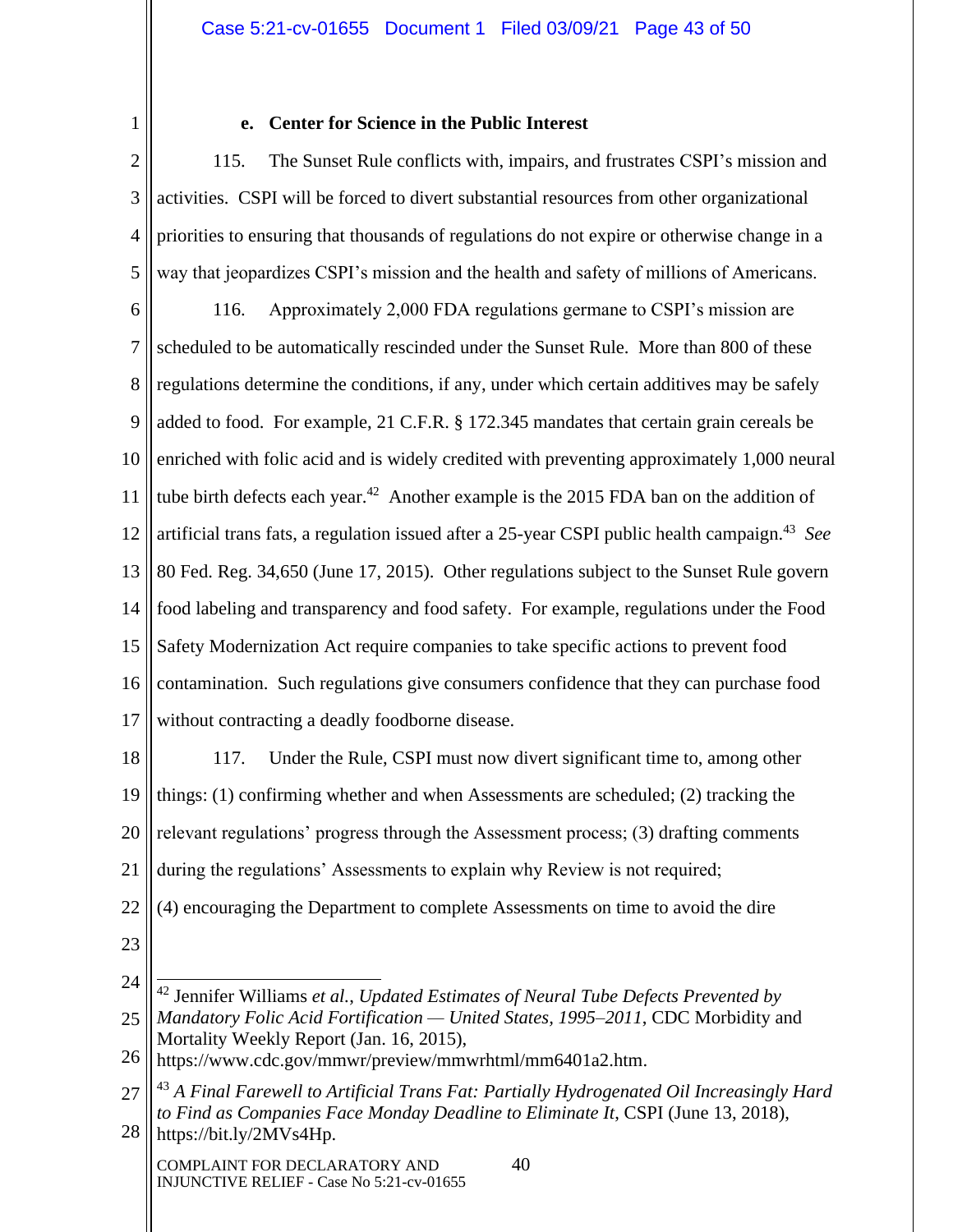#### e. Center for Science in the Public Interest

115. The Sunset Rule conflicts with, impairs, and frustrates CSPI's mission and activities. CSPI will be forced to divert substantial resources from other organizational priorities to ensuring that thousands of regulations do not expire or otherwise change in a way that jeopardizes CSPI's mission and the health and safety of millions of Americans.

116. Approximately 2,000 FDA regulations germane to CSPI's mission are scheduled to be automatically rescinded under the Sunset Rule. More than 800 of these regulations determine the conditions, if any, under which certain additives may be safely added to food. For example, 21 C.F.R. § 172.345 mandates that certain grain cereals be enriched with folic acid and is widely credited with preventing approximately 1,000 neural tube birth defects each year.[42] Another example is the 2015 FDA ban on the addition of artificial trans fats, a regulation issued after a 25-year CSPI public health campaign.[43] *See* 80 Fed. Reg. 34,650 (June 17, 2015). Other regulations subject to the Sunset Rule govern food labeling and transparency and food safety. For example, regulations under the Food Safety Modernization Act require companies to take specific actions to prevent food contamination. Such regulations give consumers confidence that they can purchase food without contracting a deadly foodborne disease.

117. Under the Rule, CSPI must now divert significant time to, among other things: (1) confirming whether and when Assessments are scheduled; (2) tracking the relevant regulations' progress through the Assessment process; (3) drafting comments during the regulations' Assessments to explain why Review is not required; (4) encouraging the Department to complete Assessments on time to avoid the dire

---

[42] Jennifer Williams *et al.*, *Updated Estimates of Neural Tube Defects Prevented by Mandatory Folic Acid Fortification — United States, 1995–2011*, CDC Morbidity and Mortality Weekly Report (Jan. 16, 2015), https://www.cdc.gov/mmwr/preview/mmwrhtml/mm6401a2.htm.

[43] *A Final Farewell to Artificial Trans Fat: Partially Hydrogenated Oil Increasingly Hard to Find as Companies Face Monday Deadline to Eliminate It*, CSPI (June 13, 2018), https://bit.ly/2MVs4Hp.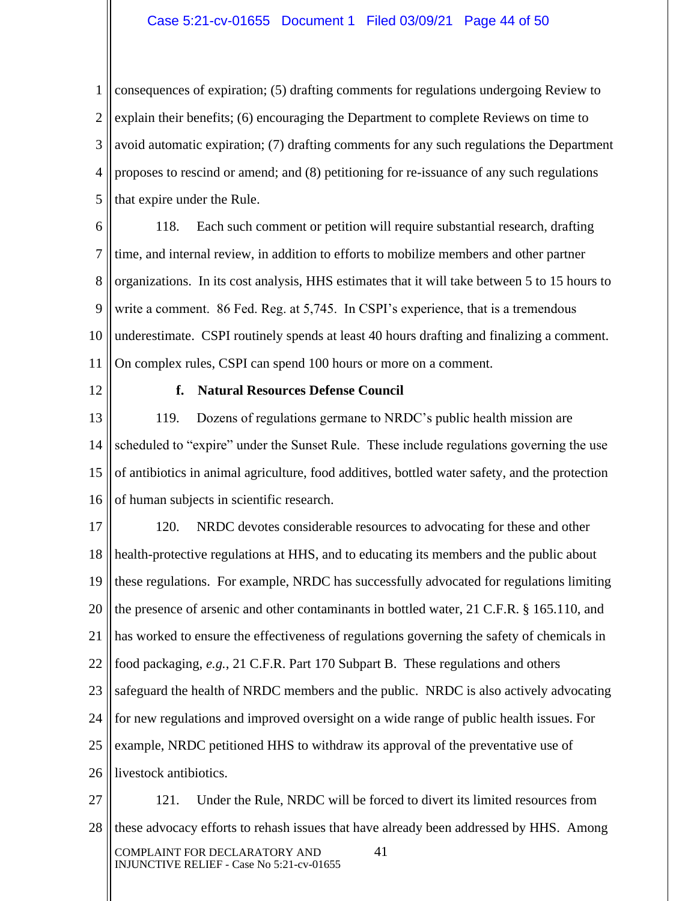consequences of expiration; (5) drafting comments for regulations undergoing Review to explain their benefits; (6) encouraging the Department to complete Reviews on time to avoid automatic expiration; (7) drafting comments for any such regulations the Department proposes to rescind or amend; and (8) petitioning for re-issuance of any such regulations that expire under the Rule.

118. Each such comment or petition will require substantial research, drafting time, and internal review, in addition to efforts to mobilize members and other partner organizations. In its cost analysis, HHS estimates that it will take between 5 to 15 hours to write a comment. 86 Fed. Reg. at 5,745. In CSPI's experience, that is a tremendous underestimate. CSPI routinely spends at least 40 hours drafting and finalizing a comment. On complex rules, CSPI can spend 100 hours or more on a comment.

**f. Natural Resources Defense Council**

119. Dozens of regulations germane to NRDC's public health mission are scheduled to "expire" under the Sunset Rule. These include regulations governing the use of antibiotics in animal agriculture, food additives, bottled water safety, and the protection of human subjects in scientific research.

120. NRDC devotes considerable resources to advocating for these and other health-protective regulations at HHS, and to educating its members and the public about these regulations. For example, NRDC has successfully advocated for regulations limiting the presence of arsenic and other contaminants in bottled water, 21 C.F.R. § 165.110, and has worked to ensure the effectiveness of regulations governing the safety of chemicals in food packaging, *e.g.*, 21 C.F.R. Part 170 Subpart B. These regulations and others safeguard the health of NRDC members and the public. NRDC is also actively advocating for new regulations and improved oversight on a wide range of public health issues. For example, NRDC petitioned HHS to withdraw its approval of the preventative use of livestock antibiotics.

121. Under the Rule, NRDC will be forced to divert its limited resources from these advocacy efforts to rehash issues that have already been addressed by HHS. Among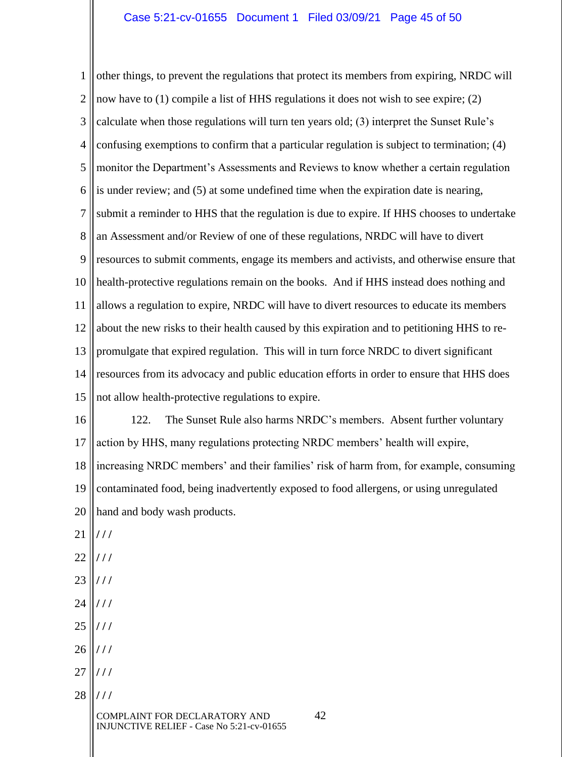other things, to prevent the regulations that protect its members from expiring, NRDC will now have to (1) compile a list of HHS regulations it does not wish to see expire; (2) calculate when those regulations will turn ten years old; (3) interpret the Sunset Rule's confusing exemptions to confirm that a particular regulation is subject to termination; (4) monitor the Department's Assessments and Reviews to know whether a certain regulation is under review; and (5) at some undefined time when the expiration date is nearing, submit a reminder to HHS that the regulation is due to expire. If HHS chooses to undertake an Assessment and/or Review of one of these regulations, NRDC will have to divert resources to submit comments, engage its members and activists, and otherwise ensure that health-protective regulations remain on the books. And if HHS instead does nothing and allows a regulation to expire, NRDC will have to divert resources to educate its members about the new risks to their health caused by this expiration and to petitioning HHS to re-promulgate that expired regulation. This will in turn force NRDC to divert significant resources from its advocacy and public education efforts in order to ensure that HHS does not allow health-protective regulations to expire.

122. The Sunset Rule also harms NRDC's members. Absent further voluntary action by HHS, many regulations protecting NRDC members' health will expire, increasing NRDC members' and their families' risk of harm from, for example, consuming contaminated food, being inadvertently exposed to food allergens, or using unregulated hand and body wash products.

/ / /

/ / /

/ / /

/ / /

/ / /

/ / /

/ / /

/ / /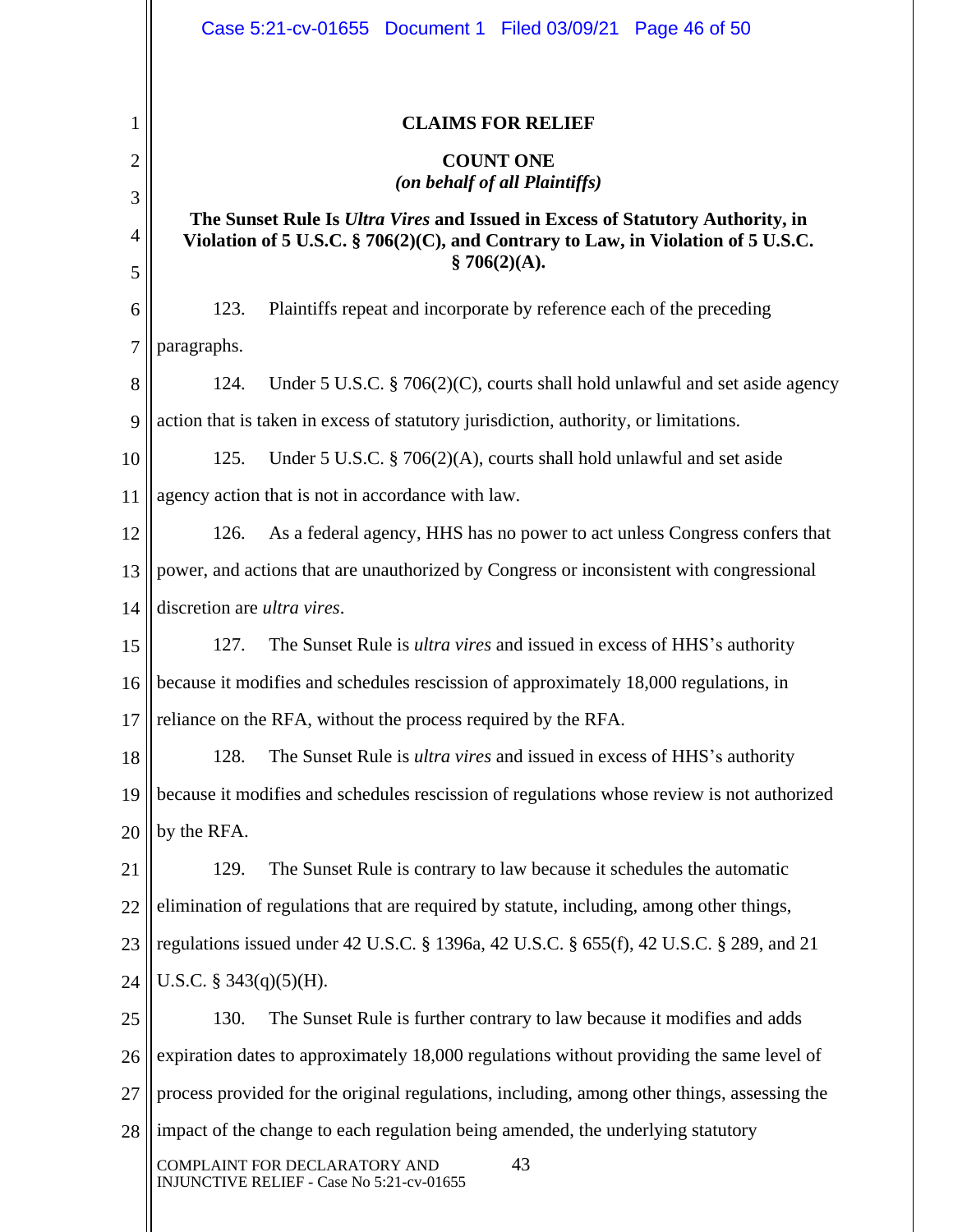## CLAIMS FOR RELIEF

### COUNT ONE
***(on behalf of all Plaintiffs)***

**The Sunset Rule Is *Ultra Vires* and Issued in Excess of Statutory Authority, in Violation of 5 U.S.C. § 706(2)(C), and Contrary to Law, in Violation of 5 U.S.C. § 706(2)(A).**

123. Plaintiffs repeat and incorporate by reference each of the preceding paragraphs.

124. Under 5 U.S.C. § 706(2)(C), courts shall hold unlawful and set aside agency action that is taken in excess of statutory jurisdiction, authority, or limitations.

125. Under 5 U.S.C. § 706(2)(A), courts shall hold unlawful and set aside agency action that is not in accordance with law.

126. As a federal agency, HHS has no power to act unless Congress confers that power, and actions that are unauthorized by Congress or inconsistent with congressional discretion are *ultra vires*.

127. The Sunset Rule is *ultra vires* and issued in excess of HHS's authority because it modifies and schedules rescission of approximately 18,000 regulations, in reliance on the RFA, without the process required by the RFA.

128. The Sunset Rule is *ultra vires* and issued in excess of HHS's authority because it modifies and schedules rescission of regulations whose review is not authorized by the RFA.

129. The Sunset Rule is contrary to law because it schedules the automatic elimination of regulations that are required by statute, including, among other things, regulations issued under 42 U.S.C. § 1396a, 42 U.S.C. § 655(f), 42 U.S.C. § 289, and 21 U.S.C. § 343(q)(5)(H).

130. The Sunset Rule is further contrary to law because it modifies and adds expiration dates to approximately 18,000 regulations without providing the same level of process provided for the original regulations, including, among other things, assessing the impact of the change to each regulation being amended, the underlying statutory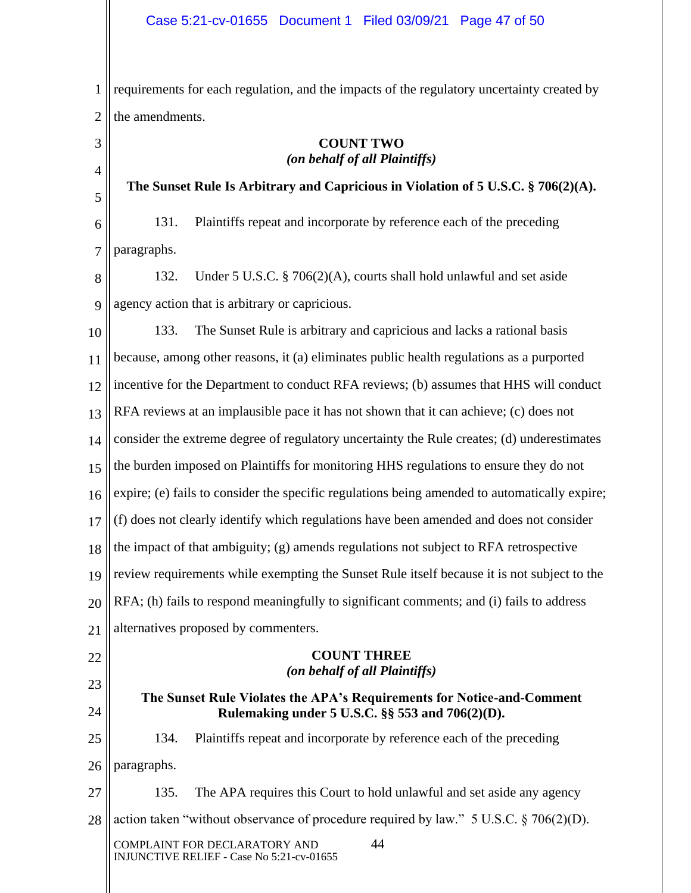requirements for each regulation, and the impacts of the regulatory uncertainty created by the amendments.

**COUNT TWO**
***(on behalf of all Plaintiffs)***

**The Sunset Rule Is Arbitrary and Capricious in Violation of 5 U.S.C. § 706(2)(A).**

131. Plaintiffs repeat and incorporate by reference each of the preceding paragraphs.

132. Under 5 U.S.C. § 706(2)(A), courts shall hold unlawful and set aside agency action that is arbitrary or capricious.

133. The Sunset Rule is arbitrary and capricious and lacks a rational basis because, among other reasons, it (a) eliminates public health regulations as a purported incentive for the Department to conduct RFA reviews; (b) assumes that HHS will conduct RFA reviews at an implausible pace it has not shown that it can achieve; (c) does not consider the extreme degree of regulatory uncertainty the Rule creates; (d) underestimates the burden imposed on Plaintiffs for monitoring HHS regulations to ensure they do not expire; (e) fails to consider the specific regulations being amended to automatically expire; (f) does not clearly identify which regulations have been amended and does not consider the impact of that ambiguity; (g) amends regulations not subject to RFA retrospective review requirements while exempting the Sunset Rule itself because it is not subject to the RFA; (h) fails to respond meaningfully to significant comments; and (i) fails to address alternatives proposed by commenters.

**COUNT THREE**
***(on behalf of all Plaintiffs)***

**The Sunset Rule Violates the APA's Requirements for Notice-and-Comment Rulemaking under 5 U.S.C. §§ 553 and 706(2)(D).**

134. Plaintiffs repeat and incorporate by reference each of the preceding paragraphs.

135. The APA requires this Court to hold unlawful and set aside any agency action taken "without observance of procedure required by law." 5 U.S.C. § 706(2)(D).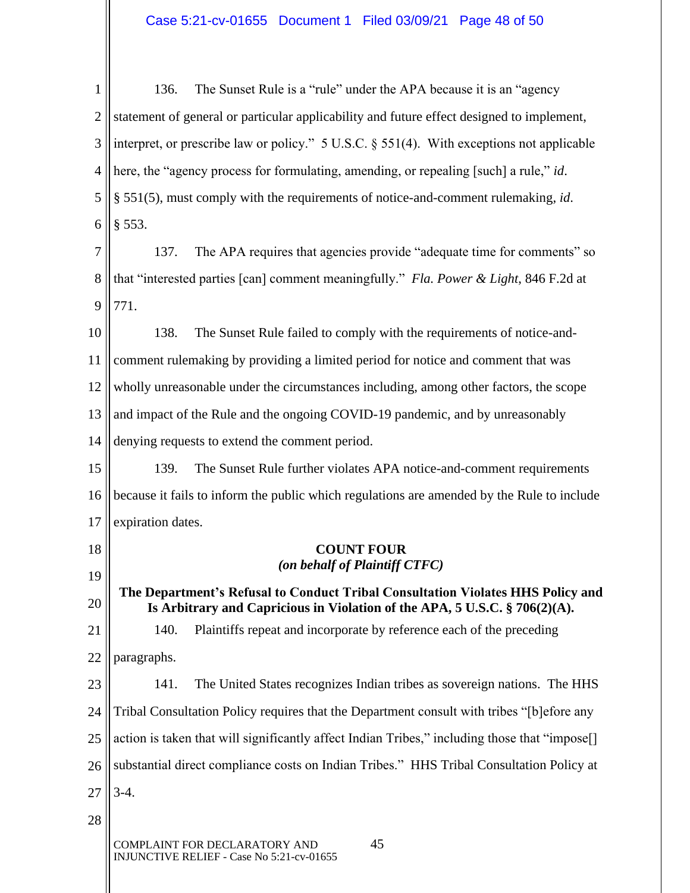136. The Sunset Rule is a "rule" under the APA because it is an "agency statement of general or particular applicability and future effect designed to implement, interpret, or prescribe law or policy." 5 U.S.C. § 551(4). With exceptions not applicable here, the "agency process for formulating, amending, or repealing [such] a rule," *id*. § 551(5), must comply with the requirements of notice-and-comment rulemaking, *id*. § 553.

137. The APA requires that agencies provide "adequate time for comments" so that "interested parties [can] comment meaningfully." *Fla. Power & Light*, 846 F.2d at 771.

138. The Sunset Rule failed to comply with the requirements of notice-and-comment rulemaking by providing a limited period for notice and comment that was wholly unreasonable under the circumstances including, among other factors, the scope and impact of the Rule and the ongoing COVID-19 pandemic, and by unreasonably denying requests to extend the comment period.

139. The Sunset Rule further violates APA notice-and-comment requirements because it fails to inform the public which regulations are amended by the Rule to include expiration dates.

**COUNT FOUR**
***(on behalf of Plaintiff CTFC)***

**The Department's Refusal to Conduct Tribal Consultation Violates HHS Policy and Is Arbitrary and Capricious in Violation of the APA, 5 U.S.C. § 706(2)(A).**

140. Plaintiffs repeat and incorporate by reference each of the preceding paragraphs.

141. The United States recognizes Indian tribes as sovereign nations. The HHS Tribal Consultation Policy requires that the Department consult with tribes "[b]efore any action is taken that will significantly affect Indian Tribes," including those that "impose[] substantial direct compliance costs on Indian Tribes." HHS Tribal Consultation Policy at 3-4.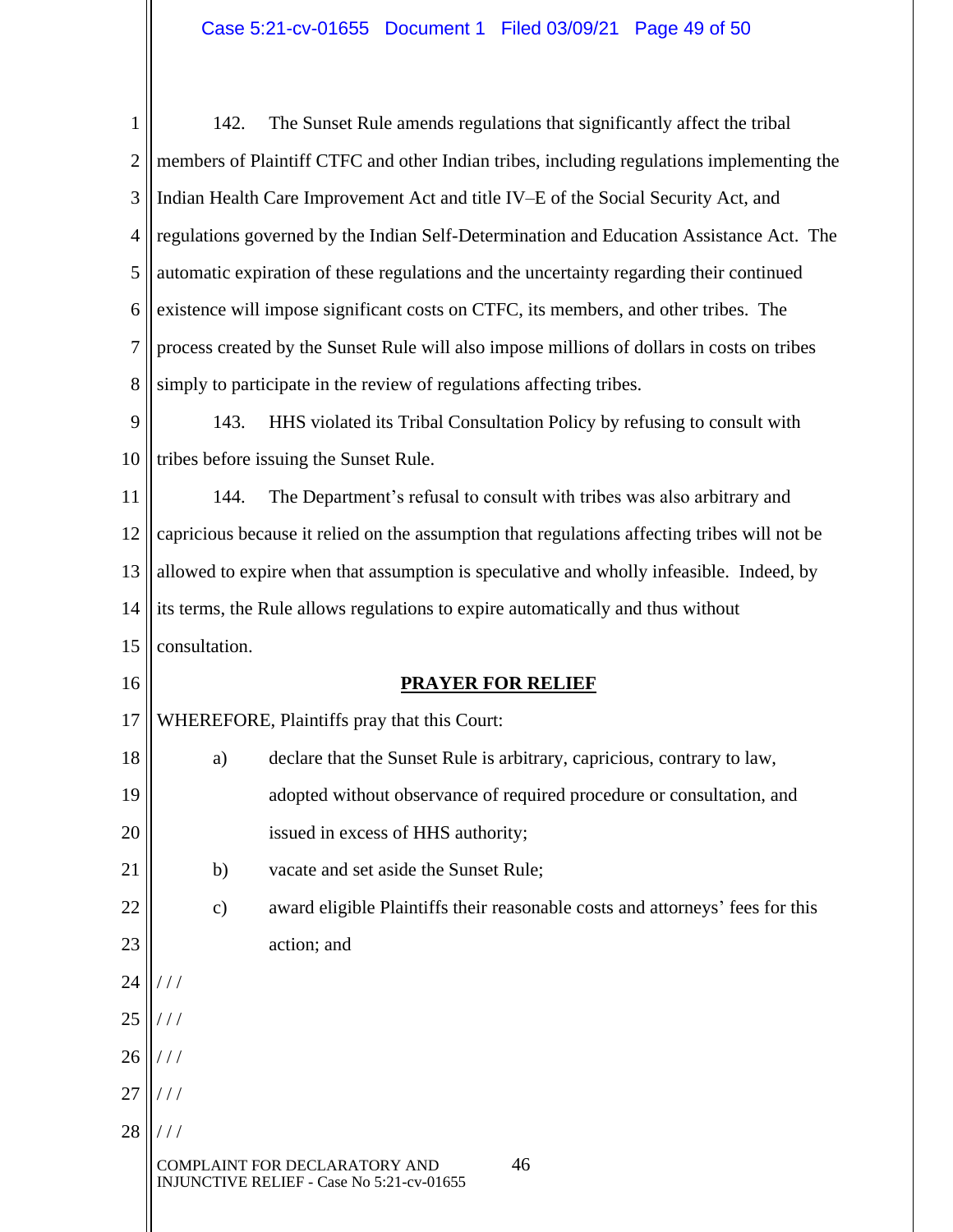142. The Sunset Rule amends regulations that significantly affect the tribal members of Plaintiff CTFC and other Indian tribes, including regulations implementing the Indian Health Care Improvement Act and title IV–E of the Social Security Act, and regulations governed by the Indian Self-Determination and Education Assistance Act. The automatic expiration of these regulations and the uncertainty regarding their continued existence will impose significant costs on CTFC, its members, and other tribes. The process created by the Sunset Rule will also impose millions of dollars in costs on tribes simply to participate in the review of regulations affecting tribes.

143. HHS violated its Tribal Consultation Policy by refusing to consult with tribes before issuing the Sunset Rule.

144. The Department's refusal to consult with tribes was also arbitrary and capricious because it relied on the assumption that regulations affecting tribes will not be allowed to expire when that assumption is speculative and wholly infeasible. Indeed, by its terms, the Rule allows regulations to expire automatically and thus without consultation.

## PRAYER FOR RELIEF

WHEREFORE, Plaintiffs pray that this Court:

a) declare that the Sunset Rule is arbitrary, capricious, contrary to law, adopted without observance of required procedure or consultation, and issued in excess of HHS authority;

b) vacate and set aside the Sunset Rule;

c) award eligible Plaintiffs their reasonable costs and attorneys' fees for this action; and

/ / /

/ / /

/ / /

/ / /

/ / /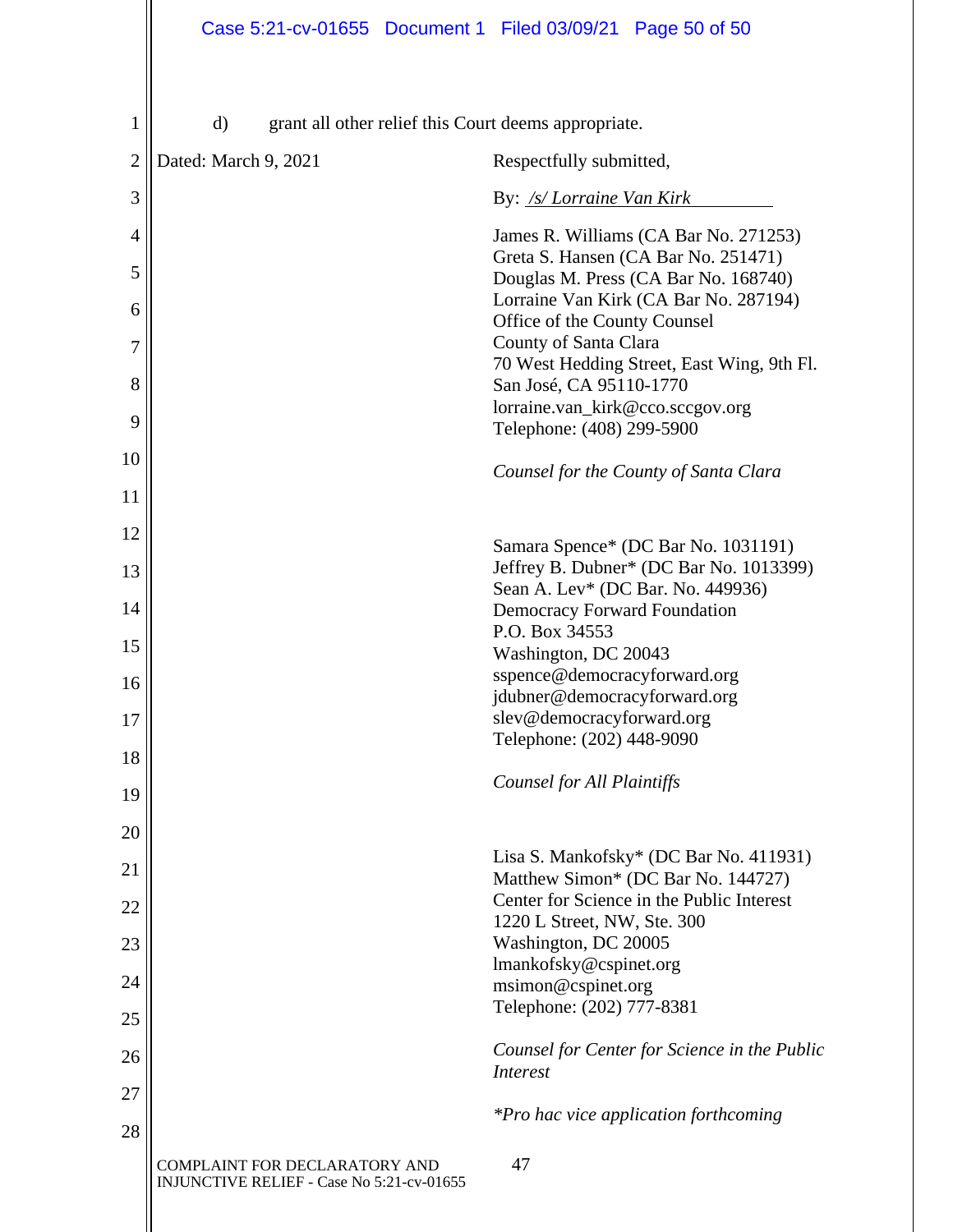d) grant all other relief this Court deems appropriate.

Dated: March 9, 2021

Respectfully submitted,

By: */s/ Lorraine Van Kirk*

James R. Williams (CA Bar No. 271253)
Greta S. Hansen (CA Bar No. 251471)
Douglas M. Press (CA Bar No. 168740)
Lorraine Van Kirk (CA Bar No. 287194)
Office of the County Counsel
County of Santa Clara
70 West Hedding Street, East Wing, 9th Fl.
San José, CA 95110-1770
lorraine.van_kirk@cco.sccgov.org
Telephone: (408) 299-5900

*Counsel for the County of Santa Clara*

Samara Spence* (DC Bar No. 1031191)
Jeffrey B. Dubner* (DC Bar No. 1013399)
Sean A. Lev* (DC Bar. No. 449936)
Democracy Forward Foundation
P.O. Box 34553
Washington, DC 20043
sspence@democracyforward.org
jdubner@democracyforward.org
slev@democracyforward.org
Telephone: (202) 448-9090

*Counsel for All Plaintiffs*

Lisa S. Mankofsky* (DC Bar No. 411931)
Matthew Simon* (DC Bar No. 144727)
Center for Science in the Public Interest
1220 L Street, NW, Ste. 300
Washington, DC 20005
lmankofsky@cspinet.org
msimon@cspinet.org
Telephone: (202) 777-8381

*Counsel for Center for Science in the Public Interest*

**Pro hac vice application forthcoming*